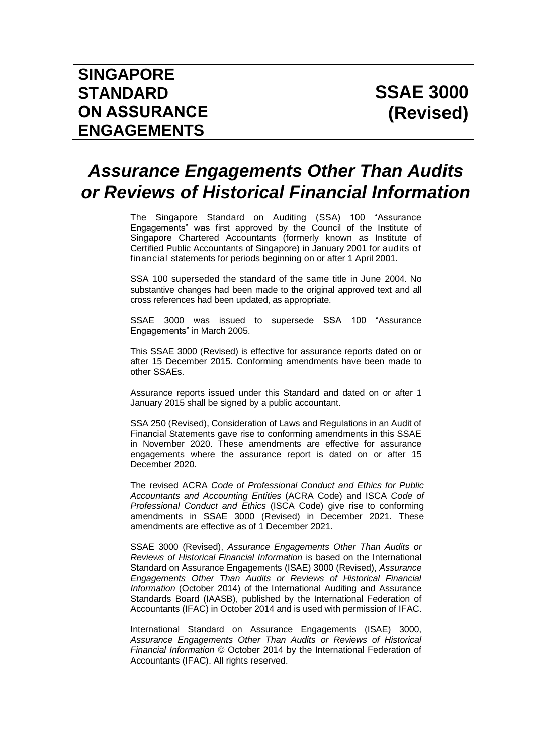# SINGAPORE STANDARD ON ASSURANCE ENGAGEMENTS

# SSAE 3000 (Revised)

# *Assurance Engagements Other Than Audits or Reviews of Historical Financial Information*

The Singapore Standard on Auditing (SSA) 100 "Assurance Engagements" was first approved by the Council of the Institute of Singapore Chartered Accountants (formerly known as Institute of Certified Public Accountants of Singapore) in January 2001 for audits of financial statements for periods beginning on or after 1 April 2001.

SSA 100 superseded the standard of the same title in June 2004. No substantive changes had been made to the original approved text and all cross references had been updated, as appropriate.

SSAE 3000 was issued to supersede SSA 100 "Assurance Engagements" in March 2005.

This SSAE 3000 (Revised) is effective for assurance reports dated on or after 15 December 2015. Conforming amendments have been made to other SSAEs.

Assurance reports issued under this Standard and dated on or after 1 January 2015 shall be signed by a public accountant.

SSA 250 (Revised), Consideration of Laws and Regulations in an Audit of Financial Statements gave rise to conforming amendments in this SSAE in November 2020. These amendments are effective for assurance engagements where the assurance report is dated on or after 15 December 2020.

The revised ACRA *Code of Professional Conduct and Ethics for Public Accountants and Accounting Entities* (ACRA Code) and ISCA *Code of Professional Conduct and Ethics* (ISCA Code) give rise to conforming amendments in SSAE 3000 (Revised) in December 2021. These amendments are effective as of 1 December 2021.

SSAE 3000 (Revised), *Assurance Engagements Other Than Audits or Reviews of Historical Financial Information* is based on the International Standard on Assurance Engagements (ISAE) 3000 (Revised), *Assurance Engagements Other Than Audits or Reviews of Historical Financial Information* (October 2014) of the International Auditing and Assurance Standards Board (IAASB), published by the International Federation of Accountants (IFAC) in October 2014 and is used with permission of IFAC.

International Standard on Assurance Engagements (ISAE) 3000, *Assurance Engagements Other Than Audits or Reviews of Historical Financial Information* © October 2014 by the International Federation of Accountants (IFAC). All rights reserved.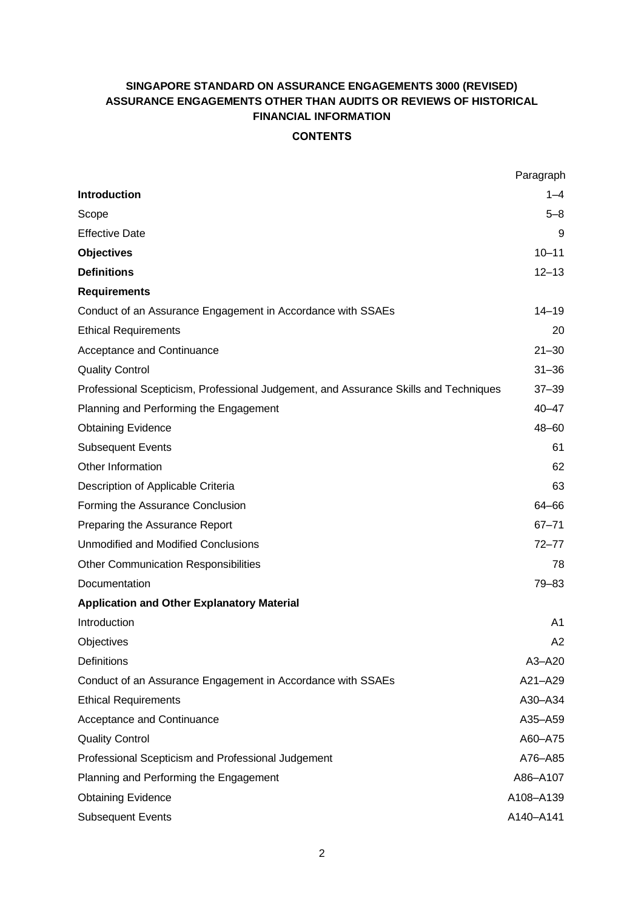**SINGAPORE STANDARD ON ASSURANCE ENGAGEMENTS 3000 (REVISED)**
**ASSURANCE ENGAGEMENTS OTHER THAN AUDITS OR REVIEWS OF HISTORICAL FINANCIAL INFORMATION**

**CONTENTS**

| | Paragraph |
|---|---|
| **Introduction** | 1–4 |
| Scope | 5–8 |
| Effective Date | 9 |
| **Objectives** | 10–11 |
| **Definitions** | 12–13 |
| **Requirements** | |
| Conduct of an Assurance Engagement in Accordance with SSAEs | 14–19 |
| Ethical Requirements | 20 |
| Acceptance and Continuance | 21–30 |
| Quality Control | 31–36 |
| Professional Scepticism, Professional Judgement, and Assurance Skills and Techniques | 37–39 |
| Planning and Performing the Engagement | 40–47 |
| Obtaining Evidence | 48–60 |
| Subsequent Events | 61 |
| Other Information | 62 |
| Description of Applicable Criteria | 63 |
| Forming the Assurance Conclusion | 64–66 |
| Preparing the Assurance Report | 67–71 |
| Unmodified and Modified Conclusions | 72–77 |
| Other Communication Responsibilities | 78 |
| Documentation | 79–83 |
| **Application and Other Explanatory Material** | |
| Introduction | A1 |
| Objectives | A2 |
| Definitions | A3–A20 |
| Conduct of an Assurance Engagement in Accordance with SSAEs | A21–A29 |
| Ethical Requirements | A30–A34 |
| Acceptance and Continuance | A35–A59 |
| Quality Control | A60–A75 |
| Professional Scepticism and Professional Judgement | A76–A85 |
| Planning and Performing the Engagement | A86–A107 |
| Obtaining Evidence | A108–A139 |
| Subsequent Events | A140–A141 |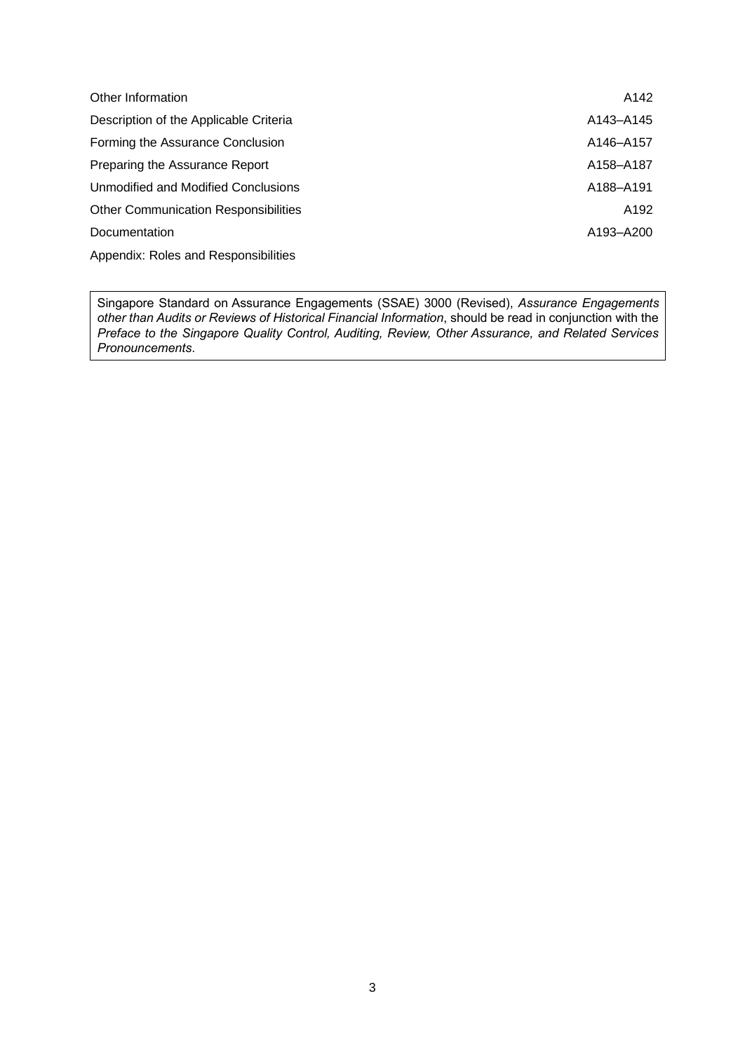| | |
|---|---|
| Other Information | A142 |
| Description of the Applicable Criteria | A143–A145 |
| Forming the Assurance Conclusion | A146–A157 |
| Preparing the Assurance Report | A158–A187 |
| Unmodified and Modified Conclusions | A188–A191 |
| Other Communication Responsibilities | A192 |
| Documentation | A193–A200 |
| Appendix: Roles and Responsibilities | |

> Singapore Standard on Assurance Engagements (SSAE) 3000 (Revised), *Assurance Engagements other than Audits or Reviews of Historical Financial Information*, should be read in conjunction with the *Preface to the Singapore Quality Control, Auditing, Review, Other Assurance, and Related Services Pronouncements*.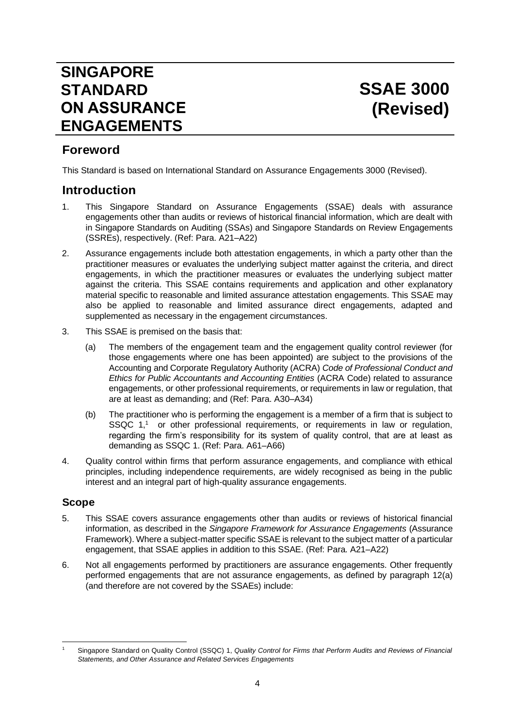# SINGAPORE STANDARD ON ASSURANCE ENGAGEMENTS

# SSAE 3000 (Revised)

## Foreword

This Standard is based on International Standard on Assurance Engagements 3000 (Revised).

## Introduction

1. This Singapore Standard on Assurance Engagements (SSAE) deals with assurance engagements other than audits or reviews of historical financial information, which are dealt with in Singapore Standards on Auditing (SSAs) and Singapore Standards on Review Engagements (SSREs), respectively. (Ref: Para. A21–A22)

2. Assurance engagements include both attestation engagements, in which a party other than the practitioner measures or evaluates the underlying subject matter against the criteria, and direct engagements, in which the practitioner measures or evaluates the underlying subject matter against the criteria. This SSAE contains requirements and application and other explanatory material specific to reasonable and limited assurance attestation engagements. This SSAE may also be applied to reasonable and limited assurance direct engagements, adapted and supplemented as necessary in the engagement circumstances.

3. This SSAE is premised on the basis that:

   (a) The members of the engagement team and the engagement quality control reviewer (for those engagements where one has been appointed) are subject to the provisions of the Accounting and Corporate Regulatory Authority (ACRA) *Code of Professional Conduct and Ethics for Public Accountants and Accounting Entities* (ACRA Code) related to assurance engagements, or other professional requirements, or requirements in law or regulation, that are at least as demanding; and (Ref: Para. A30–A34)

   (b) The practitioner who is performing the engagement is a member of a firm that is subject to SSQC 1,[1] or other professional requirements, or requirements in law or regulation, regarding the firm's responsibility for its system of quality control, that are at least as demanding as SSQC 1. (Ref: Para. A61–A66)

4. Quality control within firms that perform assurance engagements, and compliance with ethical principles, including independence requirements, are widely recognised as being in the public interest and an integral part of high-quality assurance engagements.

### Scope

5. This SSAE covers assurance engagements other than audits or reviews of historical financial information, as described in the *Singapore Framework for Assurance Engagements* (Assurance Framework). Where a subject-matter specific SSAE is relevant to the subject matter of a particular engagement, that SSAE applies in addition to this SSAE. (Ref: Para. A21–A22)

6. Not all engagements performed by practitioners are assurance engagements. Other frequently performed engagements that are not assurance engagements, as defined by paragraph 12(a) (and therefore are not covered by the SSAEs) include:

---

[1] Singapore Standard on Quality Control (SSQC) 1, *Quality Control for Firms that Perform Audits and Reviews of Financial Statements, and Other Assurance and Related Services Engagements*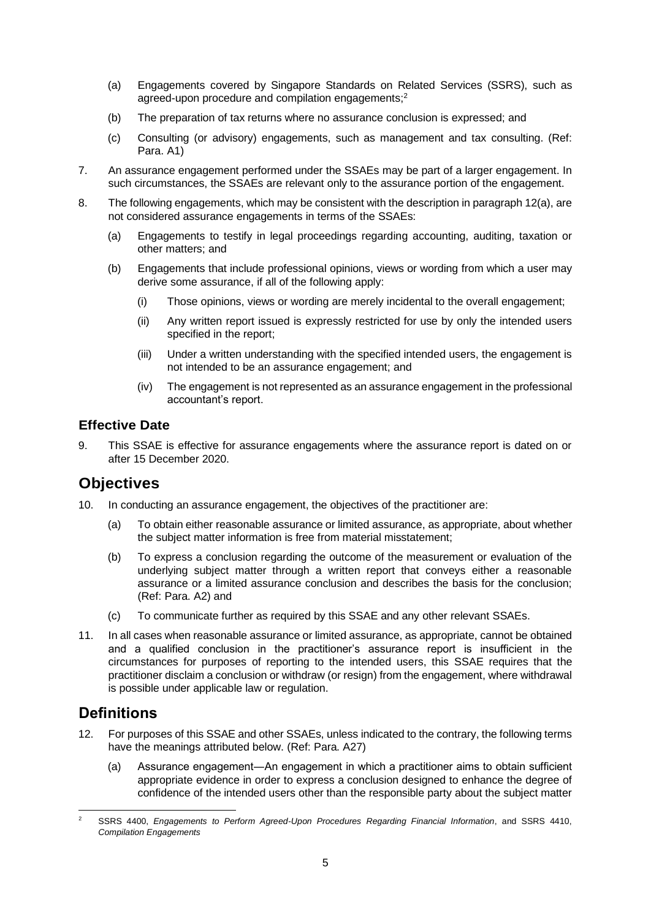(a) Engagements covered by Singapore Standards on Related Services (SSRS), such as agreed-upon procedure and compilation engagements;[2]

(b) The preparation of tax returns where no assurance conclusion is expressed; and

(c) Consulting (or advisory) engagements, such as management and tax consulting. (Ref: Para. A1)

7. An assurance engagement performed under the SSAEs may be part of a larger engagement. In such circumstances, the SSAEs are relevant only to the assurance portion of the engagement.

8. The following engagements, which may be consistent with the description in paragraph 12(a), are not considered assurance engagements in terms of the SSAEs:

   (a) Engagements to testify in legal proceedings regarding accounting, auditing, taxation or other matters; and

   (b) Engagements that include professional opinions, views or wording from which a user may derive some assurance, if all of the following apply:

      (i) Those opinions, views or wording are merely incidental to the overall engagement;

      (ii) Any written report issued is expressly restricted for use by only the intended users specified in the report;

      (iii) Under a written understanding with the specified intended users, the engagement is not intended to be an assurance engagement; and

      (iv) The engagement is not represented as an assurance engagement in the professional accountant's report.

### Effective Date

9. This SSAE is effective for assurance engagements where the assurance report is dated on or after 15 December 2020.

## Objectives

10. In conducting an assurance engagement, the objectives of the practitioner are:

   (a) To obtain either reasonable assurance or limited assurance, as appropriate, about whether the subject matter information is free from material misstatement;

   (b) To express a conclusion regarding the outcome of the measurement or evaluation of the underlying subject matter through a written report that conveys either a reasonable assurance or a limited assurance conclusion and describes the basis for the conclusion; (Ref: Para. A2) and

   (c) To communicate further as required by this SSAE and any other relevant SSAEs.

11. In all cases when reasonable assurance or limited assurance, as appropriate, cannot be obtained and a qualified conclusion in the practitioner's assurance report is insufficient in the circumstances for purposes of reporting to the intended users, this SSAE requires that the practitioner disclaim a conclusion or withdraw (or resign) from the engagement, where withdrawal is possible under applicable law or regulation.

## Definitions

12. For purposes of this SSAE and other SSAEs, unless indicated to the contrary, the following terms have the meanings attributed below. (Ref: Para. A27)

   (a) Assurance engagement—An engagement in which a practitioner aims to obtain sufficient appropriate evidence in order to express a conclusion designed to enhance the degree of confidence of the intended users other than the responsible party about the subject matter

---

[2] SSRS 4400, *Engagements to Perform Agreed-Upon Procedures Regarding Financial Information*, and SSRS 4410, *Compilation Engagements*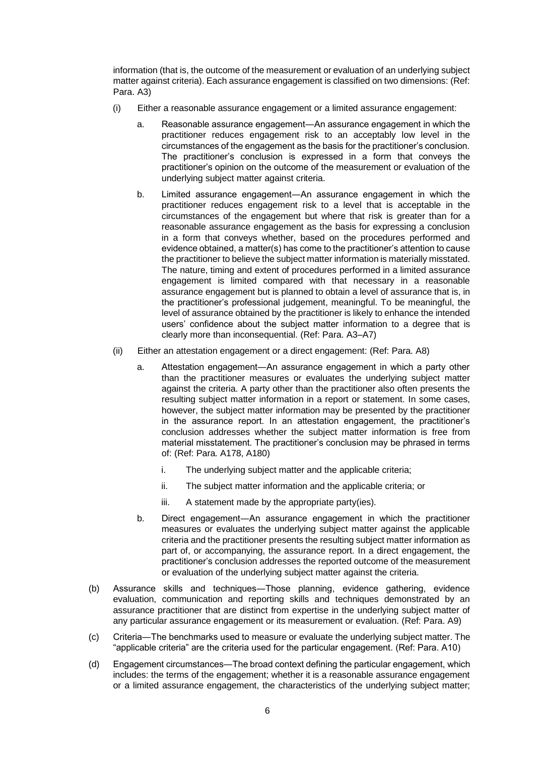information (that is, the outcome of the measurement or evaluation of an underlying subject matter against criteria). Each assurance engagement is classified on two dimensions: (Ref: Para. A3)

(i) Either a reasonable assurance engagement or a limited assurance engagement:

  a. Reasonable assurance engagement—An assurance engagement in which the practitioner reduces engagement risk to an acceptably low level in the circumstances of the engagement as the basis for the practitioner's conclusion. The practitioner's conclusion is expressed in a form that conveys the practitioner's opinion on the outcome of the measurement or evaluation of the underlying subject matter against criteria.

  b. Limited assurance engagement—An assurance engagement in which the practitioner reduces engagement risk to a level that is acceptable in the circumstances of the engagement but where that risk is greater than for a reasonable assurance engagement as the basis for expressing a conclusion in a form that conveys whether, based on the procedures performed and evidence obtained, a matter(s) has come to the practitioner's attention to cause the practitioner to believe the subject matter information is materially misstated. The nature, timing and extent of procedures performed in a limited assurance engagement is limited compared with that necessary in a reasonable assurance engagement but is planned to obtain a level of assurance that is, in the practitioner's professional judgement, meaningful. To be meaningful, the level of assurance obtained by the practitioner is likely to enhance the intended users' confidence about the subject matter information to a degree that is clearly more than inconsequential. (Ref: Para. A3–A7)

(ii) Either an attestation engagement or a direct engagement: (Ref: Para. A8)

  a. Attestation engagement—An assurance engagement in which a party other than the practitioner measures or evaluates the underlying subject matter against the criteria. A party other than the practitioner also often presents the resulting subject matter information in a report or statement. In some cases, however, the subject matter information may be presented by the practitioner in the assurance report. In an attestation engagement, the practitioner's conclusion addresses whether the subject matter information is free from material misstatement. The practitioner's conclusion may be phrased in terms of: (Ref: Para. A178, A180)

    i. The underlying subject matter and the applicable criteria;

    ii. The subject matter information and the applicable criteria; or

    iii. A statement made by the appropriate party(ies).

  b. Direct engagement—An assurance engagement in which the practitioner measures or evaluates the underlying subject matter against the applicable criteria and the practitioner presents the resulting subject matter information as part of, or accompanying, the assurance report. In a direct engagement, the practitioner's conclusion addresses the reported outcome of the measurement or evaluation of the underlying subject matter against the criteria.

(b) Assurance skills and techniques—Those planning, evidence gathering, evidence evaluation, communication and reporting skills and techniques demonstrated by an assurance practitioner that are distinct from expertise in the underlying subject matter of any particular assurance engagement or its measurement or evaluation. (Ref: Para. A9)

(c) Criteria—The benchmarks used to measure or evaluate the underlying subject matter. The "applicable criteria" are the criteria used for the particular engagement. (Ref: Para. A10)

(d) Engagement circumstances—The broad context defining the particular engagement, which includes: the terms of the engagement; whether it is a reasonable assurance engagement or a limited assurance engagement, the characteristics of the underlying subject matter;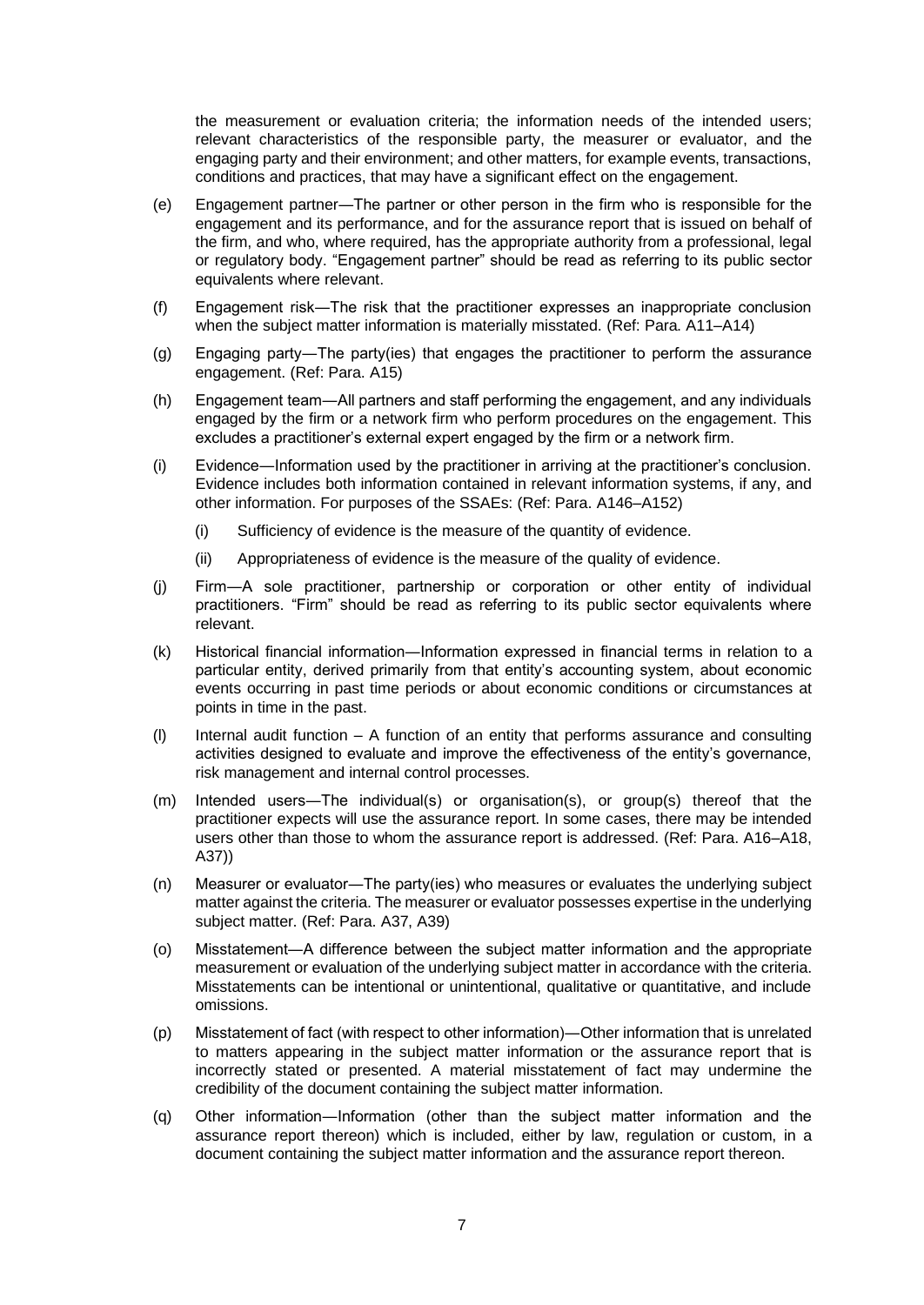the measurement or evaluation criteria; the information needs of the intended users; relevant characteristics of the responsible party, the measurer or evaluator, and the engaging party and their environment; and other matters, for example events, transactions, conditions and practices, that may have a significant effect on the engagement.

(e) Engagement partner—The partner or other person in the firm who is responsible for the engagement and its performance, and for the assurance report that is issued on behalf of the firm, and who, where required, has the appropriate authority from a professional, legal or regulatory body. "Engagement partner" should be read as referring to its public sector equivalents where relevant.

(f) Engagement risk—The risk that the practitioner expresses an inappropriate conclusion when the subject matter information is materially misstated. (Ref: Para. A11–A14)

(g) Engaging party—The party(ies) that engages the practitioner to perform the assurance engagement. (Ref: Para. A15)

(h) Engagement team—All partners and staff performing the engagement, and any individuals engaged by the firm or a network firm who perform procedures on the engagement. This excludes a practitioner's external expert engaged by the firm or a network firm.

(i) Evidence—Information used by the practitioner in arriving at the practitioner's conclusion. Evidence includes both information contained in relevant information systems, if any, and other information. For purposes of the SSAEs: (Ref: Para. A146–A152)

    (i) Sufficiency of evidence is the measure of the quantity of evidence.

    (ii) Appropriateness of evidence is the measure of the quality of evidence.

(j) Firm—A sole practitioner, partnership or corporation or other entity of individual practitioners. "Firm" should be read as referring to its public sector equivalents where relevant.

(k) Historical financial information—Information expressed in financial terms in relation to a particular entity, derived primarily from that entity's accounting system, about economic events occurring in past time periods or about economic conditions or circumstances at points in time in the past.

(l) Internal audit function – A function of an entity that performs assurance and consulting activities designed to evaluate and improve the effectiveness of the entity's governance, risk management and internal control processes.

(m) Intended users—The individual(s) or organisation(s), or group(s) thereof that the practitioner expects will use the assurance report. In some cases, there may be intended users other than those to whom the assurance report is addressed. (Ref: Para. A16–A18, A37))

(n) Measurer or evaluator—The party(ies) who measures or evaluates the underlying subject matter against the criteria. The measurer or evaluator possesses expertise in the underlying subject matter. (Ref: Para. A37, A39)

(o) Misstatement—A difference between the subject matter information and the appropriate measurement or evaluation of the underlying subject matter in accordance with the criteria. Misstatements can be intentional or unintentional, qualitative or quantitative, and include omissions.

(p) Misstatement of fact (with respect to other information)—Other information that is unrelated to matters appearing in the subject matter information or the assurance report that is incorrectly stated or presented. A material misstatement of fact may undermine the credibility of the document containing the subject matter information.

(q) Other information—Information (other than the subject matter information and the assurance report thereon) which is included, either by law, regulation or custom, in a document containing the subject matter information and the assurance report thereon.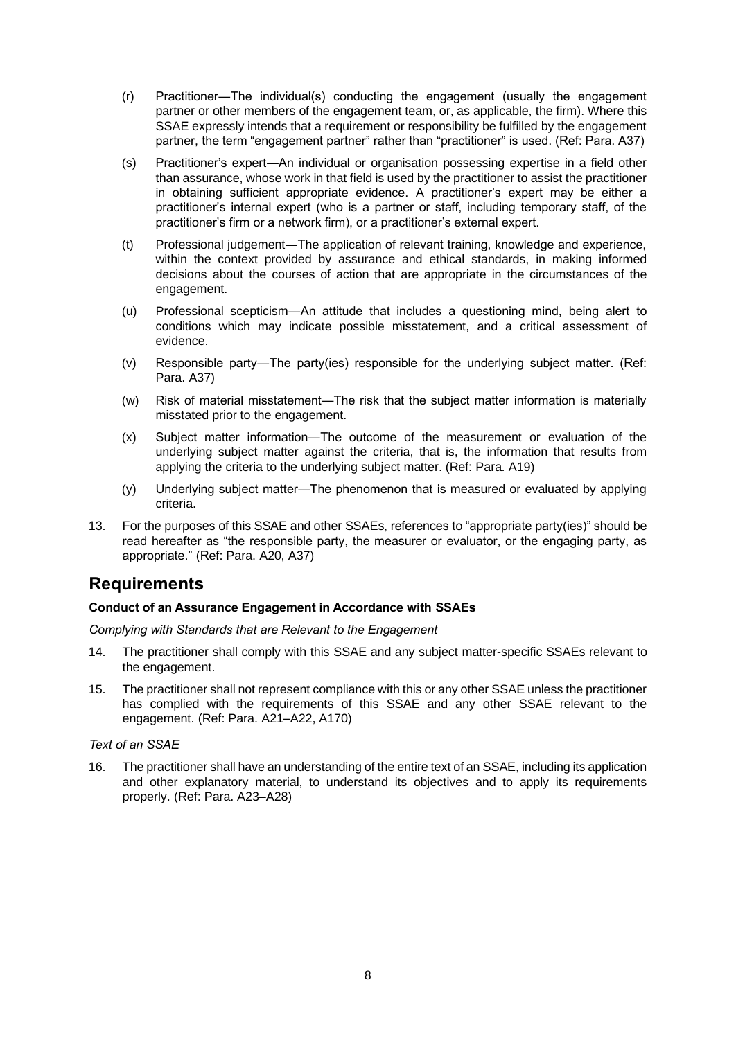(r) Practitioner—The individual(s) conducting the engagement (usually the engagement partner or other members of the engagement team, or, as applicable, the firm). Where this SSAE expressly intends that a requirement or responsibility be fulfilled by the engagement partner, the term "engagement partner" rather than "practitioner" is used. (Ref: Para. A37)

(s) Practitioner's expert—An individual or organisation possessing expertise in a field other than assurance, whose work in that field is used by the practitioner to assist the practitioner in obtaining sufficient appropriate evidence. A practitioner's expert may be either a practitioner's internal expert (who is a partner or staff, including temporary staff, of the practitioner's firm or a network firm), or a practitioner's external expert.

(t) Professional judgement—The application of relevant training, knowledge and experience, within the context provided by assurance and ethical standards, in making informed decisions about the courses of action that are appropriate in the circumstances of the engagement.

(u) Professional scepticism—An attitude that includes a questioning mind, being alert to conditions which may indicate possible misstatement, and a critical assessment of evidence.

(v) Responsible party—The party(ies) responsible for the underlying subject matter. (Ref: Para. A37)

(w) Risk of material misstatement—The risk that the subject matter information is materially misstated prior to the engagement.

(x) Subject matter information—The outcome of the measurement or evaluation of the underlying subject matter against the criteria, that is, the information that results from applying the criteria to the underlying subject matter. (Ref: Para. A19)

(y) Underlying subject matter—The phenomenon that is measured or evaluated by applying criteria.

13. For the purposes of this SSAE and other SSAEs, references to "appropriate party(ies)" should be read hereafter as "the responsible party, the measurer or evaluator, or the engaging party, as appropriate." (Ref: Para. A20, A37)

## Requirements

**Conduct of an Assurance Engagement in Accordance with SSAEs**

*Complying with Standards that are Relevant to the Engagement*

14. The practitioner shall comply with this SSAE and any subject matter-specific SSAEs relevant to the engagement.

15. The practitioner shall not represent compliance with this or any other SSAE unless the practitioner has complied with the requirements of this SSAE and any other SSAE relevant to the engagement. (Ref: Para. A21–A22, A170)

*Text of an SSAE*

16. The practitioner shall have an understanding of the entire text of an SSAE, including its application and other explanatory material, to understand its objectives and to apply its requirements properly. (Ref: Para. A23–A28)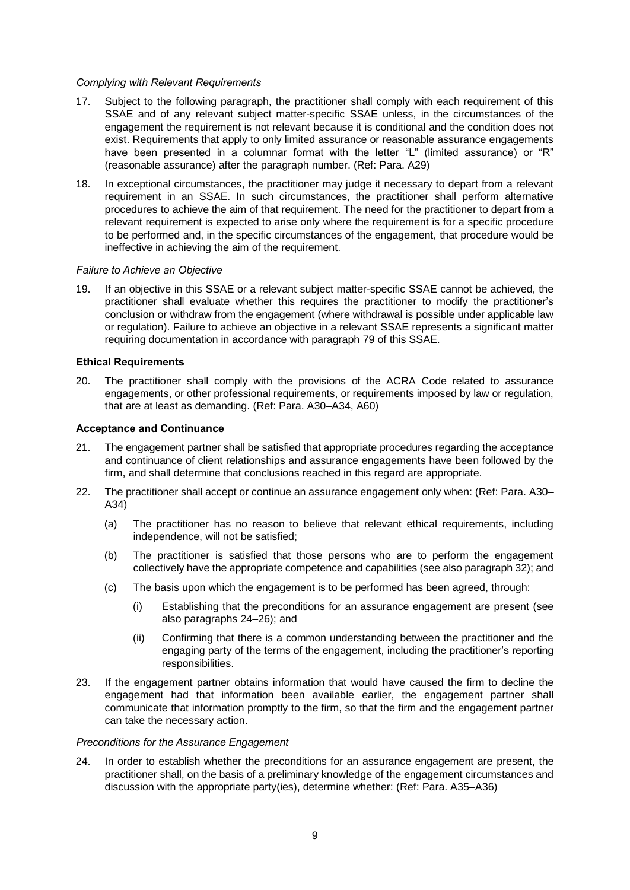*Complying with Relevant Requirements*

17. Subject to the following paragraph, the practitioner shall comply with each requirement of this SSAE and of any relevant subject matter-specific SSAE unless, in the circumstances of the engagement the requirement is not relevant because it is conditional and the condition does not exist. Requirements that apply to only limited assurance or reasonable assurance engagements have been presented in a columnar format with the letter "L" (limited assurance) or "R" (reasonable assurance) after the paragraph number. (Ref: Para. A29)

18. In exceptional circumstances, the practitioner may judge it necessary to depart from a relevant requirement in an SSAE. In such circumstances, the practitioner shall perform alternative procedures to achieve the aim of that requirement. The need for the practitioner to depart from a relevant requirement is expected to arise only where the requirement is for a specific procedure to be performed and, in the specific circumstances of the engagement, that procedure would be ineffective in achieving the aim of the requirement.

*Failure to Achieve an Objective*

19. If an objective in this SSAE or a relevant subject matter-specific SSAE cannot be achieved, the practitioner shall evaluate whether this requires the practitioner to modify the practitioner's conclusion or withdraw from the engagement (where withdrawal is possible under applicable law or regulation). Failure to achieve an objective in a relevant SSAE represents a significant matter requiring documentation in accordance with paragraph 79 of this SSAE.

**Ethical Requirements**

20. The practitioner shall comply with the provisions of the ACRA Code related to assurance engagements, or other professional requirements, or requirements imposed by law or regulation, that are at least as demanding. (Ref: Para. A30–A34, A60)

**Acceptance and Continuance**

21. The engagement partner shall be satisfied that appropriate procedures regarding the acceptance and continuance of client relationships and assurance engagements have been followed by the firm, and shall determine that conclusions reached in this regard are appropriate.

22. The practitioner shall accept or continue an assurance engagement only when: (Ref: Para. A30–A34)

    (a) The practitioner has no reason to believe that relevant ethical requirements, including independence, will not be satisfied;

    (b) The practitioner is satisfied that those persons who are to perform the engagement collectively have the appropriate competence and capabilities (see also paragraph 32); and

    (c) The basis upon which the engagement is to be performed has been agreed, through:

        (i) Establishing that the preconditions for an assurance engagement are present (see also paragraphs 24–26); and

        (ii) Confirming that there is a common understanding between the practitioner and the engaging party of the terms of the engagement, including the practitioner's reporting responsibilities.

23. If the engagement partner obtains information that would have caused the firm to decline the engagement had that information been available earlier, the engagement partner shall communicate that information promptly to the firm, so that the firm and the engagement partner can take the necessary action.

*Preconditions for the Assurance Engagement*

24. In order to establish whether the preconditions for an assurance engagement are present, the practitioner shall, on the basis of a preliminary knowledge of the engagement circumstances and discussion with the appropriate party(ies), determine whether: (Ref: Para. A35–A36)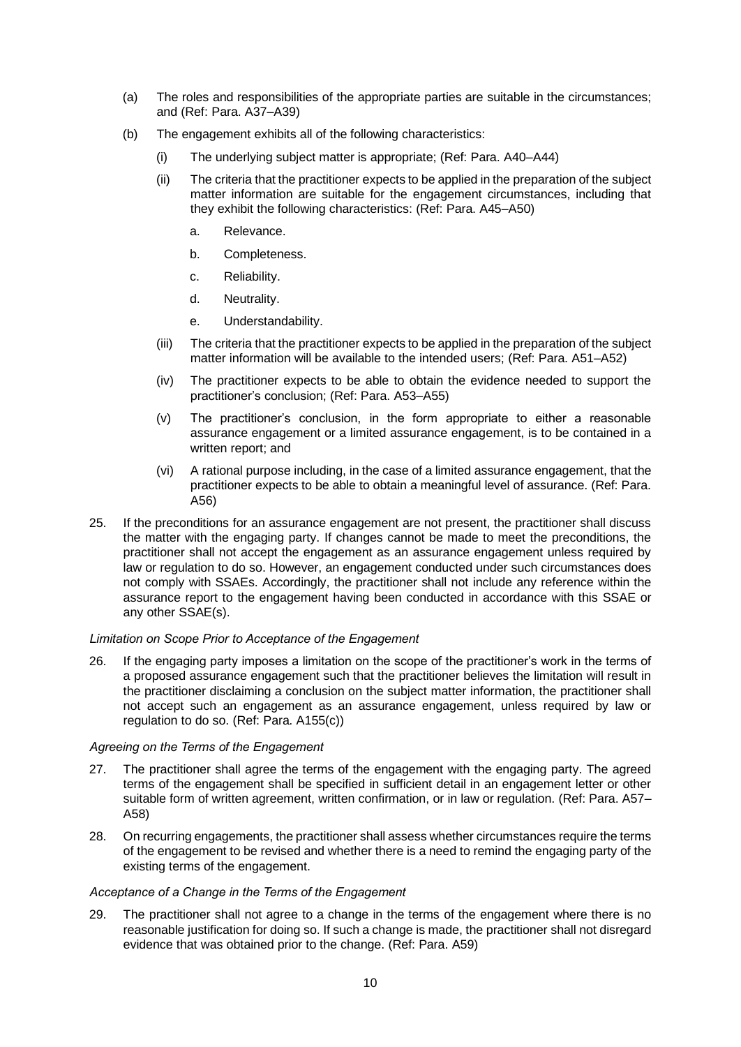(a) The roles and responsibilities of the appropriate parties are suitable in the circumstances; and (Ref: Para. A37–A39)

(b) The engagement exhibits all of the following characteristics:

   (i) The underlying subject matter is appropriate; (Ref: Para. A40–A44)

   (ii) The criteria that the practitioner expects to be applied in the preparation of the subject matter information are suitable for the engagement circumstances, including that they exhibit the following characteristics: (Ref: Para. A45–A50)

      a. Relevance.

      b. Completeness.

      c. Reliability.

      d. Neutrality.

      e. Understandability.

   (iii) The criteria that the practitioner expects to be applied in the preparation of the subject matter information will be available to the intended users; (Ref: Para. A51–A52)

   (iv) The practitioner expects to be able to obtain the evidence needed to support the practitioner's conclusion; (Ref: Para. A53–A55)

   (v) The practitioner's conclusion, in the form appropriate to either a reasonable assurance engagement or a limited assurance engagement, is to be contained in a written report; and

   (vi) A rational purpose including, in the case of a limited assurance engagement, that the practitioner expects to be able to obtain a meaningful level of assurance. (Ref: Para. A56)

25. If the preconditions for an assurance engagement are not present, the practitioner shall discuss the matter with the engaging party. If changes cannot be made to meet the preconditions, the practitioner shall not accept the engagement as an assurance engagement unless required by law or regulation to do so. However, an engagement conducted under such circumstances does not comply with SSAEs. Accordingly, the practitioner shall not include any reference within the assurance report to the engagement having been conducted in accordance with this SSAE or any other SSAE(s).

*Limitation on Scope Prior to Acceptance of the Engagement*

26. If the engaging party imposes a limitation on the scope of the practitioner's work in the terms of a proposed assurance engagement such that the practitioner believes the limitation will result in the practitioner disclaiming a conclusion on the subject matter information, the practitioner shall not accept such an engagement as an assurance engagement, unless required by law or regulation to do so. (Ref: Para. A155(c))

*Agreeing on the Terms of the Engagement*

27. The practitioner shall agree the terms of the engagement with the engaging party. The agreed terms of the engagement shall be specified in sufficient detail in an engagement letter or other suitable form of written agreement, written confirmation, or in law or regulation. (Ref: Para. A57–A58)

28. On recurring engagements, the practitioner shall assess whether circumstances require the terms of the engagement to be revised and whether there is a need to remind the engaging party of the existing terms of the engagement.

*Acceptance of a Change in the Terms of the Engagement*

29. The practitioner shall not agree to a change in the terms of the engagement where there is no reasonable justification for doing so. If such a change is made, the practitioner shall not disregard evidence that was obtained prior to the change. (Ref: Para. A59)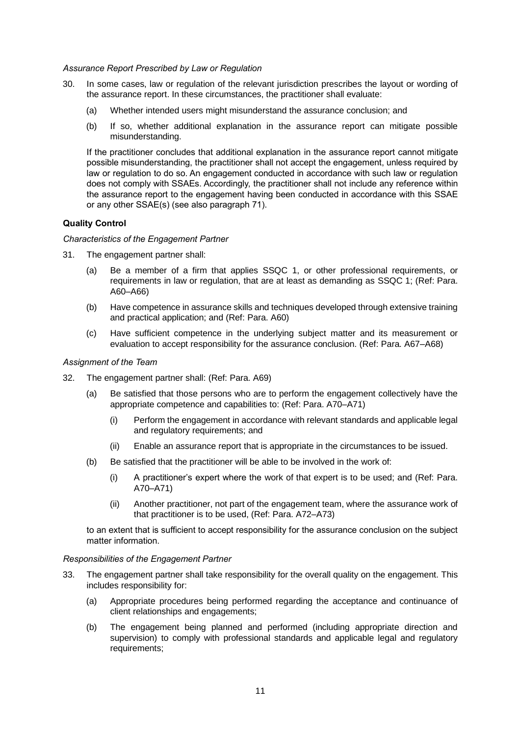*Assurance Report Prescribed by Law or Regulation*

30. In some cases, law or regulation of the relevant jurisdiction prescribes the layout or wording of the assurance report. In these circumstances, the practitioner shall evaluate:

    (a) Whether intended users might misunderstand the assurance conclusion; and

    (b) If so, whether additional explanation in the assurance report can mitigate possible misunderstanding.

    If the practitioner concludes that additional explanation in the assurance report cannot mitigate possible misunderstanding, the practitioner shall not accept the engagement, unless required by law or regulation to do so. An engagement conducted in accordance with such law or regulation does not comply with SSAEs. Accordingly, the practitioner shall not include any reference within the assurance report to the engagement having been conducted in accordance with this SSAE or any other SSAE(s) (see also paragraph 71).

**Quality Control**

*Characteristics of the Engagement Partner*

31. The engagement partner shall:

    (a) Be a member of a firm that applies SSQC 1, or other professional requirements, or requirements in law or regulation, that are at least as demanding as SSQC 1; (Ref: Para. A60–A66)

    (b) Have competence in assurance skills and techniques developed through extensive training and practical application; and (Ref: Para. A60)

    (c) Have sufficient competence in the underlying subject matter and its measurement or evaluation to accept responsibility for the assurance conclusion. (Ref: Para. A67–A68)

*Assignment of the Team*

32. The engagement partner shall: (Ref: Para. A69)

    (a) Be satisfied that those persons who are to perform the engagement collectively have the appropriate competence and capabilities to: (Ref: Para. A70–A71)

        (i) Perform the engagement in accordance with relevant standards and applicable legal and regulatory requirements; and

        (ii) Enable an assurance report that is appropriate in the circumstances to be issued.

    (b) Be satisfied that the practitioner will be able to be involved in the work of:

        (i) A practitioner's expert where the work of that expert is to be used; and (Ref: Para. A70–A71)

        (ii) Another practitioner, not part of the engagement team, where the assurance work of that practitioner is to be used, (Ref: Para. A72–A73)

    to an extent that is sufficient to accept responsibility for the assurance conclusion on the subject matter information.

*Responsibilities of the Engagement Partner*

33. The engagement partner shall take responsibility for the overall quality on the engagement. This includes responsibility for:

    (a) Appropriate procedures being performed regarding the acceptance and continuance of client relationships and engagements;

    (b) The engagement being planned and performed (including appropriate direction and supervision) to comply with professional standards and applicable legal and regulatory requirements;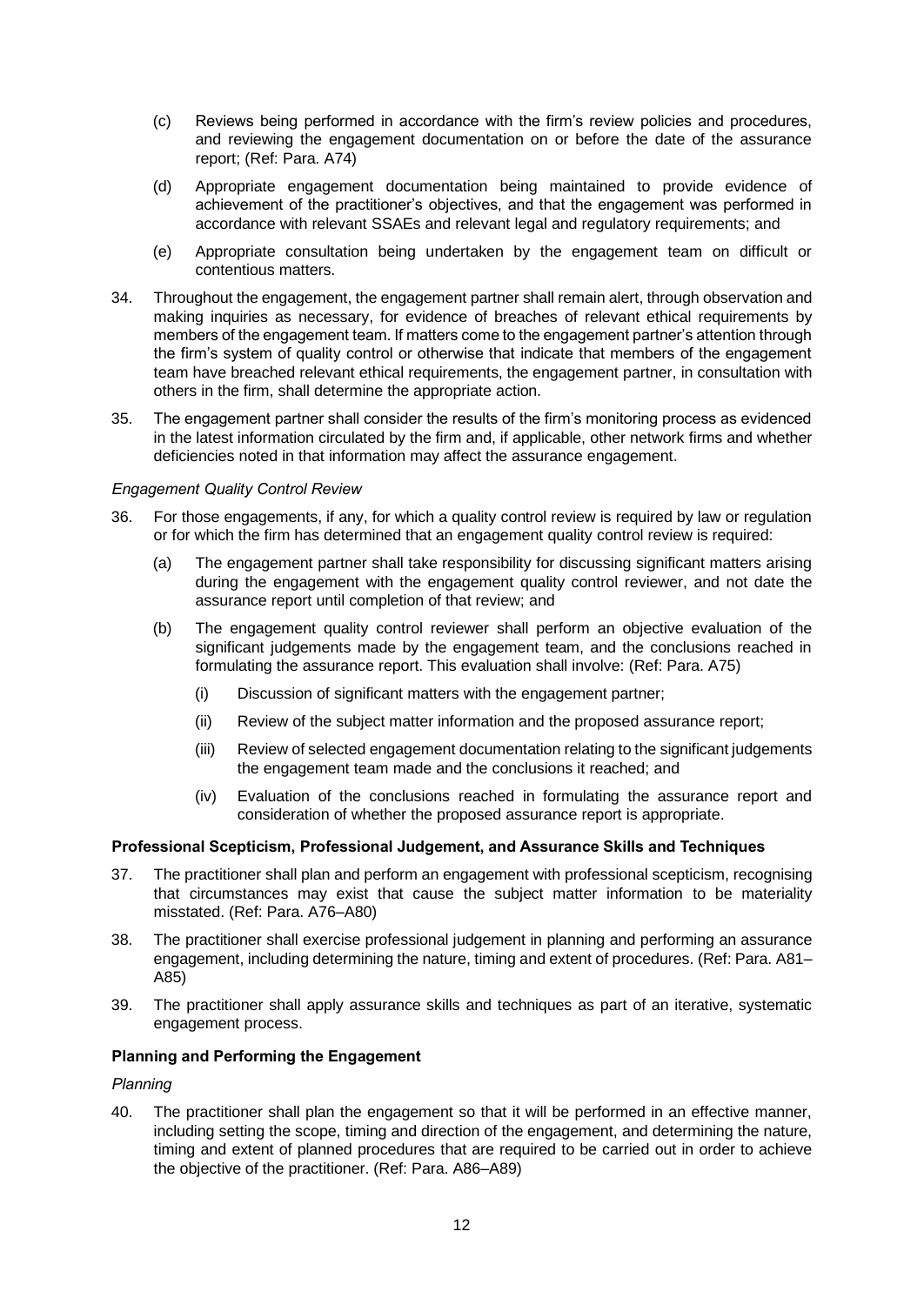(c) Reviews being performed in accordance with the firm's review policies and procedures, and reviewing the engagement documentation on or before the date of the assurance report; (Ref: Para. A74)

(d) Appropriate engagement documentation being maintained to provide evidence of achievement of the practitioner's objectives, and that the engagement was performed in accordance with relevant SSAEs and relevant legal and regulatory requirements; and

(e) Appropriate consultation being undertaken by the engagement team on difficult or contentious matters.

34. Throughout the engagement, the engagement partner shall remain alert, through observation and making inquiries as necessary, for evidence of breaches of relevant ethical requirements by members of the engagement team. If matters come to the engagement partner's attention through the firm's system of quality control or otherwise that indicate that members of the engagement team have breached relevant ethical requirements, the engagement partner, in consultation with others in the firm, shall determine the appropriate action.

35. The engagement partner shall consider the results of the firm's monitoring process as evidenced in the latest information circulated by the firm and, if applicable, other network firms and whether deficiencies noted in that information may affect the assurance engagement.

*Engagement Quality Control Review*

36. For those engagements, if any, for which a quality control review is required by law or regulation or for which the firm has determined that an engagement quality control review is required:

   (a) The engagement partner shall take responsibility for discussing significant matters arising during the engagement with the engagement quality control reviewer, and not date the assurance report until completion of that review; and

   (b) The engagement quality control reviewer shall perform an objective evaluation of the significant judgements made by the engagement team, and the conclusions reached in formulating the assurance report. This evaluation shall involve: (Ref: Para. A75)

      (i) Discussion of significant matters with the engagement partner;

      (ii) Review of the subject matter information and the proposed assurance report;

      (iii) Review of selected engagement documentation relating to the significant judgements the engagement team made and the conclusions it reached; and

      (iv) Evaluation of the conclusions reached in formulating the assurance report and consideration of whether the proposed assurance report is appropriate.

**Professional Scepticism, Professional Judgement, and Assurance Skills and Techniques**

37. The practitioner shall plan and perform an engagement with professional scepticism, recognising that circumstances may exist that cause the subject matter information to be materiality misstated. (Ref: Para. A76–A80)

38. The practitioner shall exercise professional judgement in planning and performing an assurance engagement, including determining the nature, timing and extent of procedures. (Ref: Para. A81–A85)

39. The practitioner shall apply assurance skills and techniques as part of an iterative, systematic engagement process.

**Planning and Performing the Engagement**

*Planning*

40. The practitioner shall plan the engagement so that it will be performed in an effective manner, including setting the scope, timing and direction of the engagement, and determining the nature, timing and extent of planned procedures that are required to be carried out in order to achieve the objective of the practitioner. (Ref: Para. A86–A89)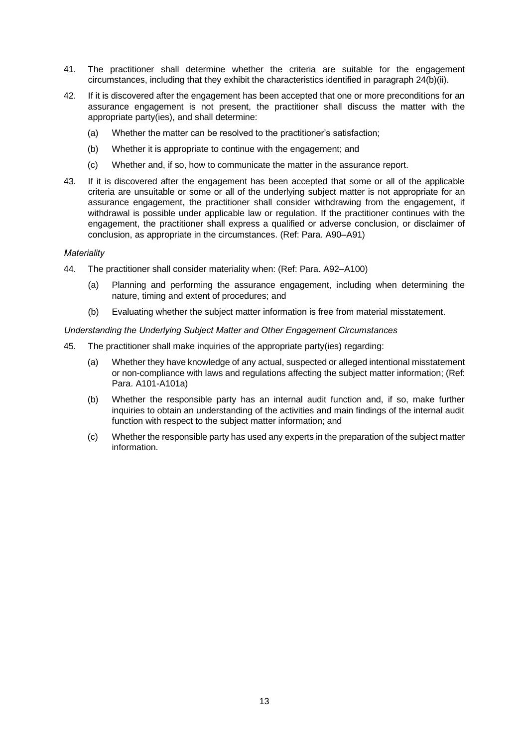41. The practitioner shall determine whether the criteria are suitable for the engagement circumstances, including that they exhibit the characteristics identified in paragraph 24(b)(ii).

42. If it is discovered after the engagement has been accepted that one or more preconditions for an assurance engagement is not present, the practitioner shall discuss the matter with the appropriate party(ies), and shall determine:

    (a) Whether the matter can be resolved to the practitioner's satisfaction;

    (b) Whether it is appropriate to continue with the engagement; and

    (c) Whether and, if so, how to communicate the matter in the assurance report.

43. If it is discovered after the engagement has been accepted that some or all of the applicable criteria are unsuitable or some or all of the underlying subject matter is not appropriate for an assurance engagement, the practitioner shall consider withdrawing from the engagement, if withdrawal is possible under applicable law or regulation. If the practitioner continues with the engagement, the practitioner shall express a qualified or adverse conclusion, or disclaimer of conclusion, as appropriate in the circumstances. (Ref: Para. A90–A91)

*Materiality*

44. The practitioner shall consider materiality when: (Ref: Para. A92–A100)

    (a) Planning and performing the assurance engagement, including when determining the nature, timing and extent of procedures; and

    (b) Evaluating whether the subject matter information is free from material misstatement.

*Understanding the Underlying Subject Matter and Other Engagement Circumstances*

45. The practitioner shall make inquiries of the appropriate party(ies) regarding:

    (a) Whether they have knowledge of any actual, suspected or alleged intentional misstatement or non-compliance with laws and regulations affecting the subject matter information; (Ref: Para. A101-A101a)

    (b) Whether the responsible party has an internal audit function and, if so, make further inquiries to obtain an understanding of the activities and main findings of the internal audit function with respect to the subject matter information; and

    (c) Whether the responsible party has used any experts in the preparation of the subject matter information.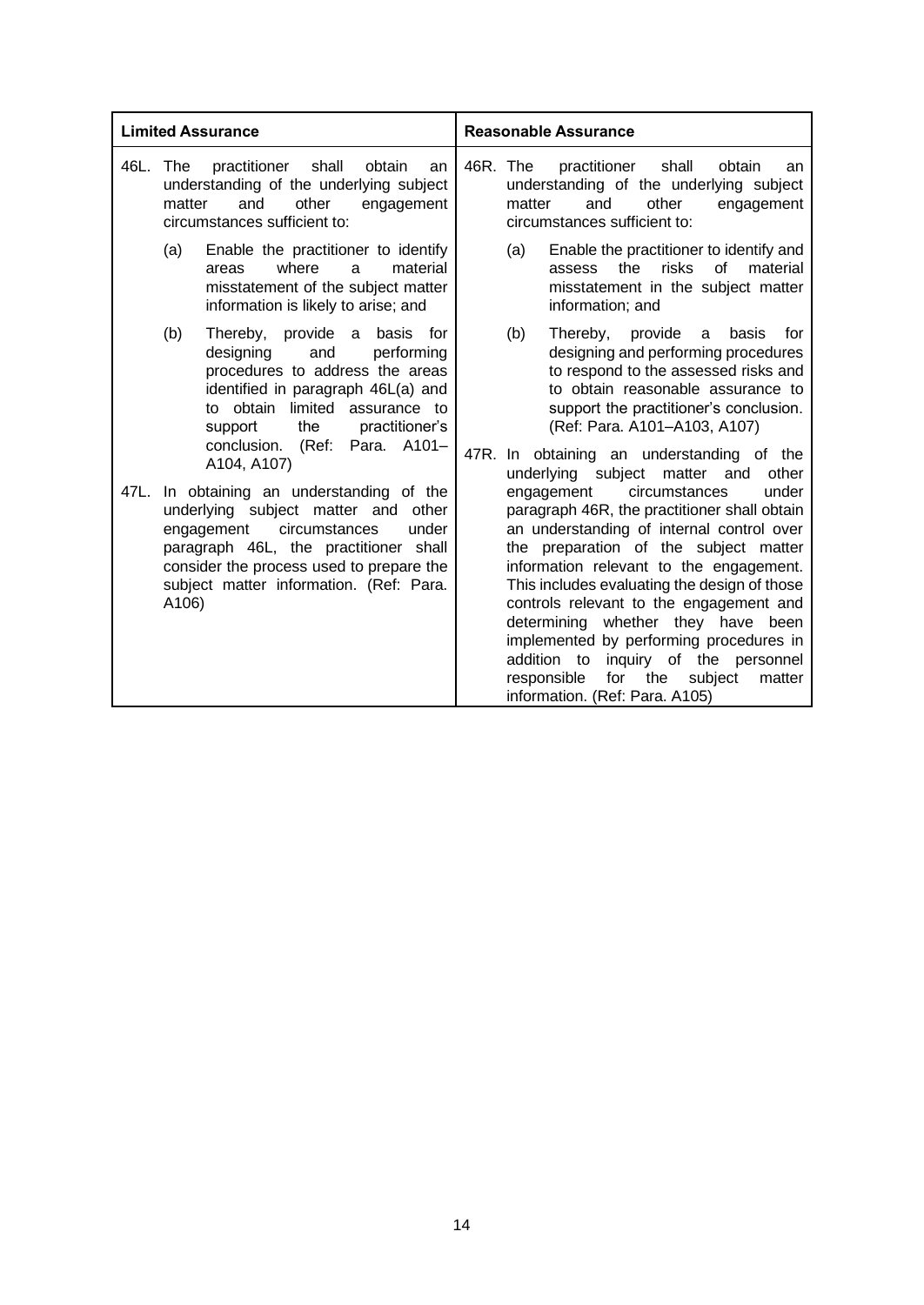| Limited Assurance | Reasonable Assurance |
|---|---|
| 46L. The practitioner shall obtain an understanding of the underlying subject matter and other engagement circumstances sufficient to:<br><br>(a) Enable the practitioner to identify areas where a material misstatement of the subject matter information is likely to arise; and<br><br>(b) Thereby, provide a basis for designing and performing procedures to address the areas identified in paragraph 46L(a) and to obtain limited assurance to support the practitioner's conclusion. (Ref: Para. A101–A104, A107) | 46R. The practitioner shall obtain an understanding of the underlying subject matter and other engagement circumstances sufficient to:<br><br>(a) Enable the practitioner to identify and assess the risks of material misstatement in the subject matter information; and<br><br>(b) Thereby, provide a basis for designing and performing procedures to respond to the assessed risks and to obtain reasonable assurance to support the practitioner's conclusion. (Ref: Para. A101–A103, A107) |
| 47L. In obtaining an understanding of the underlying subject matter and other engagement circumstances under paragraph 46L, the practitioner shall consider the process used to prepare the subject matter information. (Ref: Para. A106) | 47R. In obtaining an understanding of the underlying subject matter and other engagement circumstances under paragraph 46R, the practitioner shall obtain an understanding of internal control over the preparation of the subject matter information relevant to the engagement. This includes evaluating the design of those controls relevant to the engagement and determining whether they have been implemented by performing procedures in addition to inquiry of the personnel responsible for the subject matter information. (Ref: Para. A105) |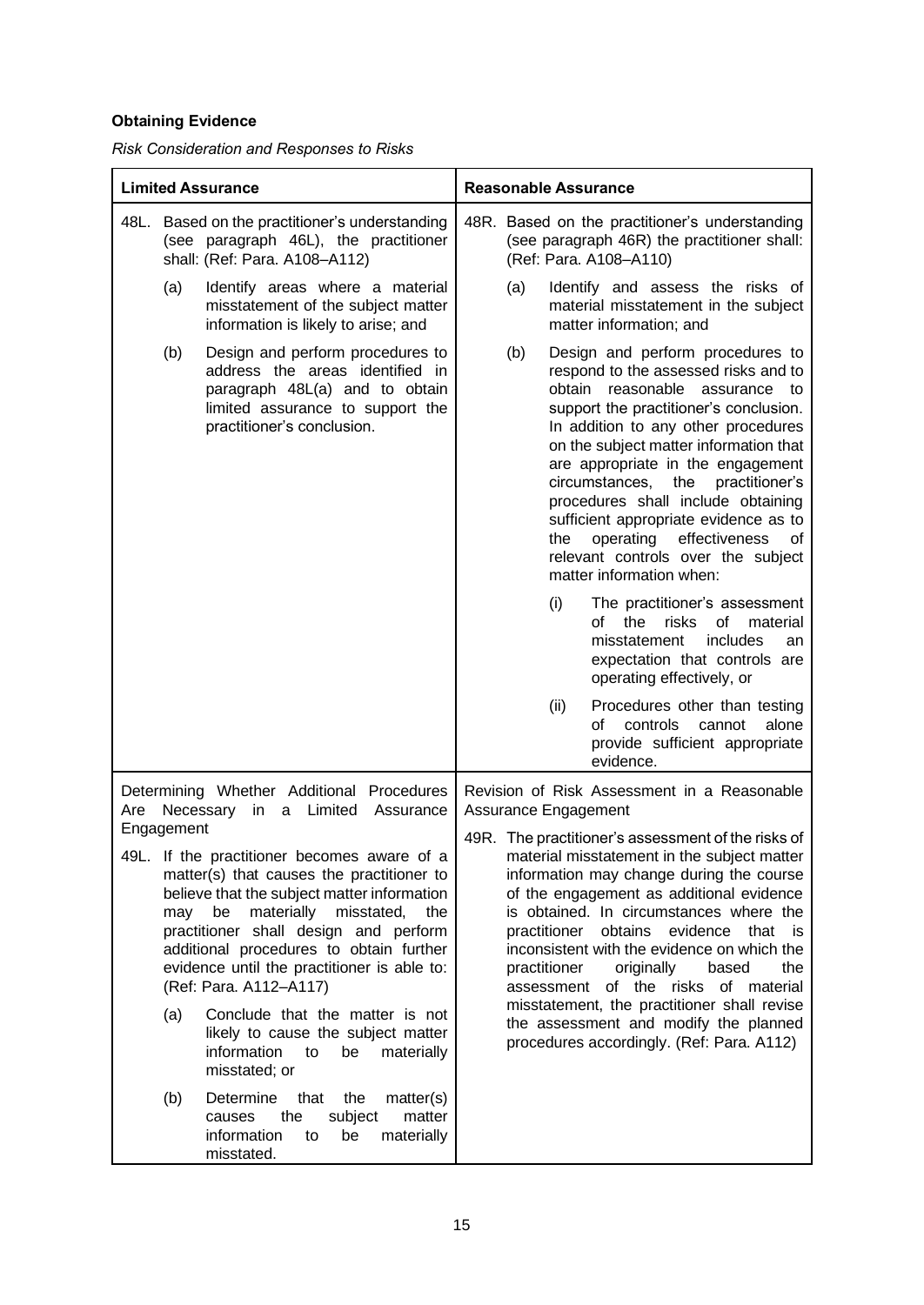**Obtaining Evidence**

*Risk Consideration and Responses to Risks*

| **Limited Assurance** | **Reasonable Assurance** |
|---|---|
| 48L. Based on the practitioner's understanding (see paragraph 46L), the practitioner shall: (Ref: Para. A108–A112)<br><br>(a) Identify areas where a material misstatement of the subject matter information is likely to arise; and<br><br>(b) Design and perform procedures to address the areas identified in paragraph 48L(a) and to obtain limited assurance to support the practitioner's conclusion. | 48R. Based on the practitioner's understanding (see paragraph 46R) the practitioner shall: (Ref: Para. A108–A110)<br><br>(a) Identify and assess the risks of material misstatement in the subject matter information; and<br><br>(b) Design and perform procedures to respond to the assessed risks and to obtain reasonable assurance to support the practitioner's conclusion. In addition to any other procedures on the subject matter information that are appropriate in the engagement circumstances, the practitioner's procedures shall include obtaining sufficient appropriate evidence as to the operating effectiveness of relevant controls over the subject matter information when:<br><br>(i) The practitioner's assessment of the risks of material misstatement includes an expectation that controls are operating effectively, or<br><br>(ii) Procedures other than testing of controls cannot alone provide sufficient appropriate evidence. |
| Determining Whether Additional Procedures Are Necessary in a Limited Assurance Engagement<br><br>49L. If the practitioner becomes aware of a matter(s) that causes the practitioner to believe that the subject matter information may be materially misstated, the practitioner shall design and perform additional procedures to obtain further evidence until the practitioner is able to: (Ref: Para. A112–A117)<br><br>(a) Conclude that the matter is not likely to cause the subject matter information to be materially misstated; or<br><br>(b) Determine that the matter(s) causes the subject matter information to be materially misstated. | Revision of Risk Assessment in a Reasonable Assurance Engagement<br><br>49R. The practitioner's assessment of the risks of material misstatement in the subject matter information may change during the course of the engagement as additional evidence is obtained. In circumstances where the practitioner obtains evidence that is inconsistent with the evidence on which the practitioner originally based the assessment of the risks of material misstatement, the practitioner shall revise the assessment and modify the planned procedures accordingly. (Ref: Para. A112) |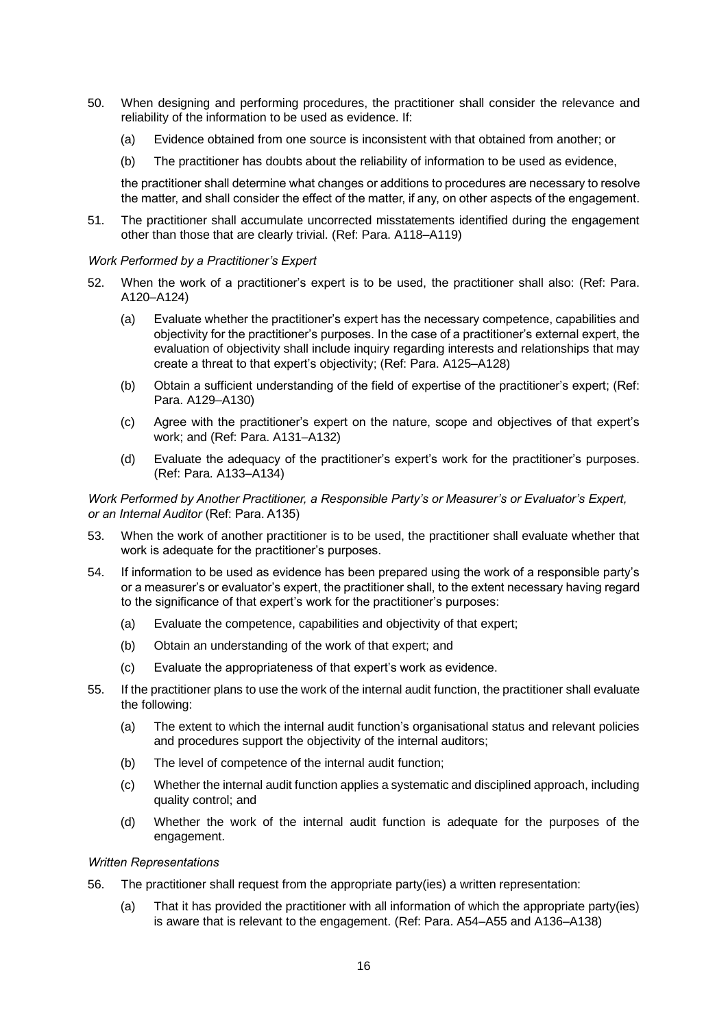50. When designing and performing procedures, the practitioner shall consider the relevance and reliability of the information to be used as evidence. If:

    (a) Evidence obtained from one source is inconsistent with that obtained from another; or

    (b) The practitioner has doubts about the reliability of information to be used as evidence,

    the practitioner shall determine what changes or additions to procedures are necessary to resolve the matter, and shall consider the effect of the matter, if any, on other aspects of the engagement.

51. The practitioner shall accumulate uncorrected misstatements identified during the engagement other than those that are clearly trivial. (Ref: Para. A118–A119)

*Work Performed by a Practitioner's Expert*

52. When the work of a practitioner's expert is to be used, the practitioner shall also: (Ref: Para. A120–A124)

    (a) Evaluate whether the practitioner's expert has the necessary competence, capabilities and objectivity for the practitioner's purposes. In the case of a practitioner's external expert, the evaluation of objectivity shall include inquiry regarding interests and relationships that may create a threat to that expert's objectivity; (Ref: Para. A125–A128)

    (b) Obtain a sufficient understanding of the field of expertise of the practitioner's expert; (Ref: Para. A129–A130)

    (c) Agree with the practitioner's expert on the nature, scope and objectives of that expert's work; and (Ref: Para. A131–A132)

    (d) Evaluate the adequacy of the practitioner's expert's work for the practitioner's purposes. (Ref: Para. A133–A134)

*Work Performed by Another Practitioner, a Responsible Party's or Measurer's or Evaluator's Expert, or an Internal Auditor* (Ref: Para. A135)

53. When the work of another practitioner is to be used, the practitioner shall evaluate whether that work is adequate for the practitioner's purposes.

54. If information to be used as evidence has been prepared using the work of a responsible party's or a measurer's or evaluator's expert, the practitioner shall, to the extent necessary having regard to the significance of that expert's work for the practitioner's purposes:

    (a) Evaluate the competence, capabilities and objectivity of that expert;

    (b) Obtain an understanding of the work of that expert; and

    (c) Evaluate the appropriateness of that expert's work as evidence.

55. If the practitioner plans to use the work of the internal audit function, the practitioner shall evaluate the following:

    (a) The extent to which the internal audit function's organisational status and relevant policies and procedures support the objectivity of the internal auditors;

    (b) The level of competence of the internal audit function;

    (c) Whether the internal audit function applies a systematic and disciplined approach, including quality control; and

    (d) Whether the work of the internal audit function is adequate for the purposes of the engagement.

*Written Representations*

56. The practitioner shall request from the appropriate party(ies) a written representation:

    (a) That it has provided the practitioner with all information of which the appropriate party(ies) is aware that is relevant to the engagement. (Ref: Para. A54–A55 and A136–A138)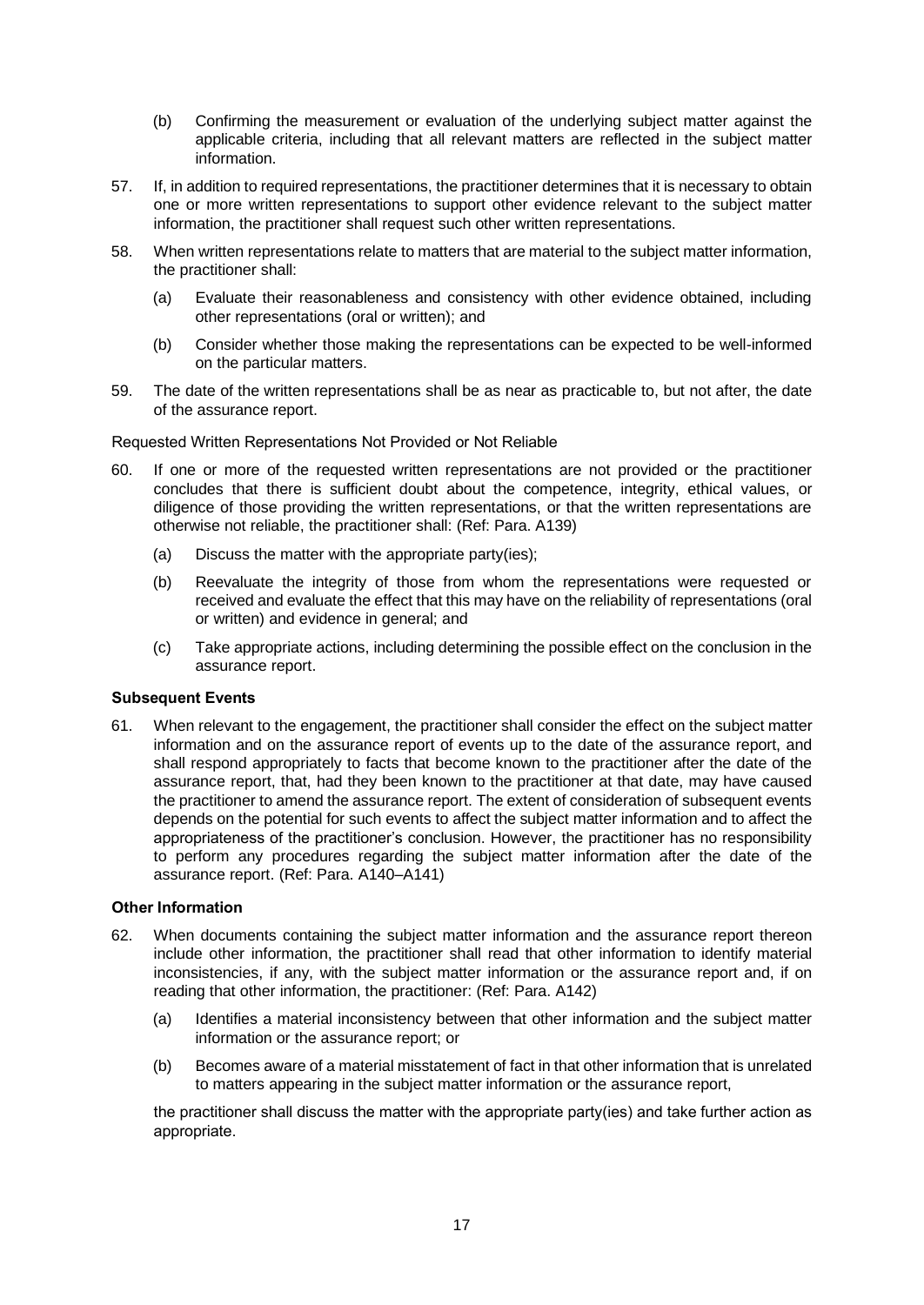(b) Confirming the measurement or evaluation of the underlying subject matter against the applicable criteria, including that all relevant matters are reflected in the subject matter information.

57. If, in addition to required representations, the practitioner determines that it is necessary to obtain one or more written representations to support other evidence relevant to the subject matter information, the practitioner shall request such other written representations.

58. When written representations relate to matters that are material to the subject matter information, the practitioner shall:

    (a) Evaluate their reasonableness and consistency with other evidence obtained, including other representations (oral or written); and

    (b) Consider whether those making the representations can be expected to be well-informed on the particular matters.

59. The date of the written representations shall be as near as practicable to, but not after, the date of the assurance report.

Requested Written Representations Not Provided or Not Reliable

60. If one or more of the requested written representations are not provided or the practitioner concludes that there is sufficient doubt about the competence, integrity, ethical values, or diligence of those providing the written representations, or that the written representations are otherwise not reliable, the practitioner shall: (Ref: Para. A139)

    (a) Discuss the matter with the appropriate party(ies);

    (b) Reevaluate the integrity of those from whom the representations were requested or received and evaluate the effect that this may have on the reliability of representations (oral or written) and evidence in general; and

    (c) Take appropriate actions, including determining the possible effect on the conclusion in the assurance report.

### Subsequent Events

61. When relevant to the engagement, the practitioner shall consider the effect on the subject matter information and on the assurance report of events up to the date of the assurance report, and shall respond appropriately to facts that become known to the practitioner after the date of the assurance report, that, had they been known to the practitioner at that date, may have caused the practitioner to amend the assurance report. The extent of consideration of subsequent events depends on the potential for such events to affect the subject matter information and to affect the appropriateness of the practitioner's conclusion. However, the practitioner has no responsibility to perform any procedures regarding the subject matter information after the date of the assurance report. (Ref: Para. A140–A141)

### Other Information

62. When documents containing the subject matter information and the assurance report thereon include other information, the practitioner shall read that other information to identify material inconsistencies, if any, with the subject matter information or the assurance report and, if on reading that other information, the practitioner: (Ref: Para. A142)

    (a) Identifies a material inconsistency between that other information and the subject matter information or the assurance report; or

    (b) Becomes aware of a material misstatement of fact in that other information that is unrelated to matters appearing in the subject matter information or the assurance report,

    the practitioner shall discuss the matter with the appropriate party(ies) and take further action as appropriate.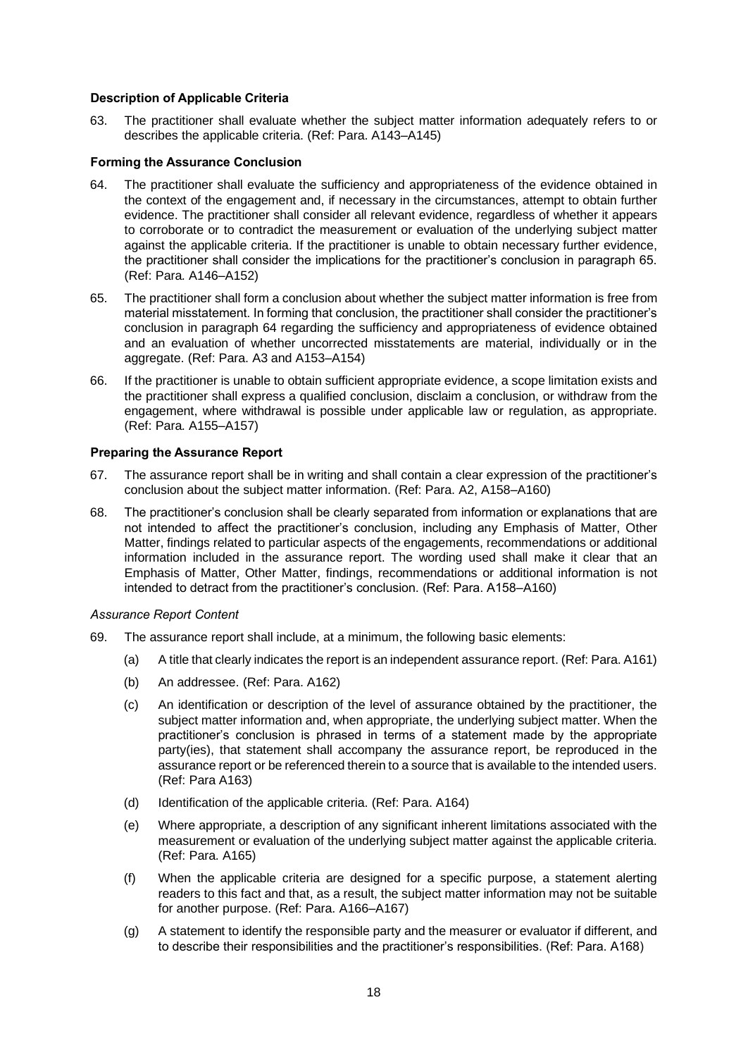### Description of Applicable Criteria

63. The practitioner shall evaluate whether the subject matter information adequately refers to or describes the applicable criteria. (Ref: Para. A143–A145)

### Forming the Assurance Conclusion

64. The practitioner shall evaluate the sufficiency and appropriateness of the evidence obtained in the context of the engagement and, if necessary in the circumstances, attempt to obtain further evidence. The practitioner shall consider all relevant evidence, regardless of whether it appears to corroborate or to contradict the measurement or evaluation of the underlying subject matter against the applicable criteria. If the practitioner is unable to obtain necessary further evidence, the practitioner shall consider the implications for the practitioner's conclusion in paragraph 65. (Ref: Para. A146–A152)

65. The practitioner shall form a conclusion about whether the subject matter information is free from material misstatement. In forming that conclusion, the practitioner shall consider the practitioner's conclusion in paragraph 64 regarding the sufficiency and appropriateness of evidence obtained and an evaluation of whether uncorrected misstatements are material, individually or in the aggregate. (Ref: Para. A3 and A153–A154)

66. If the practitioner is unable to obtain sufficient appropriate evidence, a scope limitation exists and the practitioner shall express a qualified conclusion, disclaim a conclusion, or withdraw from the engagement, where withdrawal is possible under applicable law or regulation, as appropriate. (Ref: Para. A155–A157)

### Preparing the Assurance Report

67. The assurance report shall be in writing and shall contain a clear expression of the practitioner's conclusion about the subject matter information. (Ref: Para. A2, A158–A160)

68. The practitioner's conclusion shall be clearly separated from information or explanations that are not intended to affect the practitioner's conclusion, including any Emphasis of Matter, Other Matter, findings related to particular aspects of the engagements, recommendations or additional information included in the assurance report. The wording used shall make it clear that an Emphasis of Matter, Other Matter, findings, recommendations or additional information is not intended to detract from the practitioner's conclusion. (Ref: Para. A158–A160)

*Assurance Report Content*

69. The assurance report shall include, at a minimum, the following basic elements:

    (a) A title that clearly indicates the report is an independent assurance report. (Ref: Para. A161)

    (b) An addressee. (Ref: Para. A162)

    (c) An identification or description of the level of assurance obtained by the practitioner, the subject matter information and, when appropriate, the underlying subject matter. When the practitioner's conclusion is phrased in terms of a statement made by the appropriate party(ies), that statement shall accompany the assurance report, be reproduced in the assurance report or be referenced therein to a source that is available to the intended users. (Ref: Para A163)

    (d) Identification of the applicable criteria. (Ref: Para. A164)

    (e) Where appropriate, a description of any significant inherent limitations associated with the measurement or evaluation of the underlying subject matter against the applicable criteria. (Ref: Para. A165)

    (f) When the applicable criteria are designed for a specific purpose, a statement alerting readers to this fact and that, as a result, the subject matter information may not be suitable for another purpose. (Ref: Para. A166–A167)

    (g) A statement to identify the responsible party and the measurer or evaluator if different, and to describe their responsibilities and the practitioner's responsibilities. (Ref: Para. A168)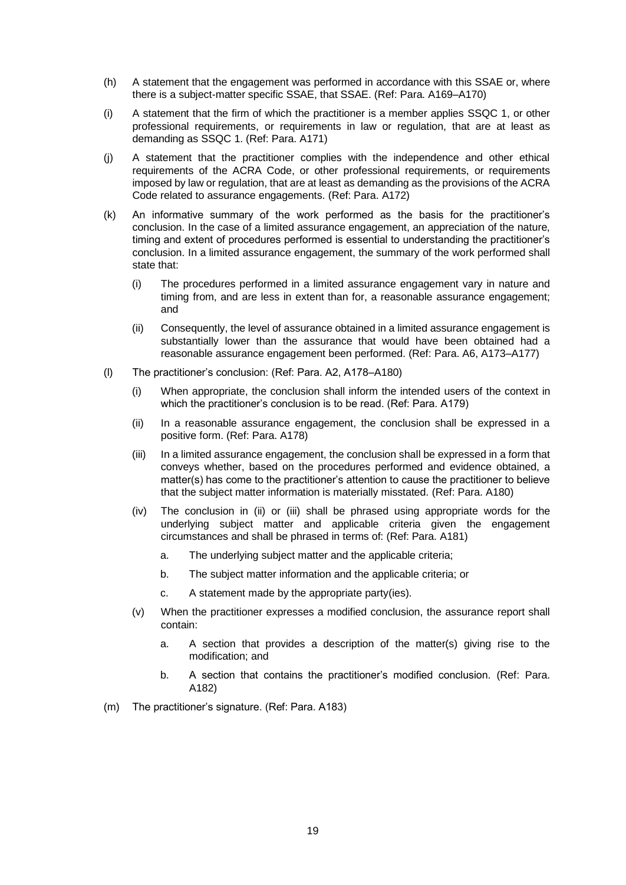(h) A statement that the engagement was performed in accordance with this SSAE or, where there is a subject-matter specific SSAE, that SSAE. (Ref: Para. A169–A170)

(i) A statement that the firm of which the practitioner is a member applies SSQC 1, or other professional requirements, or requirements in law or regulation, that are at least as demanding as SSQC 1. (Ref: Para. A171)

(j) A statement that the practitioner complies with the independence and other ethical requirements of the ACRA Code, or other professional requirements, or requirements imposed by law or regulation, that are at least as demanding as the provisions of the ACRA Code related to assurance engagements. (Ref: Para. A172)

(k) An informative summary of the work performed as the basis for the practitioner's conclusion. In the case of a limited assurance engagement, an appreciation of the nature, timing and extent of procedures performed is essential to understanding the practitioner's conclusion. In a limited assurance engagement, the summary of the work performed shall state that:

   (i) The procedures performed in a limited assurance engagement vary in nature and timing from, and are less in extent than for, a reasonable assurance engagement; and

   (ii) Consequently, the level of assurance obtained in a limited assurance engagement is substantially lower than the assurance that would have been obtained had a reasonable assurance engagement been performed. (Ref: Para. A6, A173–A177)

(l) The practitioner's conclusion: (Ref: Para. A2, A178–A180)

   (i) When appropriate, the conclusion shall inform the intended users of the context in which the practitioner's conclusion is to be read. (Ref: Para. A179)

   (ii) In a reasonable assurance engagement, the conclusion shall be expressed in a positive form. (Ref: Para. A178)

   (iii) In a limited assurance engagement, the conclusion shall be expressed in a form that conveys whether, based on the procedures performed and evidence obtained, a matter(s) has come to the practitioner's attention to cause the practitioner to believe that the subject matter information is materially misstated. (Ref: Para. A180)

   (iv) The conclusion in (ii) or (iii) shall be phrased using appropriate words for the underlying subject matter and applicable criteria given the engagement circumstances and shall be phrased in terms of: (Ref: Para. A181)

      a. The underlying subject matter and the applicable criteria;

      b. The subject matter information and the applicable criteria; or

      c. A statement made by the appropriate party(ies).

   (v) When the practitioner expresses a modified conclusion, the assurance report shall contain:

      a. A section that provides a description of the matter(s) giving rise to the modification; and

      b. A section that contains the practitioner's modified conclusion. (Ref: Para. A182)

(m) The practitioner's signature. (Ref: Para. A183)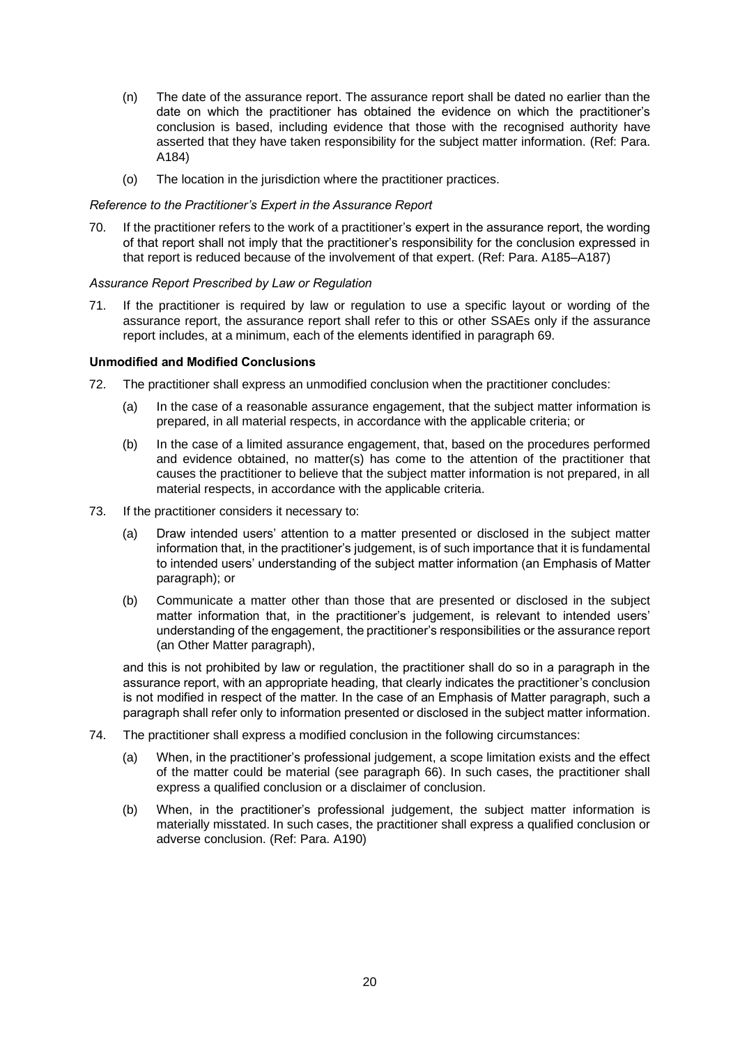(n) The date of the assurance report. The assurance report shall be dated no earlier than the date on which the practitioner has obtained the evidence on which the practitioner's conclusion is based, including evidence that those with the recognised authority have asserted that they have taken responsibility for the subject matter information. (Ref: Para. A184)

(o) The location in the jurisdiction where the practitioner practices.

*Reference to the Practitioner's Expert in the Assurance Report*

70. If the practitioner refers to the work of a practitioner's expert in the assurance report, the wording of that report shall not imply that the practitioner's responsibility for the conclusion expressed in that report is reduced because of the involvement of that expert. (Ref: Para. A185–A187)

*Assurance Report Prescribed by Law or Regulation*

71. If the practitioner is required by law or regulation to use a specific layout or wording of the assurance report, the assurance report shall refer to this or other SSAEs only if the assurance report includes, at a minimum, each of the elements identified in paragraph 69.

**Unmodified and Modified Conclusions**

72. The practitioner shall express an unmodified conclusion when the practitioner concludes:

  (a) In the case of a reasonable assurance engagement, that the subject matter information is prepared, in all material respects, in accordance with the applicable criteria; or

  (b) In the case of a limited assurance engagement, that, based on the procedures performed and evidence obtained, no matter(s) has come to the attention of the practitioner that causes the practitioner to believe that the subject matter information is not prepared, in all material respects, in accordance with the applicable criteria.

73. If the practitioner considers it necessary to:

  (a) Draw intended users' attention to a matter presented or disclosed in the subject matter information that, in the practitioner's judgement, is of such importance that it is fundamental to intended users' understanding of the subject matter information (an Emphasis of Matter paragraph); or

  (b) Communicate a matter other than those that are presented or disclosed in the subject matter information that, in the practitioner's judgement, is relevant to intended users' understanding of the engagement, the practitioner's responsibilities or the assurance report (an Other Matter paragraph),

  and this is not prohibited by law or regulation, the practitioner shall do so in a paragraph in the assurance report, with an appropriate heading, that clearly indicates the practitioner's conclusion is not modified in respect of the matter. In the case of an Emphasis of Matter paragraph, such a paragraph shall refer only to information presented or disclosed in the subject matter information.

74. The practitioner shall express a modified conclusion in the following circumstances:

  (a) When, in the practitioner's professional judgement, a scope limitation exists and the effect of the matter could be material (see paragraph 66). In such cases, the practitioner shall express a qualified conclusion or a disclaimer of conclusion.

  (b) When, in the practitioner's professional judgement, the subject matter information is materially misstated. In such cases, the practitioner shall express a qualified conclusion or adverse conclusion. (Ref: Para. A190)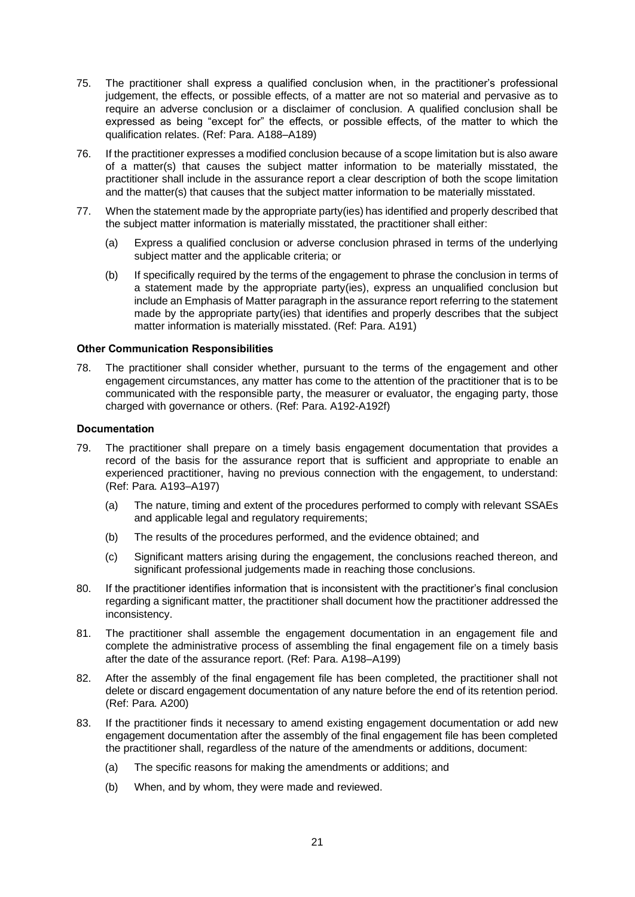75. The practitioner shall express a qualified conclusion when, in the practitioner's professional judgement, the effects, or possible effects, of a matter are not so material and pervasive as to require an adverse conclusion or a disclaimer of conclusion. A qualified conclusion shall be expressed as being "except for" the effects, or possible effects, of the matter to which the qualification relates. (Ref: Para. A188–A189)

76. If the practitioner expresses a modified conclusion because of a scope limitation but is also aware of a matter(s) that causes the subject matter information to be materially misstated, the practitioner shall include in the assurance report a clear description of both the scope limitation and the matter(s) that causes that the subject matter information to be materially misstated.

77. When the statement made by the appropriate party(ies) has identified and properly described that the subject matter information is materially misstated, the practitioner shall either:

    (a) Express a qualified conclusion or adverse conclusion phrased in terms of the underlying subject matter and the applicable criteria; or

    (b) If specifically required by the terms of the engagement to phrase the conclusion in terms of a statement made by the appropriate party(ies), express an unqualified conclusion but include an Emphasis of Matter paragraph in the assurance report referring to the statement made by the appropriate party(ies) that identifies and properly describes that the subject matter information is materially misstated. (Ref: Para. A191)

### Other Communication Responsibilities

78. The practitioner shall consider whether, pursuant to the terms of the engagement and other engagement circumstances, any matter has come to the attention of the practitioner that is to be communicated with the responsible party, the measurer or evaluator, the engaging party, those charged with governance or others. (Ref: Para. A192-A192f)

### Documentation

79. The practitioner shall prepare on a timely basis engagement documentation that provides a record of the basis for the assurance report that is sufficient and appropriate to enable an experienced practitioner, having no previous connection with the engagement, to understand: (Ref: Para. A193–A197)

    (a) The nature, timing and extent of the procedures performed to comply with relevant SSAEs and applicable legal and regulatory requirements;

    (b) The results of the procedures performed, and the evidence obtained; and

    (c) Significant matters arising during the engagement, the conclusions reached thereon, and significant professional judgements made in reaching those conclusions.

80. If the practitioner identifies information that is inconsistent with the practitioner's final conclusion regarding a significant matter, the practitioner shall document how the practitioner addressed the inconsistency.

81. The practitioner shall assemble the engagement documentation in an engagement file and complete the administrative process of assembling the final engagement file on a timely basis after the date of the assurance report. (Ref: Para. A198–A199)

82. After the assembly of the final engagement file has been completed, the practitioner shall not delete or discard engagement documentation of any nature before the end of its retention period. (Ref: Para. A200)

83. If the practitioner finds it necessary to amend existing engagement documentation or add new engagement documentation after the assembly of the final engagement file has been completed the practitioner shall, regardless of the nature of the amendments or additions, document:

    (a) The specific reasons for making the amendments or additions; and

    (b) When, and by whom, they were made and reviewed.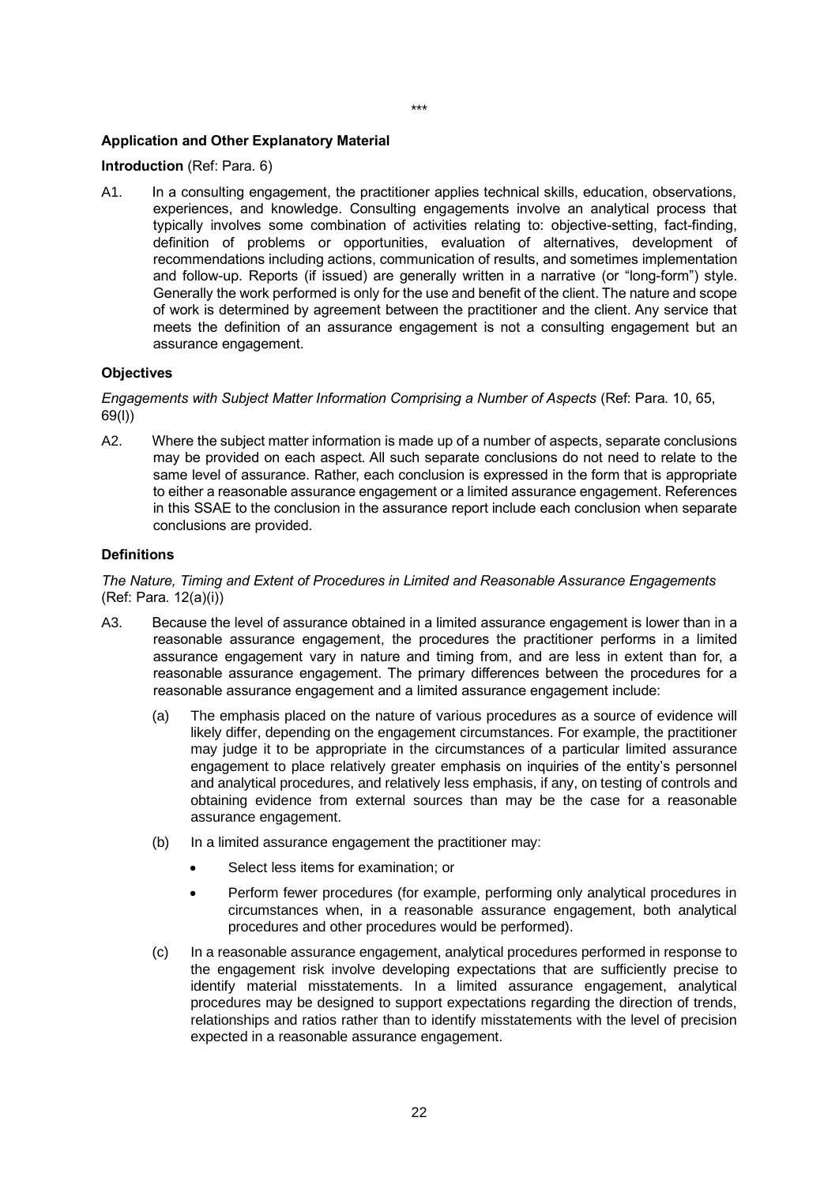\*\*\*

**Application and Other Explanatory Material**

**Introduction** (Ref: Para. 6)

A1. In a consulting engagement, the practitioner applies technical skills, education, observations, experiences, and knowledge. Consulting engagements involve an analytical process that typically involves some combination of activities relating to: objective-setting, fact-finding, definition of problems or opportunities, evaluation of alternatives, development of recommendations including actions, communication of results, and sometimes implementation and follow-up. Reports (if issued) are generally written in a narrative (or "long-form") style. Generally the work performed is only for the use and benefit of the client. The nature and scope of work is determined by agreement between the practitioner and the client. Any service that meets the definition of an assurance engagement is not a consulting engagement but an assurance engagement.

**Objectives**

*Engagements with Subject Matter Information Comprising a Number of Aspects* (Ref: Para. 10, 65, 69(l))

A2. Where the subject matter information is made up of a number of aspects, separate conclusions may be provided on each aspect. All such separate conclusions do not need to relate to the same level of assurance. Rather, each conclusion is expressed in the form that is appropriate to either a reasonable assurance engagement or a limited assurance engagement. References in this SSAE to the conclusion in the assurance report include each conclusion when separate conclusions are provided.

**Definitions**

*The Nature, Timing and Extent of Procedures in Limited and Reasonable Assurance Engagements* (Ref: Para. 12(a)(i))

A3. Because the level of assurance obtained in a limited assurance engagement is lower than in a reasonable assurance engagement, the procedures the practitioner performs in a limited assurance engagement vary in nature and timing from, and are less in extent than for, a reasonable assurance engagement. The primary differences between the procedures for a reasonable assurance engagement and a limited assurance engagement include:

(a) The emphasis placed on the nature of various procedures as a source of evidence will likely differ, depending on the engagement circumstances. For example, the practitioner may judge it to be appropriate in the circumstances of a particular limited assurance engagement to place relatively greater emphasis on inquiries of the entity's personnel and analytical procedures, and relatively less emphasis, if any, on testing of controls and obtaining evidence from external sources than may be the case for a reasonable assurance engagement.

(b) In a limited assurance engagement the practitioner may:

- Select less items for examination; or
- Perform fewer procedures (for example, performing only analytical procedures in circumstances when, in a reasonable assurance engagement, both analytical procedures and other procedures would be performed).

(c) In a reasonable assurance engagement, analytical procedures performed in response to the engagement risk involve developing expectations that are sufficiently precise to identify material misstatements. In a limited assurance engagement, analytical procedures may be designed to support expectations regarding the direction of trends, relationships and ratios rather than to identify misstatements with the level of precision expected in a reasonable assurance engagement.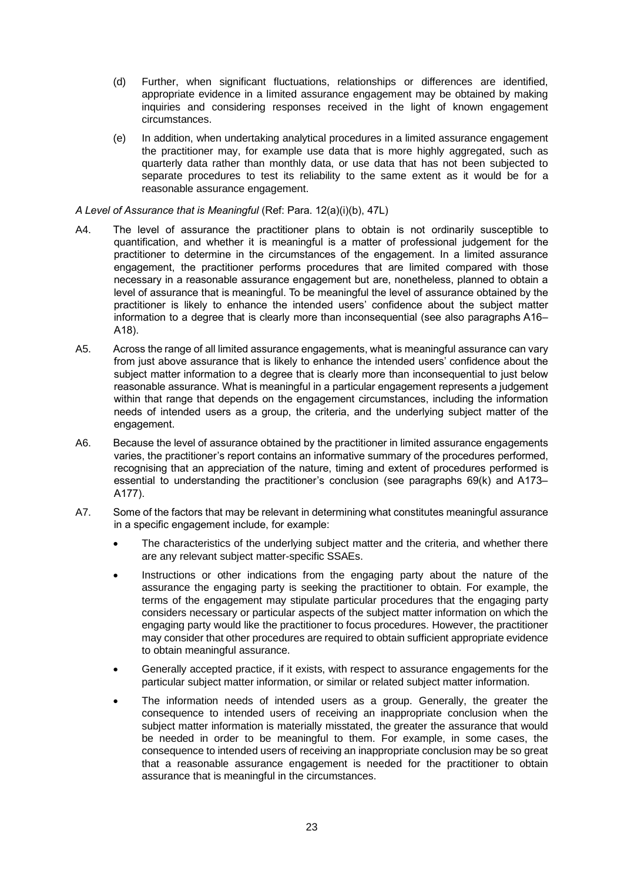(d) Further, when significant fluctuations, relationships or differences are identified, appropriate evidence in a limited assurance engagement may be obtained by making inquiries and considering responses received in the light of known engagement circumstances.

(e) In addition, when undertaking analytical procedures in a limited assurance engagement the practitioner may, for example use data that is more highly aggregated, such as quarterly data rather than monthly data, or use data that has not been subjected to separate procedures to test its reliability to the same extent as it would be for a reasonable assurance engagement.

*A Level of Assurance that is Meaningful* (Ref: Para. 12(a)(i)(b), 47L)

A4. The level of assurance the practitioner plans to obtain is not ordinarily susceptible to quantification, and whether it is meaningful is a matter of professional judgement for the practitioner to determine in the circumstances of the engagement. In a limited assurance engagement, the practitioner performs procedures that are limited compared with those necessary in a reasonable assurance engagement but are, nonetheless, planned to obtain a level of assurance that is meaningful. To be meaningful the level of assurance obtained by the practitioner is likely to enhance the intended users' confidence about the subject matter information to a degree that is clearly more than inconsequential (see also paragraphs A16–A18).

A5. Across the range of all limited assurance engagements, what is meaningful assurance can vary from just above assurance that is likely to enhance the intended users' confidence about the subject matter information to a degree that is clearly more than inconsequential to just below reasonable assurance. What is meaningful in a particular engagement represents a judgement within that range that depends on the engagement circumstances, including the information needs of intended users as a group, the criteria, and the underlying subject matter of the engagement.

A6. Because the level of assurance obtained by the practitioner in limited assurance engagements varies, the practitioner's report contains an informative summary of the procedures performed, recognising that an appreciation of the nature, timing and extent of procedures performed is essential to understanding the practitioner's conclusion (see paragraphs 69(k) and A173–A177).

A7. Some of the factors that may be relevant in determining what constitutes meaningful assurance in a specific engagement include, for example:

- The characteristics of the underlying subject matter and the criteria, and whether there are any relevant subject matter-specific SSAEs.
- Instructions or other indications from the engaging party about the nature of the assurance the engaging party is seeking the practitioner to obtain. For example, the terms of the engagement may stipulate particular procedures that the engaging party considers necessary or particular aspects of the subject matter information on which the engaging party would like the practitioner to focus procedures. However, the practitioner may consider that other procedures are required to obtain sufficient appropriate evidence to obtain meaningful assurance.
- Generally accepted practice, if it exists, with respect to assurance engagements for the particular subject matter information, or similar or related subject matter information.
- The information needs of intended users as a group. Generally, the greater the consequence to intended users of receiving an inappropriate conclusion when the subject matter information is materially misstated, the greater the assurance that would be needed in order to be meaningful to them. For example, in some cases, the consequence to intended users of receiving an inappropriate conclusion may be so great that a reasonable assurance engagement is needed for the practitioner to obtain assurance that is meaningful in the circumstances.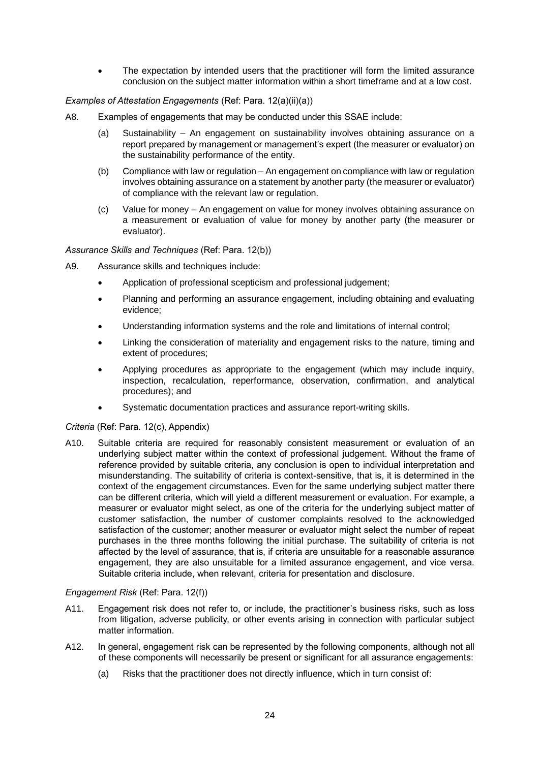- The expectation by intended users that the practitioner will form the limited assurance conclusion on the subject matter information within a short timeframe and at a low cost.

*Examples of Attestation Engagements* (Ref: Para. 12(a)(ii)(a))

A8. Examples of engagements that may be conducted under this SSAE include:

(a) Sustainability – An engagement on sustainability involves obtaining assurance on a report prepared by management or management's expert (the measurer or evaluator) on the sustainability performance of the entity.

(b) Compliance with law or regulation – An engagement on compliance with law or regulation involves obtaining assurance on a statement by another party (the measurer or evaluator) of compliance with the relevant law or regulation.

(c) Value for money – An engagement on value for money involves obtaining assurance on a measurement or evaluation of value for money by another party (the measurer or evaluator).

*Assurance Skills and Techniques* (Ref: Para. 12(b))

A9. Assurance skills and techniques include:

- Application of professional scepticism and professional judgement;
- Planning and performing an assurance engagement, including obtaining and evaluating evidence;
- Understanding information systems and the role and limitations of internal control;
- Linking the consideration of materiality and engagement risks to the nature, timing and extent of procedures;
- Applying procedures as appropriate to the engagement (which may include inquiry, inspection, recalculation, reperformance, observation, confirmation, and analytical procedures); and
- Systematic documentation practices and assurance report-writing skills.

*Criteria* (Ref: Para. 12(c), Appendix)

A10. Suitable criteria are required for reasonably consistent measurement or evaluation of an underlying subject matter within the context of professional judgement. Without the frame of reference provided by suitable criteria, any conclusion is open to individual interpretation and misunderstanding. The suitability of criteria is context-sensitive, that is, it is determined in the context of the engagement circumstances. Even for the same underlying subject matter there can be different criteria, which will yield a different measurement or evaluation. For example, a measurer or evaluator might select, as one of the criteria for the underlying subject matter of customer satisfaction, the number of customer complaints resolved to the acknowledged satisfaction of the customer; another measurer or evaluator might select the number of repeat purchases in the three months following the initial purchase. The suitability of criteria is not affected by the level of assurance, that is, if criteria are unsuitable for a reasonable assurance engagement, they are also unsuitable for a limited assurance engagement, and vice versa. Suitable criteria include, when relevant, criteria for presentation and disclosure.

*Engagement Risk* (Ref: Para. 12(f))

A11. Engagement risk does not refer to, or include, the practitioner's business risks, such as loss from litigation, adverse publicity, or other events arising in connection with particular subject matter information.

A12. In general, engagement risk can be represented by the following components, although not all of these components will necessarily be present or significant for all assurance engagements:

(a) Risks that the practitioner does not directly influence, which in turn consist of: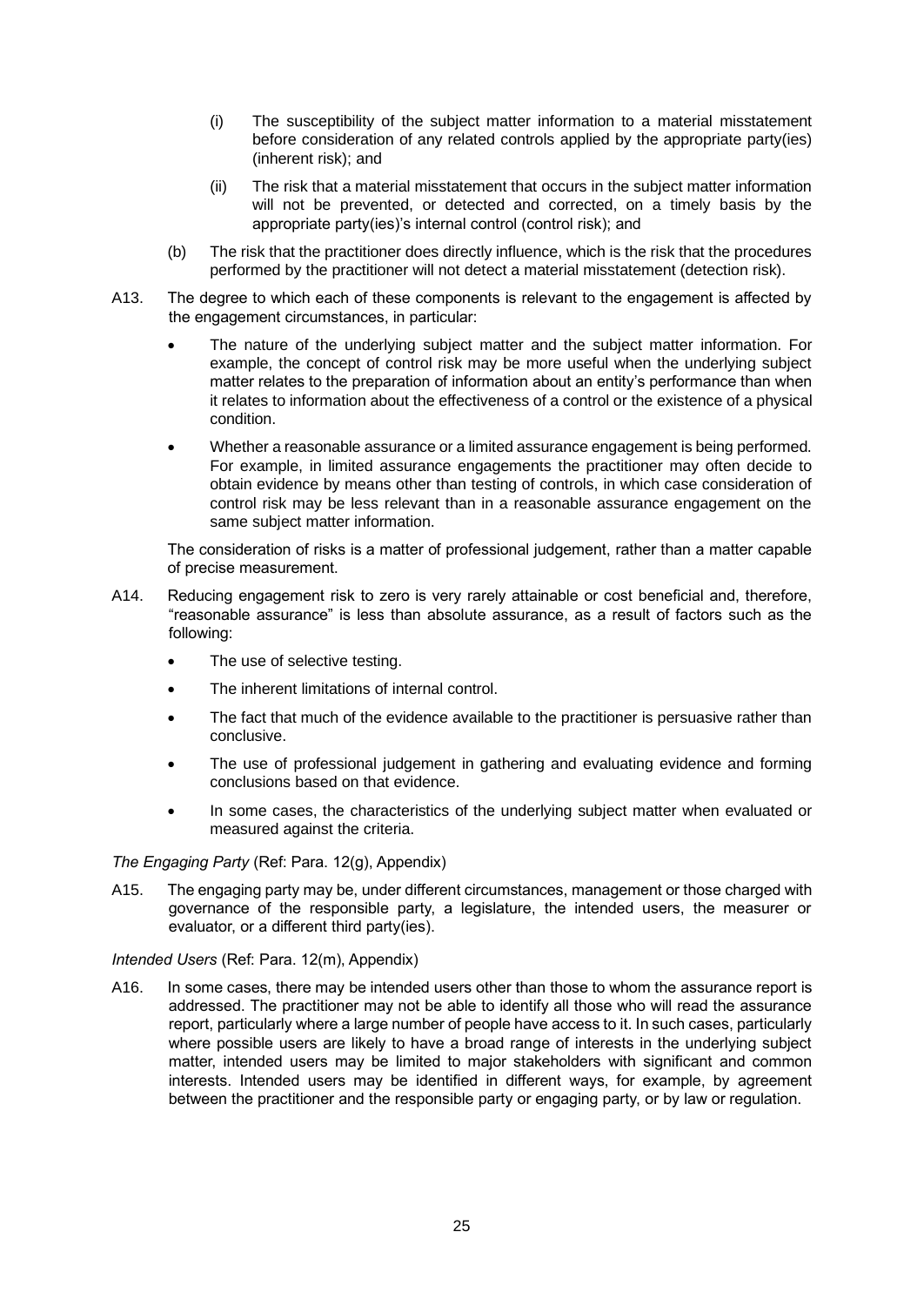(i) The susceptibility of the subject matter information to a material misstatement before consideration of any related controls applied by the appropriate party(ies) (inherent risk); and

(ii) The risk that a material misstatement that occurs in the subject matter information will not be prevented, or detected and corrected, on a timely basis by the appropriate party(ies)'s internal control (control risk); and

(b) The risk that the practitioner does directly influence, which is the risk that the procedures performed by the practitioner will not detect a material misstatement (detection risk).

A13. The degree to which each of these components is relevant to the engagement is affected by the engagement circumstances, in particular:

- The nature of the underlying subject matter and the subject matter information. For example, the concept of control risk may be more useful when the underlying subject matter relates to the preparation of information about an entity's performance than when it relates to information about the effectiveness of a control or the existence of a physical condition.
- Whether a reasonable assurance or a limited assurance engagement is being performed. For example, in limited assurance engagements the practitioner may often decide to obtain evidence by means other than testing of controls, in which case consideration of control risk may be less relevant than in a reasonable assurance engagement on the same subject matter information.

The consideration of risks is a matter of professional judgement, rather than a matter capable of precise measurement.

A14. Reducing engagement risk to zero is very rarely attainable or cost beneficial and, therefore, "reasonable assurance" is less than absolute assurance, as a result of factors such as the following:

- The use of selective testing.
- The inherent limitations of internal control.
- The fact that much of the evidence available to the practitioner is persuasive rather than conclusive.
- The use of professional judgement in gathering and evaluating evidence and forming conclusions based on that evidence.
- In some cases, the characteristics of the underlying subject matter when evaluated or measured against the criteria.

*The Engaging Party* (Ref: Para. 12(g), Appendix)

A15. The engaging party may be, under different circumstances, management or those charged with governance of the responsible party, a legislature, the intended users, the measurer or evaluator, or a different third party(ies).

*Intended Users* (Ref: Para. 12(m), Appendix)

A16. In some cases, there may be intended users other than those to whom the assurance report is addressed. The practitioner may not be able to identify all those who will read the assurance report, particularly where a large number of people have access to it. In such cases, particularly where possible users are likely to have a broad range of interests in the underlying subject matter, intended users may be limited to major stakeholders with significant and common interests. Intended users may be identified in different ways, for example, by agreement between the practitioner and the responsible party or engaging party, or by law or regulation.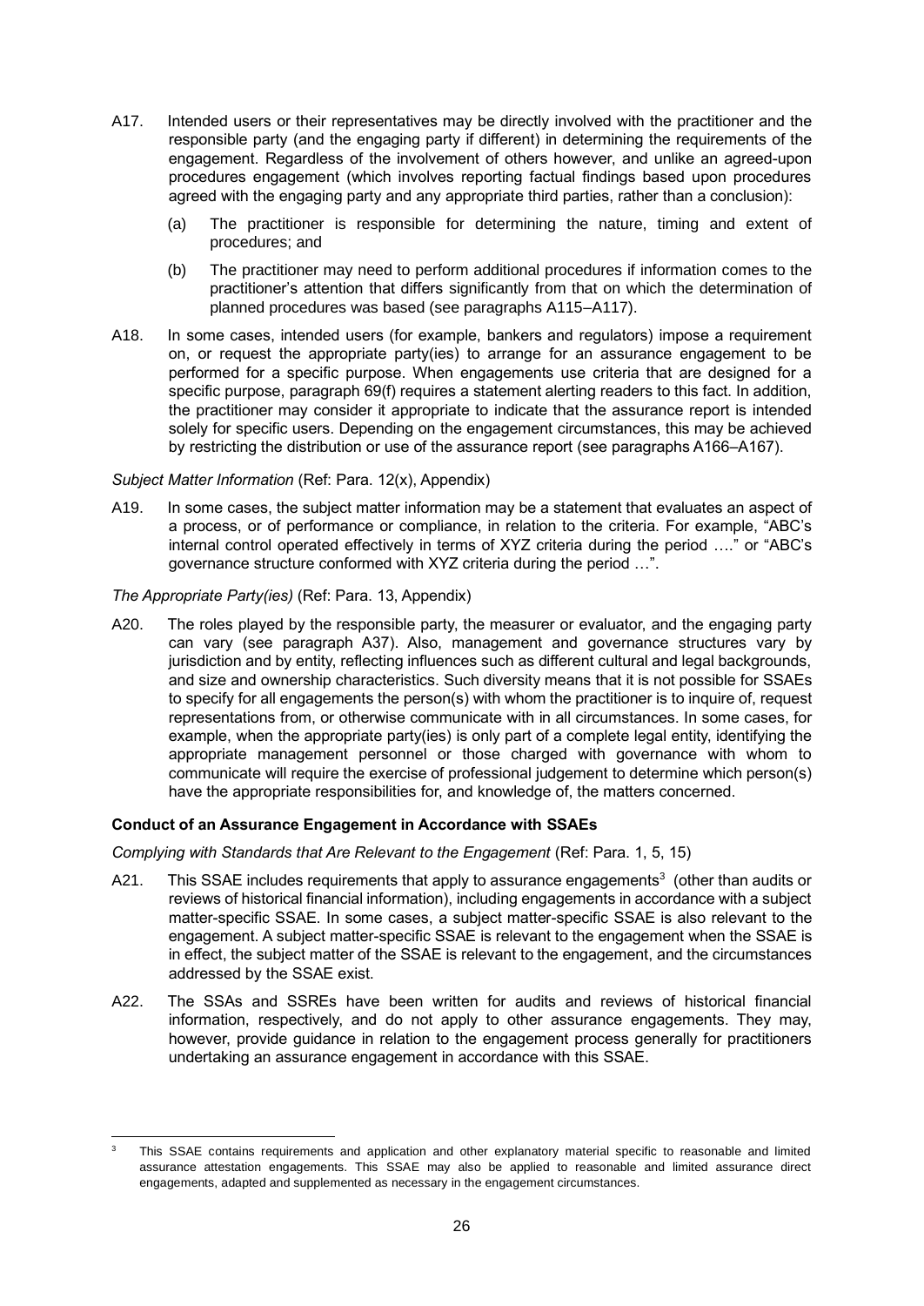A17. Intended users or their representatives may be directly involved with the practitioner and the responsible party (and the engaging party if different) in determining the requirements of the engagement. Regardless of the involvement of others however, and unlike an agreed-upon procedures engagement (which involves reporting factual findings based upon procedures agreed with the engaging party and any appropriate third parties, rather than a conclusion):

(a) The practitioner is responsible for determining the nature, timing and extent of procedures; and

(b) The practitioner may need to perform additional procedures if information comes to the practitioner's attention that differs significantly from that on which the determination of planned procedures was based (see paragraphs A115–A117).

A18. In some cases, intended users (for example, bankers and regulators) impose a requirement on, or request the appropriate party(ies) to arrange for an assurance engagement to be performed for a specific purpose. When engagements use criteria that are designed for a specific purpose, paragraph 69(f) requires a statement alerting readers to this fact. In addition, the practitioner may consider it appropriate to indicate that the assurance report is intended solely for specific users. Depending on the engagement circumstances, this may be achieved by restricting the distribution or use of the assurance report (see paragraphs A166–A167).

*Subject Matter Information* (Ref: Para. 12(x), Appendix)

A19. In some cases, the subject matter information may be a statement that evaluates an aspect of a process, or of performance or compliance, in relation to the criteria. For example, "ABC's internal control operated effectively in terms of XYZ criteria during the period …." or "ABC's governance structure conformed with XYZ criteria during the period …".

*The Appropriate Party(ies)* (Ref: Para. 13, Appendix)

A20. The roles played by the responsible party, the measurer or evaluator, and the engaging party can vary (see paragraph A37). Also, management and governance structures vary by jurisdiction and by entity, reflecting influences such as different cultural and legal backgrounds, and size and ownership characteristics. Such diversity means that it is not possible for SSAEs to specify for all engagements the person(s) with whom the practitioner is to inquire of, request representations from, or otherwise communicate with in all circumstances. In some cases, for example, when the appropriate party(ies) is only part of a complete legal entity, identifying the appropriate management personnel or those charged with governance with whom to communicate will require the exercise of professional judgement to determine which person(s) have the appropriate responsibilities for, and knowledge of, the matters concerned.

### Conduct of an Assurance Engagement in Accordance with SSAEs

*Complying with Standards that Are Relevant to the Engagement* (Ref: Para. 1, 5, 15)

A21. This SSAE includes requirements that apply to assurance engagements[3] (other than audits or reviews of historical financial information), including engagements in accordance with a subject matter-specific SSAE. In some cases, a subject matter-specific SSAE is also relevant to the engagement. A subject matter-specific SSAE is relevant to the engagement when the SSAE is in effect, the subject matter of the SSAE is relevant to the engagement, and the circumstances addressed by the SSAE exist.

A22. The SSAs and SSREs have been written for audits and reviews of historical financial information, respectively, and do not apply to other assurance engagements. They may, however, provide guidance in relation to the engagement process generally for practitioners undertaking an assurance engagement in accordance with this SSAE.

[3] This SSAE contains requirements and application and other explanatory material specific to reasonable and limited assurance attestation engagements. This SSAE may also be applied to reasonable and limited assurance direct engagements, adapted and supplemented as necessary in the engagement circumstances.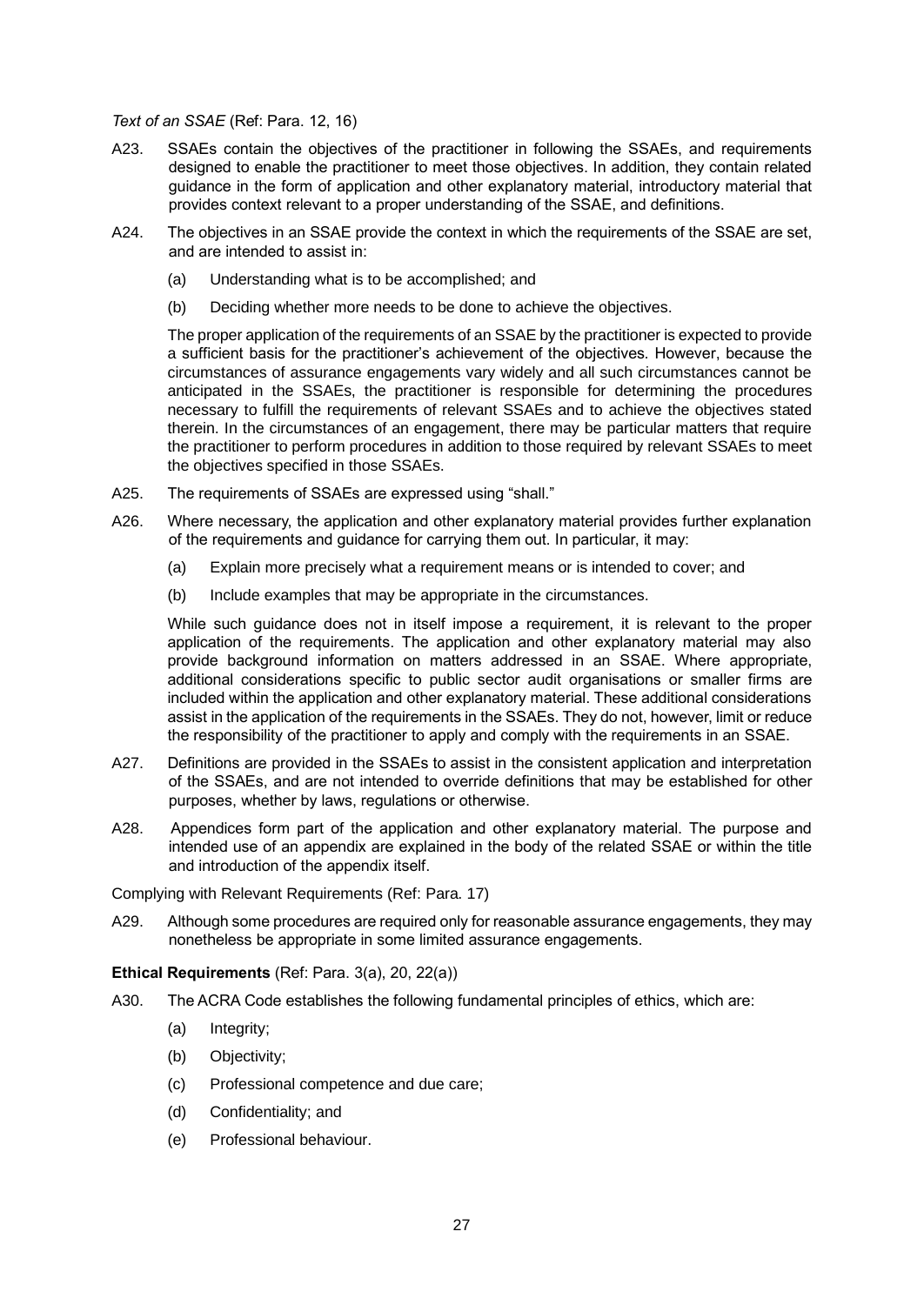*Text of an SSAE* (Ref: Para. 12, 16)

A23. SSAEs contain the objectives of the practitioner in following the SSAEs, and requirements designed to enable the practitioner to meet those objectives. In addition, they contain related guidance in the form of application and other explanatory material, introductory material that provides context relevant to a proper understanding of the SSAE, and definitions.

A24. The objectives in an SSAE provide the context in which the requirements of the SSAE are set, and are intended to assist in:

(a) Understanding what is to be accomplished; and

(b) Deciding whether more needs to be done to achieve the objectives.

The proper application of the requirements of an SSAE by the practitioner is expected to provide a sufficient basis for the practitioner's achievement of the objectives. However, because the circumstances of assurance engagements vary widely and all such circumstances cannot be anticipated in the SSAEs, the practitioner is responsible for determining the procedures necessary to fulfill the requirements of relevant SSAEs and to achieve the objectives stated therein. In the circumstances of an engagement, there may be particular matters that require the practitioner to perform procedures in addition to those required by relevant SSAEs to meet the objectives specified in those SSAEs.

A25. The requirements of SSAEs are expressed using "shall."

A26. Where necessary, the application and other explanatory material provides further explanation of the requirements and guidance for carrying them out. In particular, it may:

(a) Explain more precisely what a requirement means or is intended to cover; and

(b) Include examples that may be appropriate in the circumstances.

While such guidance does not in itself impose a requirement, it is relevant to the proper application of the requirements. The application and other explanatory material may also provide background information on matters addressed in an SSAE. Where appropriate, additional considerations specific to public sector audit organisations or smaller firms are included within the application and other explanatory material. These additional considerations assist in the application of the requirements in the SSAEs. They do not, however, limit or reduce the responsibility of the practitioner to apply and comply with the requirements in an SSAE.

A27. Definitions are provided in the SSAEs to assist in the consistent application and interpretation of the SSAEs, and are not intended to override definitions that may be established for other purposes, whether by laws, regulations or otherwise.

A28. Appendices form part of the application and other explanatory material. The purpose and intended use of an appendix are explained in the body of the related SSAE or within the title and introduction of the appendix itself.

Complying with Relevant Requirements (Ref: Para. 17)

A29. Although some procedures are required only for reasonable assurance engagements, they may nonetheless be appropriate in some limited assurance engagements.

**Ethical Requirements** (Ref: Para. 3(a), 20, 22(a))

A30. The ACRA Code establishes the following fundamental principles of ethics, which are:

(a) Integrity;

(b) Objectivity;

(c) Professional competence and due care;

(d) Confidentiality; and

(e) Professional behaviour.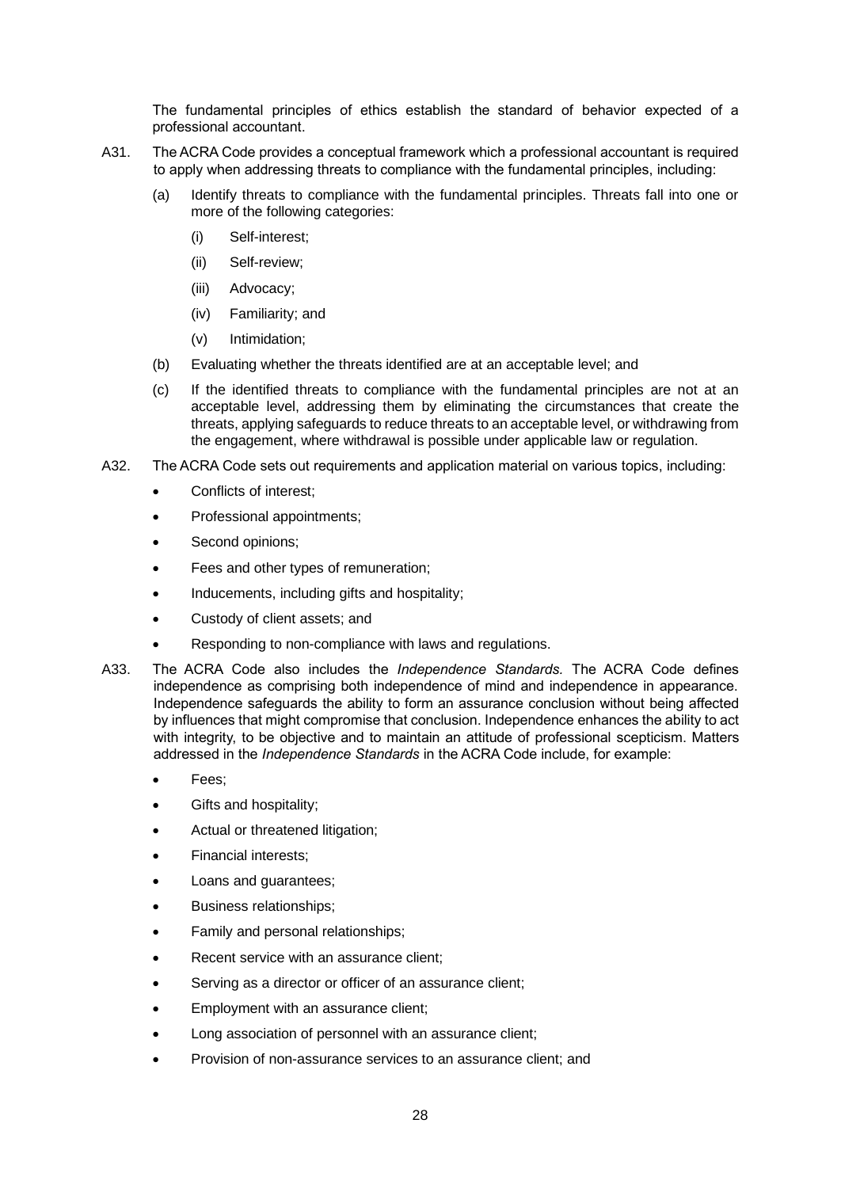The fundamental principles of ethics establish the standard of behavior expected of a professional accountant.

A31. The ACRA Code provides a conceptual framework which a professional accountant is required to apply when addressing threats to compliance with the fundamental principles, including:

(a) Identify threats to compliance with the fundamental principles. Threats fall into one or more of the following categories:

(i) Self-interest;

(ii) Self-review;

(iii) Advocacy;

(iv) Familiarity; and

(v) Intimidation;

(b) Evaluating whether the threats identified are at an acceptable level; and

(c) If the identified threats to compliance with the fundamental principles are not at an acceptable level, addressing them by eliminating the circumstances that create the threats, applying safeguards to reduce threats to an acceptable level, or withdrawing from the engagement, where withdrawal is possible under applicable law or regulation.

A32. The ACRA Code sets out requirements and application material on various topics, including:

- Conflicts of interest;
- Professional appointments;
- Second opinions;
- Fees and other types of remuneration;
- Inducements, including gifts and hospitality;
- Custody of client assets; and
- Responding to non-compliance with laws and regulations.

A33. The ACRA Code also includes the *Independence Standards.* The ACRA Code defines independence as comprising both independence of mind and independence in appearance. Independence safeguards the ability to form an assurance conclusion without being affected by influences that might compromise that conclusion. Independence enhances the ability to act with integrity, to be objective and to maintain an attitude of professional scepticism. Matters addressed in the *Independence Standards* in the ACRA Code include, for example:

- Fees;
- Gifts and hospitality;
- Actual or threatened litigation;
- Financial interests;
- Loans and guarantees;
- Business relationships;
- Family and personal relationships;
- Recent service with an assurance client;
- Serving as a director or officer of an assurance client;
- Employment with an assurance client;
- Long association of personnel with an assurance client;
- Provision of non-assurance services to an assurance client; and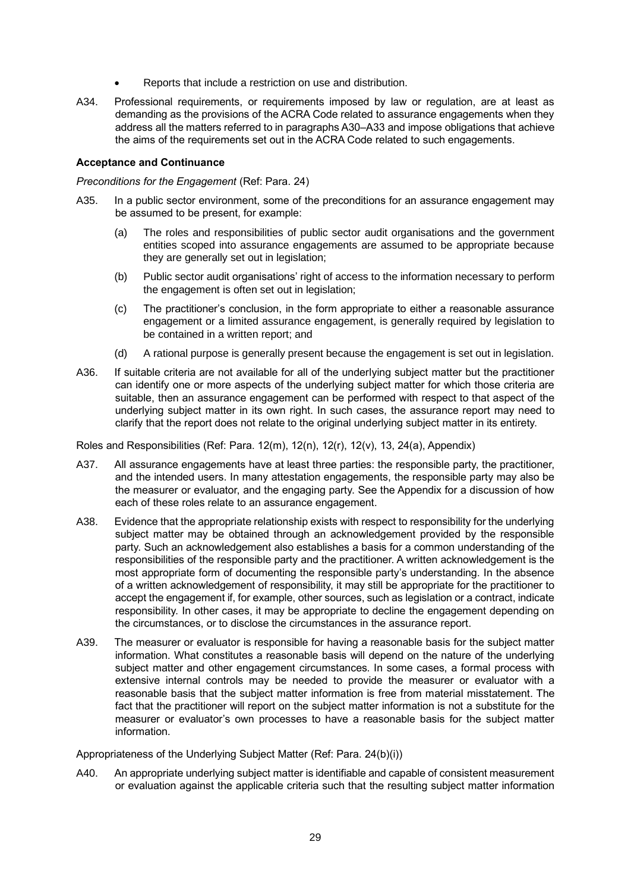- Reports that include a restriction on use and distribution.

A34. Professional requirements, or requirements imposed by law or regulation, are at least as demanding as the provisions of the ACRA Code related to assurance engagements when they address all the matters referred to in paragraphs A30–A33 and impose obligations that achieve the aims of the requirements set out in the ACRA Code related to such engagements.

**Acceptance and Continuance**

*Preconditions for the Engagement* (Ref: Para. 24)

A35. In a public sector environment, some of the preconditions for an assurance engagement may be assumed to be present, for example:

(a) The roles and responsibilities of public sector audit organisations and the government entities scoped into assurance engagements are assumed to be appropriate because they are generally set out in legislation;

(b) Public sector audit organisations' right of access to the information necessary to perform the engagement is often set out in legislation;

(c) The practitioner's conclusion, in the form appropriate to either a reasonable assurance engagement or a limited assurance engagement, is generally required by legislation to be contained in a written report; and

(d) A rational purpose is generally present because the engagement is set out in legislation.

A36. If suitable criteria are not available for all of the underlying subject matter but the practitioner can identify one or more aspects of the underlying subject matter for which those criteria are suitable, then an assurance engagement can be performed with respect to that aspect of the underlying subject matter in its own right. In such cases, the assurance report may need to clarify that the report does not relate to the original underlying subject matter in its entirety.

Roles and Responsibilities (Ref: Para. 12(m), 12(n), 12(r), 12(v), 13, 24(a), Appendix)

A37. All assurance engagements have at least three parties: the responsible party, the practitioner, and the intended users. In many attestation engagements, the responsible party may also be the measurer or evaluator, and the engaging party. See the Appendix for a discussion of how each of these roles relate to an assurance engagement.

A38. Evidence that the appropriate relationship exists with respect to responsibility for the underlying subject matter may be obtained through an acknowledgement provided by the responsible party. Such an acknowledgement also establishes a basis for a common understanding of the responsibilities of the responsible party and the practitioner. A written acknowledgement is the most appropriate form of documenting the responsible party's understanding. In the absence of a written acknowledgement of responsibility, it may still be appropriate for the practitioner to accept the engagement if, for example, other sources, such as legislation or a contract, indicate responsibility. In other cases, it may be appropriate to decline the engagement depending on the circumstances, or to disclose the circumstances in the assurance report.

A39. The measurer or evaluator is responsible for having a reasonable basis for the subject matter information. What constitutes a reasonable basis will depend on the nature of the underlying subject matter and other engagement circumstances. In some cases, a formal process with extensive internal controls may be needed to provide the measurer or evaluator with a reasonable basis that the subject matter information is free from material misstatement. The fact that the practitioner will report on the subject matter information is not a substitute for the measurer or evaluator's own processes to have a reasonable basis for the subject matter information.

Appropriateness of the Underlying Subject Matter (Ref: Para. 24(b)(i))

A40. An appropriate underlying subject matter is identifiable and capable of consistent measurement or evaluation against the applicable criteria such that the resulting subject matter information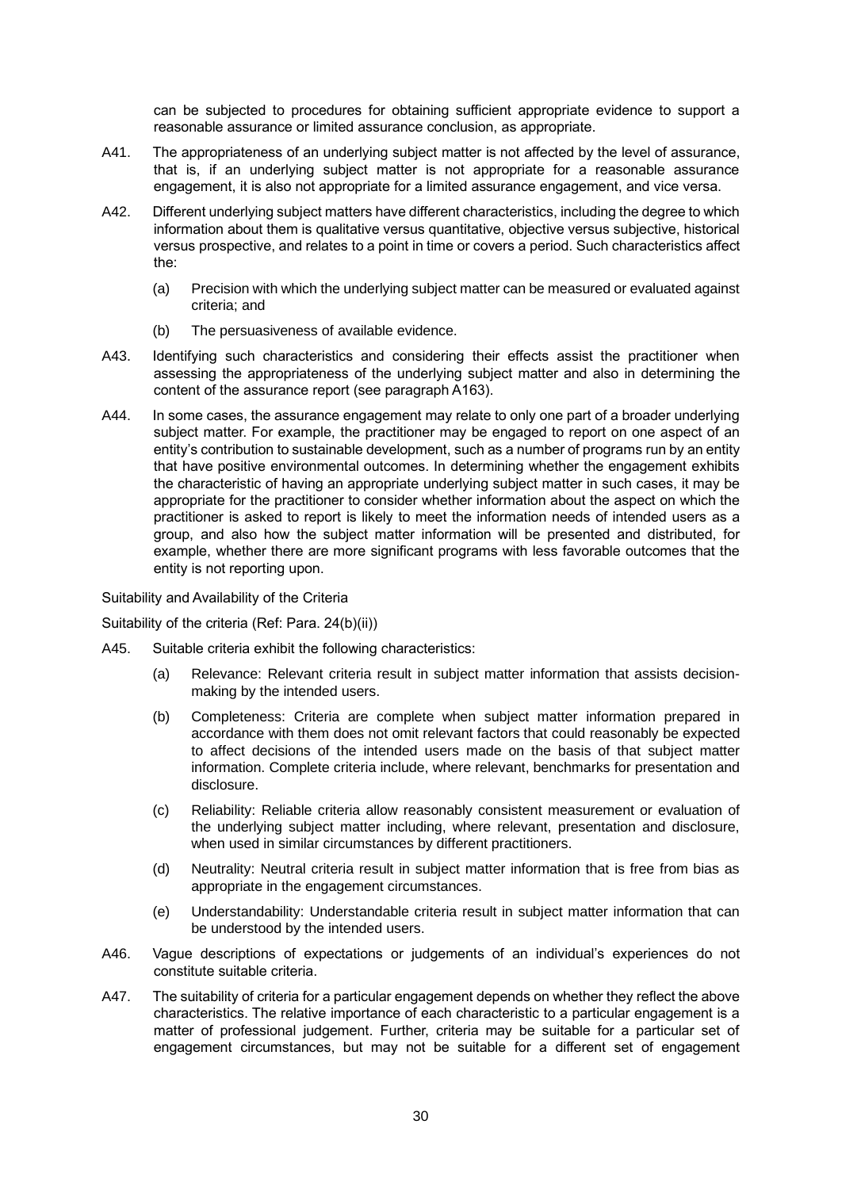can be subjected to procedures for obtaining sufficient appropriate evidence to support a reasonable assurance or limited assurance conclusion, as appropriate.

A41. The appropriateness of an underlying subject matter is not affected by the level of assurance, that is, if an underlying subject matter is not appropriate for a reasonable assurance engagement, it is also not appropriate for a limited assurance engagement, and vice versa.

A42. Different underlying subject matters have different characteristics, including the degree to which information about them is qualitative versus quantitative, objective versus subjective, historical versus prospective, and relates to a point in time or covers a period. Such characteristics affect the:

(a) Precision with which the underlying subject matter can be measured or evaluated against criteria; and

(b) The persuasiveness of available evidence.

A43. Identifying such characteristics and considering their effects assist the practitioner when assessing the appropriateness of the underlying subject matter and also in determining the content of the assurance report (see paragraph A163).

A44. In some cases, the assurance engagement may relate to only one part of a broader underlying subject matter. For example, the practitioner may be engaged to report on one aspect of an entity's contribution to sustainable development, such as a number of programs run by an entity that have positive environmental outcomes. In determining whether the engagement exhibits the characteristic of having an appropriate underlying subject matter in such cases, it may be appropriate for the practitioner to consider whether information about the aspect on which the practitioner is asked to report is likely to meet the information needs of intended users as a group, and also how the subject matter information will be presented and distributed, for example, whether there are more significant programs with less favorable outcomes that the entity is not reporting upon.

Suitability and Availability of the Criteria

Suitability of the criteria (Ref: Para. 24(b)(ii))

A45. Suitable criteria exhibit the following characteristics:

(a) Relevance: Relevant criteria result in subject matter information that assists decision-making by the intended users.

(b) Completeness: Criteria are complete when subject matter information prepared in accordance with them does not omit relevant factors that could reasonably be expected to affect decisions of the intended users made on the basis of that subject matter information. Complete criteria include, where relevant, benchmarks for presentation and disclosure.

(c) Reliability: Reliable criteria allow reasonably consistent measurement or evaluation of the underlying subject matter including, where relevant, presentation and disclosure, when used in similar circumstances by different practitioners.

(d) Neutrality: Neutral criteria result in subject matter information that is free from bias as appropriate in the engagement circumstances.

(e) Understandability: Understandable criteria result in subject matter information that can be understood by the intended users.

A46. Vague descriptions of expectations or judgements of an individual's experiences do not constitute suitable criteria.

A47. The suitability of criteria for a particular engagement depends on whether they reflect the above characteristics. The relative importance of each characteristic to a particular engagement is a matter of professional judgement. Further, criteria may be suitable for a particular set of engagement circumstances, but may not be suitable for a different set of engagement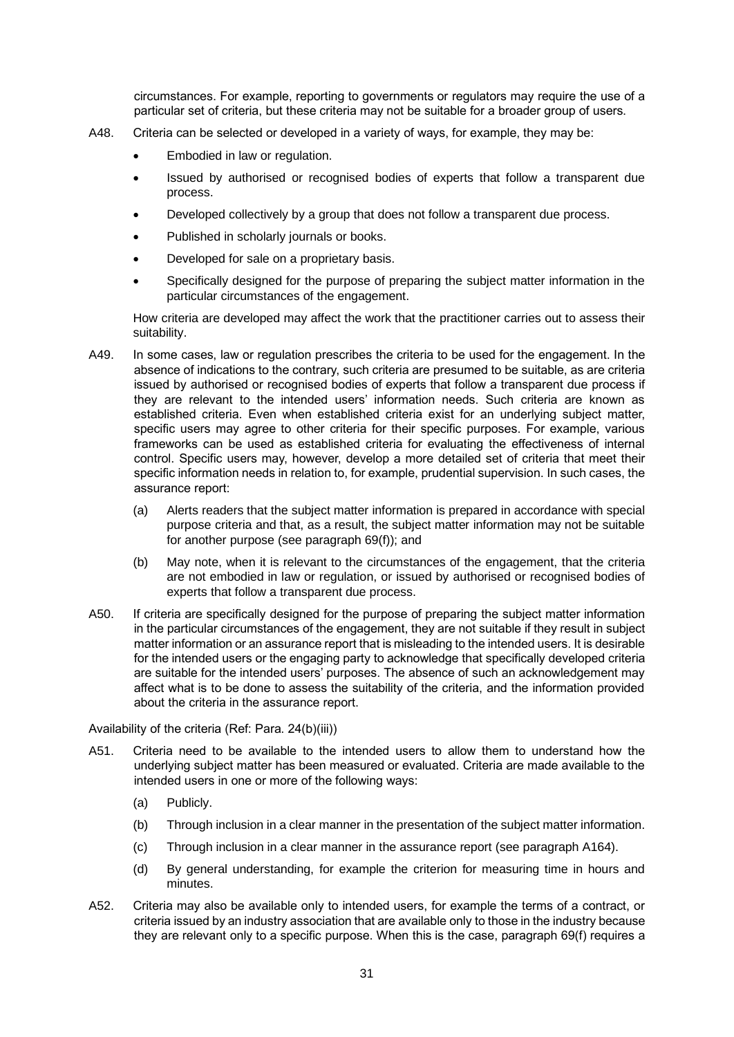circumstances. For example, reporting to governments or regulators may require the use of a particular set of criteria, but these criteria may not be suitable for a broader group of users.

A48. Criteria can be selected or developed in a variety of ways, for example, they may be:

- Embodied in law or regulation.
- Issued by authorised or recognised bodies of experts that follow a transparent due process.
- Developed collectively by a group that does not follow a transparent due process.
- Published in scholarly journals or books.
- Developed for sale on a proprietary basis.
- Specifically designed for the purpose of preparing the subject matter information in the particular circumstances of the engagement.

How criteria are developed may affect the work that the practitioner carries out to assess their suitability.

A49. In some cases, law or regulation prescribes the criteria to be used for the engagement. In the absence of indications to the contrary, such criteria are presumed to be suitable, as are criteria issued by authorised or recognised bodies of experts that follow a transparent due process if they are relevant to the intended users' information needs. Such criteria are known as established criteria. Even when established criteria exist for an underlying subject matter, specific users may agree to other criteria for their specific purposes. For example, various frameworks can be used as established criteria for evaluating the effectiveness of internal control. Specific users may, however, develop a more detailed set of criteria that meet their specific information needs in relation to, for example, prudential supervision. In such cases, the assurance report:

(a) Alerts readers that the subject matter information is prepared in accordance with special purpose criteria and that, as a result, the subject matter information may not be suitable for another purpose (see paragraph 69(f)); and

(b) May note, when it is relevant to the circumstances of the engagement, that the criteria are not embodied in law or regulation, or issued by authorised or recognised bodies of experts that follow a transparent due process.

A50. If criteria are specifically designed for the purpose of preparing the subject matter information in the particular circumstances of the engagement, they are not suitable if they result in subject matter information or an assurance report that is misleading to the intended users. It is desirable for the intended users or the engaging party to acknowledge that specifically developed criteria are suitable for the intended users' purposes. The absence of such an acknowledgement may affect what is to be done to assess the suitability of the criteria, and the information provided about the criteria in the assurance report.

Availability of the criteria (Ref: Para. 24(b)(iii))

A51. Criteria need to be available to the intended users to allow them to understand how the underlying subject matter has been measured or evaluated. Criteria are made available to the intended users in one or more of the following ways:

(a) Publicly.

(b) Through inclusion in a clear manner in the presentation of the subject matter information.

(c) Through inclusion in a clear manner in the assurance report (see paragraph A164).

(d) By general understanding, for example the criterion for measuring time in hours and minutes.

A52. Criteria may also be available only to intended users, for example the terms of a contract, or criteria issued by an industry association that are available only to those in the industry because they are relevant only to a specific purpose. When this is the case, paragraph 69(f) requires a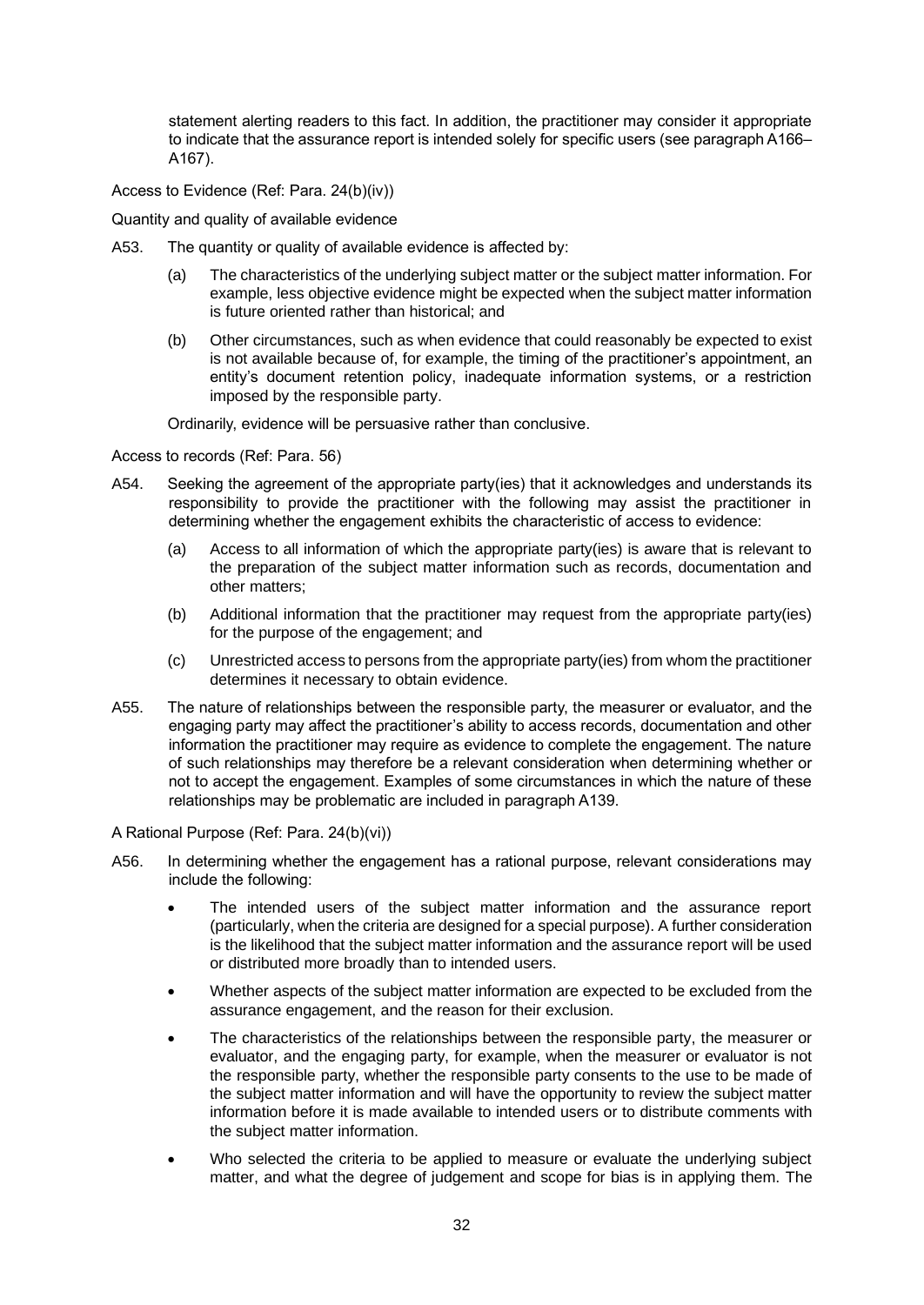statement alerting readers to this fact. In addition, the practitioner may consider it appropriate to indicate that the assurance report is intended solely for specific users (see paragraph A166–A167).

Access to Evidence (Ref: Para. 24(b)(iv))

Quantity and quality of available evidence

A53. The quantity or quality of available evidence is affected by:

(a) The characteristics of the underlying subject matter or the subject matter information. For example, less objective evidence might be expected when the subject matter information is future oriented rather than historical; and

(b) Other circumstances, such as when evidence that could reasonably be expected to exist is not available because of, for example, the timing of the practitioner's appointment, an entity's document retention policy, inadequate information systems, or a restriction imposed by the responsible party.

Ordinarily, evidence will be persuasive rather than conclusive.

Access to records (Ref: Para. 56)

A54. Seeking the agreement of the appropriate party(ies) that it acknowledges and understands its responsibility to provide the practitioner with the following may assist the practitioner in determining whether the engagement exhibits the characteristic of access to evidence:

(a) Access to all information of which the appropriate party(ies) is aware that is relevant to the preparation of the subject matter information such as records, documentation and other matters;

(b) Additional information that the practitioner may request from the appropriate party(ies) for the purpose of the engagement; and

(c) Unrestricted access to persons from the appropriate party(ies) from whom the practitioner determines it necessary to obtain evidence.

A55. The nature of relationships between the responsible party, the measurer or evaluator, and the engaging party may affect the practitioner's ability to access records, documentation and other information the practitioner may require as evidence to complete the engagement. The nature of such relationships may therefore be a relevant consideration when determining whether or not to accept the engagement. Examples of some circumstances in which the nature of these relationships may be problematic are included in paragraph A139.

A Rational Purpose (Ref: Para. 24(b)(vi))

A56. In determining whether the engagement has a rational purpose, relevant considerations may include the following:

- The intended users of the subject matter information and the assurance report (particularly, when the criteria are designed for a special purpose). A further consideration is the likelihood that the subject matter information and the assurance report will be used or distributed more broadly than to intended users.
- Whether aspects of the subject matter information are expected to be excluded from the assurance engagement, and the reason for their exclusion.
- The characteristics of the relationships between the responsible party, the measurer or evaluator, and the engaging party, for example, when the measurer or evaluator is not the responsible party, whether the responsible party consents to the use to be made of the subject matter information and will have the opportunity to review the subject matter information before it is made available to intended users or to distribute comments with the subject matter information.
- Who selected the criteria to be applied to measure or evaluate the underlying subject matter, and what the degree of judgement and scope for bias is in applying them. The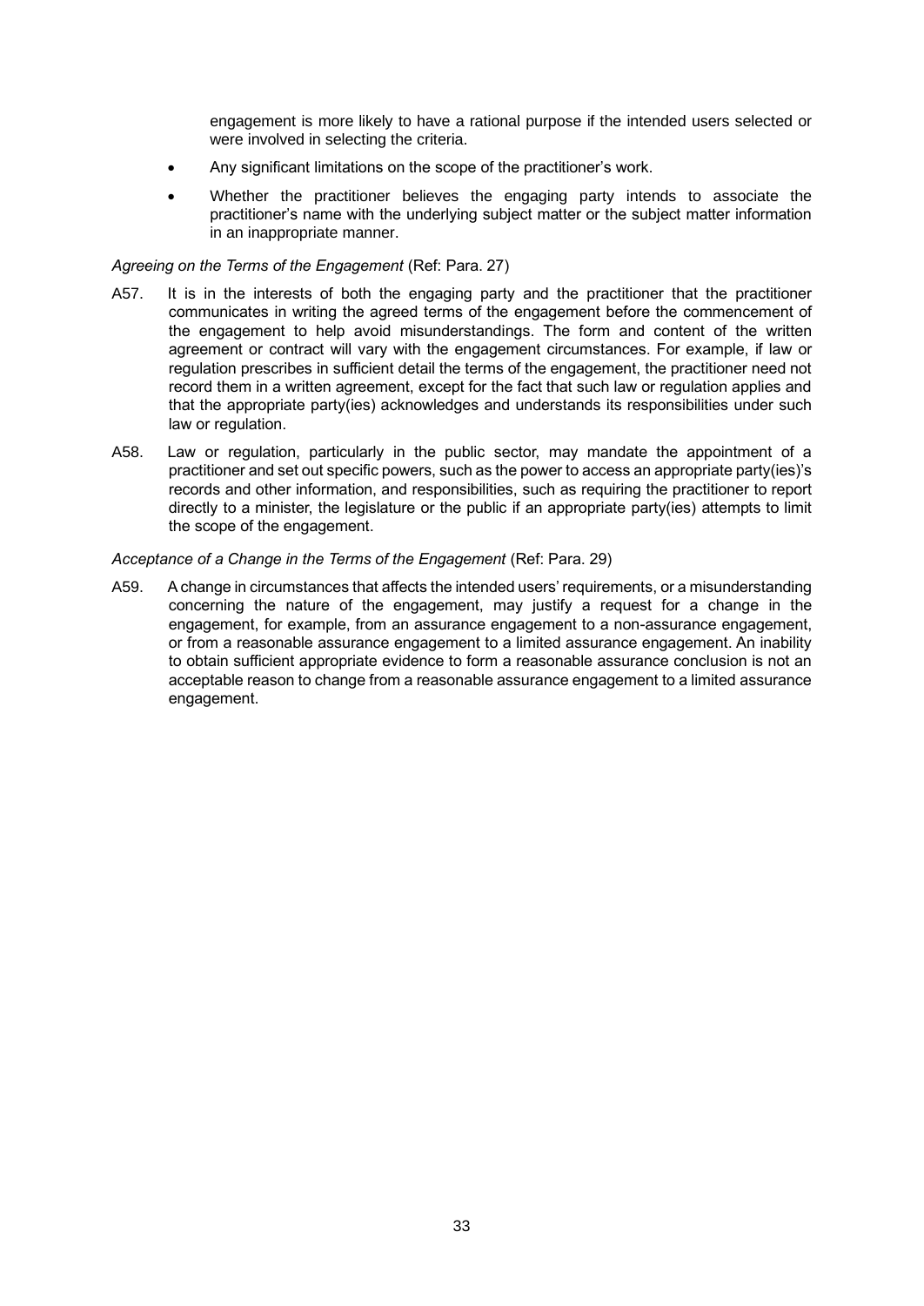engagement is more likely to have a rational purpose if the intended users selected or were involved in selecting the criteria.

- Any significant limitations on the scope of the practitioner's work.
- Whether the practitioner believes the engaging party intends to associate the practitioner's name with the underlying subject matter or the subject matter information in an inappropriate manner.

*Agreeing on the Terms of the Engagement* (Ref: Para. 27)

A57. It is in the interests of both the engaging party and the practitioner that the practitioner communicates in writing the agreed terms of the engagement before the commencement of the engagement to help avoid misunderstandings. The form and content of the written agreement or contract will vary with the engagement circumstances. For example, if law or regulation prescribes in sufficient detail the terms of the engagement, the practitioner need not record them in a written agreement, except for the fact that such law or regulation applies and that the appropriate party(ies) acknowledges and understands its responsibilities under such law or regulation.

A58. Law or regulation, particularly in the public sector, may mandate the appointment of a practitioner and set out specific powers, such as the power to access an appropriate party(ies)'s records and other information, and responsibilities, such as requiring the practitioner to report directly to a minister, the legislature or the public if an appropriate party(ies) attempts to limit the scope of the engagement.

*Acceptance of a Change in the Terms of the Engagement* (Ref: Para. 29)

A59. A change in circumstances that affects the intended users' requirements, or a misunderstanding concerning the nature of the engagement, may justify a request for a change in the engagement, for example, from an assurance engagement to a non-assurance engagement, or from a reasonable assurance engagement to a limited assurance engagement. An inability to obtain sufficient appropriate evidence to form a reasonable assurance conclusion is not an acceptable reason to change from a reasonable assurance engagement to a limited assurance engagement.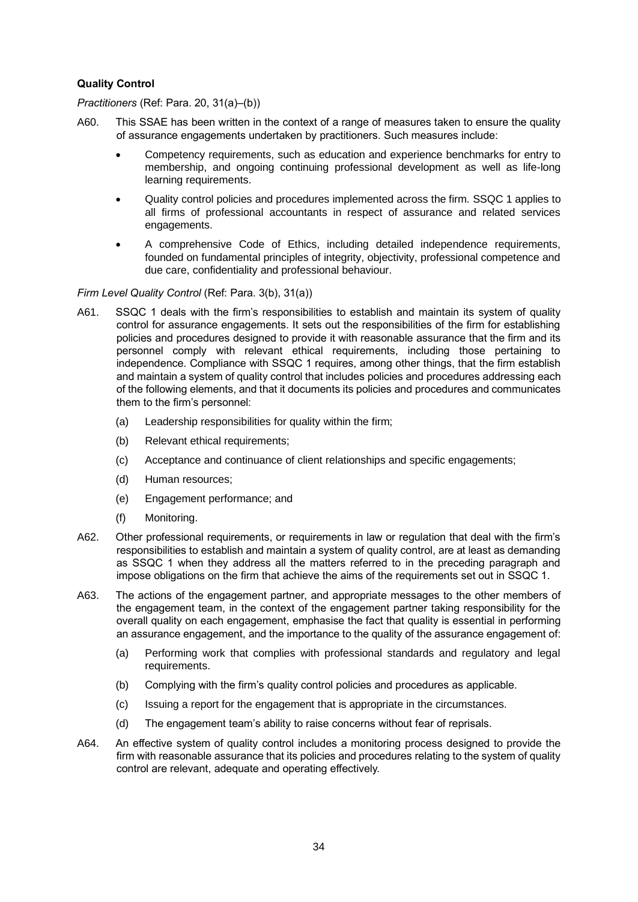**Quality Control**

*Practitioners* (Ref: Para. 20, 31(a)–(b))

A60. This SSAE has been written in the context of a range of measures taken to ensure the quality of assurance engagements undertaken by practitioners. Such measures include:

- Competency requirements, such as education and experience benchmarks for entry to membership, and ongoing continuing professional development as well as life-long learning requirements.
- Quality control policies and procedures implemented across the firm. SSQC 1 applies to all firms of professional accountants in respect of assurance and related services engagements.
- A comprehensive Code of Ethics, including detailed independence requirements, founded on fundamental principles of integrity, objectivity, professional competence and due care, confidentiality and professional behaviour.

*Firm Level Quality Control* (Ref: Para. 3(b), 31(a))

A61. SSQC 1 deals with the firm's responsibilities to establish and maintain its system of quality control for assurance engagements. It sets out the responsibilities of the firm for establishing policies and procedures designed to provide it with reasonable assurance that the firm and its personnel comply with relevant ethical requirements, including those pertaining to independence. Compliance with SSQC 1 requires, among other things, that the firm establish and maintain a system of quality control that includes policies and procedures addressing each of the following elements, and that it documents its policies and procedures and communicates them to the firm's personnel:

(a) Leadership responsibilities for quality within the firm;

(b) Relevant ethical requirements;

(c) Acceptance and continuance of client relationships and specific engagements;

(d) Human resources;

(e) Engagement performance; and

(f) Monitoring.

A62. Other professional requirements, or requirements in law or regulation that deal with the firm's responsibilities to establish and maintain a system of quality control, are at least as demanding as SSQC 1 when they address all the matters referred to in the preceding paragraph and impose obligations on the firm that achieve the aims of the requirements set out in SSQC 1.

A63. The actions of the engagement partner, and appropriate messages to the other members of the engagement team, in the context of the engagement partner taking responsibility for the overall quality on each engagement, emphasise the fact that quality is essential in performing an assurance engagement, and the importance to the quality of the assurance engagement of:

(a) Performing work that complies with professional standards and regulatory and legal requirements.

(b) Complying with the firm's quality control policies and procedures as applicable.

(c) Issuing a report for the engagement that is appropriate in the circumstances.

(d) The engagement team's ability to raise concerns without fear of reprisals.

A64. An effective system of quality control includes a monitoring process designed to provide the firm with reasonable assurance that its policies and procedures relating to the system of quality control are relevant, adequate and operating effectively.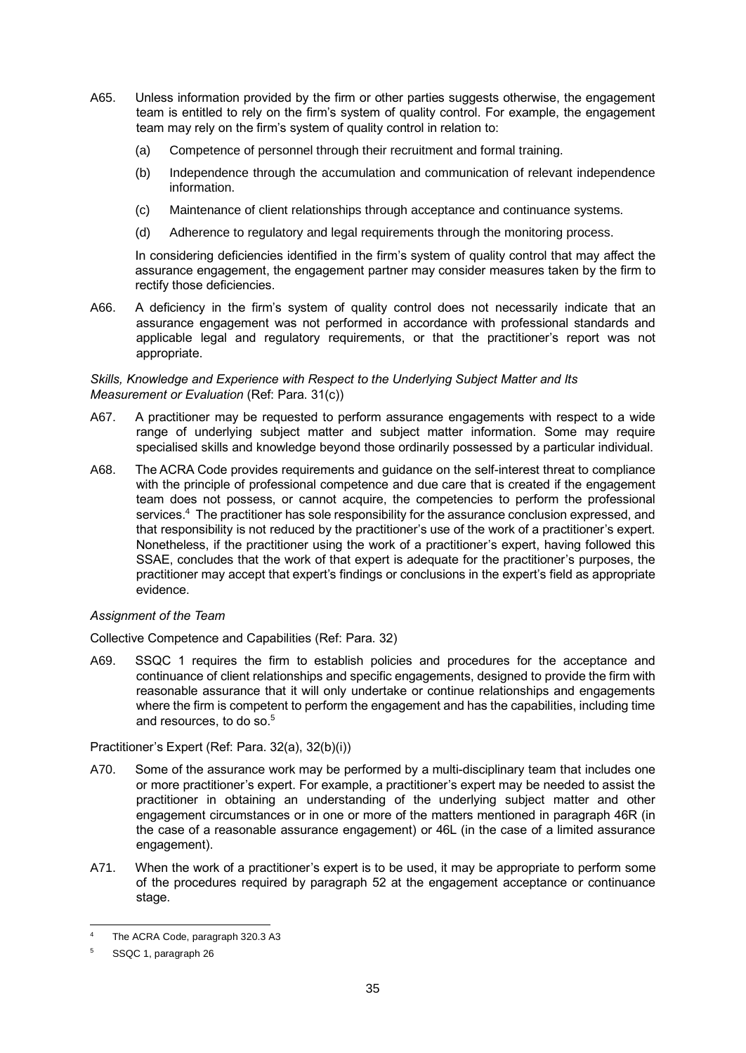A65. Unless information provided by the firm or other parties suggests otherwise, the engagement team is entitled to rely on the firm's system of quality control. For example, the engagement team may rely on the firm's system of quality control in relation to:

(a) Competence of personnel through their recruitment and formal training.

(b) Independence through the accumulation and communication of relevant independence information.

(c) Maintenance of client relationships through acceptance and continuance systems.

(d) Adherence to regulatory and legal requirements through the monitoring process.

In considering deficiencies identified in the firm's system of quality control that may affect the assurance engagement, the engagement partner may consider measures taken by the firm to rectify those deficiencies.

A66. A deficiency in the firm's system of quality control does not necessarily indicate that an assurance engagement was not performed in accordance with professional standards and applicable legal and regulatory requirements, or that the practitioner's report was not appropriate.

*Skills, Knowledge and Experience with Respect to the Underlying Subject Matter and Its Measurement or Evaluation* (Ref: Para. 31(c))

A67. A practitioner may be requested to perform assurance engagements with respect to a wide range of underlying subject matter and subject matter information. Some may require specialised skills and knowledge beyond those ordinarily possessed by a particular individual.

A68. The ACRA Code provides requirements and guidance on the self-interest threat to compliance with the principle of professional competence and due care that is created if the engagement team does not possess, or cannot acquire, the competencies to perform the professional services.[4] The practitioner has sole responsibility for the assurance conclusion expressed, and that responsibility is not reduced by the practitioner's use of the work of a practitioner's expert. Nonetheless, if the practitioner using the work of a practitioner's expert, having followed this SSAE, concludes that the work of that expert is adequate for the practitioner's purposes, the practitioner may accept that expert's findings or conclusions in the expert's field as appropriate evidence.

*Assignment of the Team*

Collective Competence and Capabilities (Ref: Para. 32)

A69. SSQC 1 requires the firm to establish policies and procedures for the acceptance and continuance of client relationships and specific engagements, designed to provide the firm with reasonable assurance that it will only undertake or continue relationships and engagements where the firm is competent to perform the engagement and has the capabilities, including time and resources, to do so.[5]

Practitioner's Expert (Ref: Para. 32(a), 32(b)(i))

A70. Some of the assurance work may be performed by a multi-disciplinary team that includes one or more practitioner's expert. For example, a practitioner's expert may be needed to assist the practitioner in obtaining an understanding of the underlying subject matter and other engagement circumstances or in one or more of the matters mentioned in paragraph 46R (in the case of a reasonable assurance engagement) or 46L (in the case of a limited assurance engagement).

A71. When the work of a practitioner's expert is to be used, it may be appropriate to perform some of the procedures required by paragraph 52 at the engagement acceptance or continuance stage.

---

[4] The ACRA Code, paragraph 320.3 A3

[5] SSQC 1, paragraph 26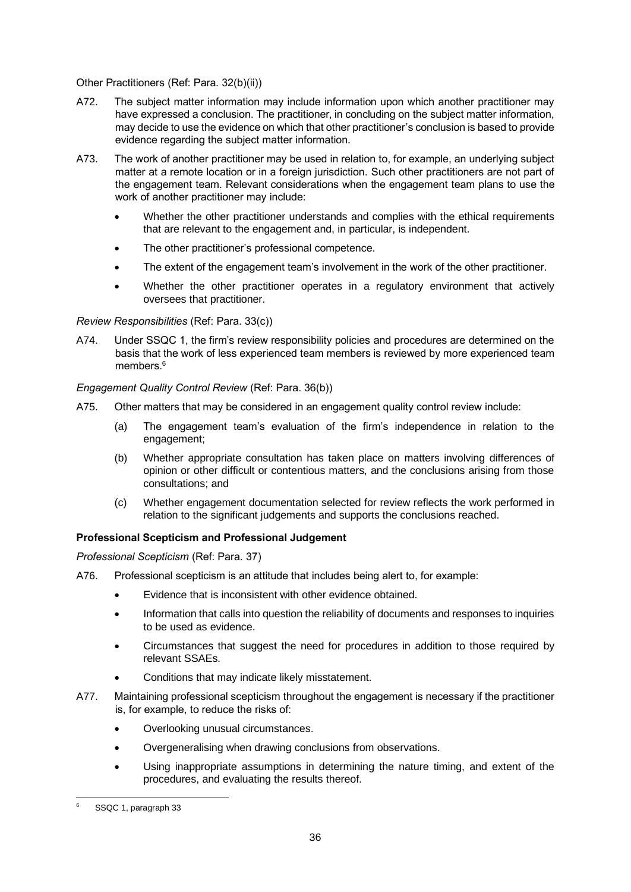Other Practitioners (Ref: Para. 32(b)(ii))

A72. The subject matter information may include information upon which another practitioner may have expressed a conclusion. The practitioner, in concluding on the subject matter information, may decide to use the evidence on which that other practitioner's conclusion is based to provide evidence regarding the subject matter information.

A73. The work of another practitioner may be used in relation to, for example, an underlying subject matter at a remote location or in a foreign jurisdiction. Such other practitioners are not part of the engagement team. Relevant considerations when the engagement team plans to use the work of another practitioner may include:

- Whether the other practitioner understands and complies with the ethical requirements that are relevant to the engagement and, in particular, is independent.
- The other practitioner's professional competence.
- The extent of the engagement team's involvement in the work of the other practitioner.
- Whether the other practitioner operates in a regulatory environment that actively oversees that practitioner.

*Review Responsibilities* (Ref: Para. 33(c))

A74. Under SSQC 1, the firm's review responsibility policies and procedures are determined on the basis that the work of less experienced team members is reviewed by more experienced team members.[6]

*Engagement Quality Control Review* (Ref: Para. 36(b))

A75. Other matters that may be considered in an engagement quality control review include:

(a) The engagement team's evaluation of the firm's independence in relation to the engagement;

(b) Whether appropriate consultation has taken place on matters involving differences of opinion or other difficult or contentious matters, and the conclusions arising from those consultations; and

(c) Whether engagement documentation selected for review reflects the work performed in relation to the significant judgements and supports the conclusions reached.

**Professional Scepticism and Professional Judgement**

*Professional Scepticism* (Ref: Para. 37)

A76. Professional scepticism is an attitude that includes being alert to, for example:

- Evidence that is inconsistent with other evidence obtained.
- Information that calls into question the reliability of documents and responses to inquiries to be used as evidence.
- Circumstances that suggest the need for procedures in addition to those required by relevant SSAEs.
- Conditions that may indicate likely misstatement.

A77. Maintaining professional scepticism throughout the engagement is necessary if the practitioner is, for example, to reduce the risks of:

- Overlooking unusual circumstances.
- Overgeneralising when drawing conclusions from observations.
- Using inappropriate assumptions in determining the nature timing, and extent of the procedures, and evaluating the results thereof.

---

[6] SSQC 1, paragraph 33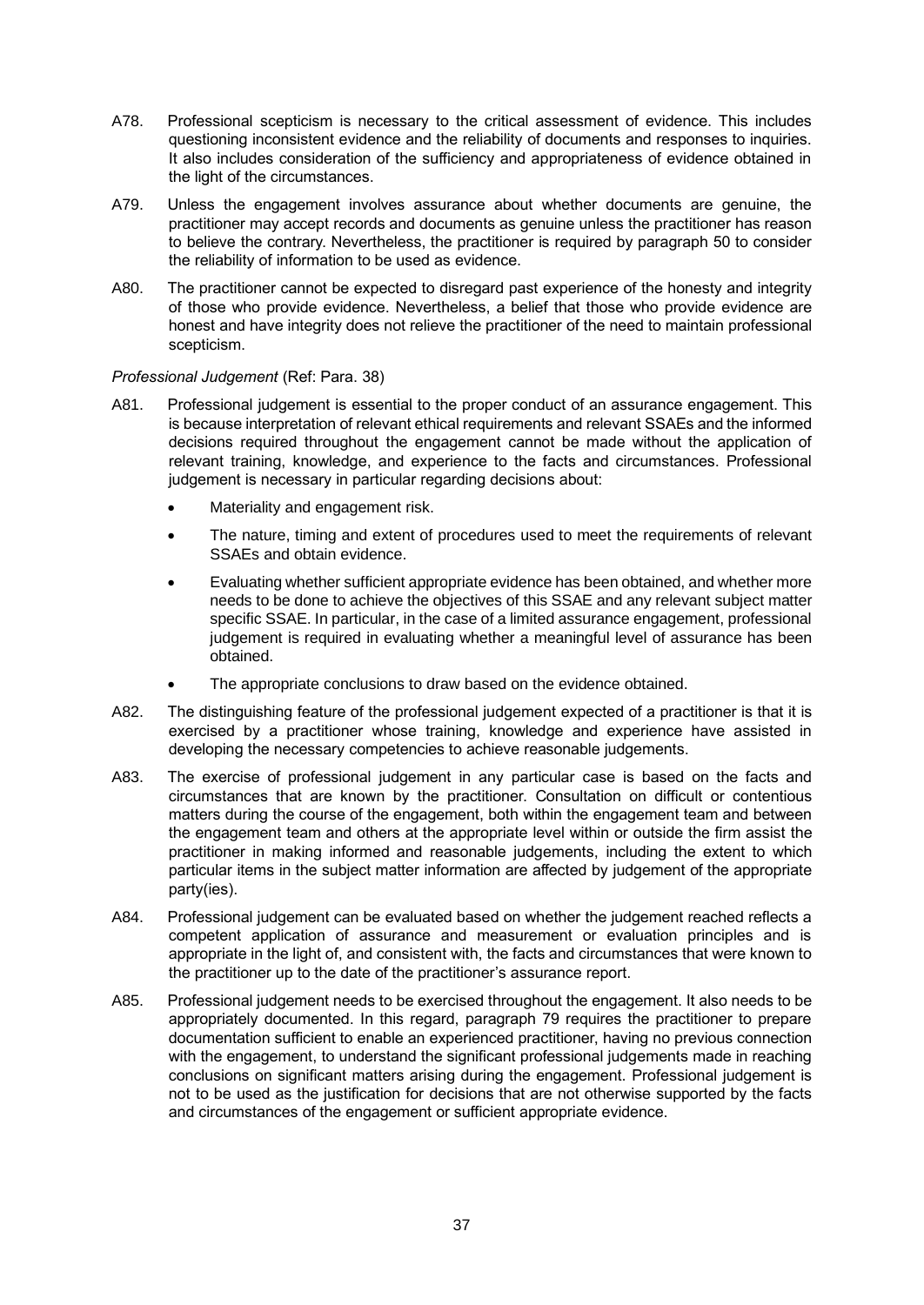A78. Professional scepticism is necessary to the critical assessment of evidence. This includes questioning inconsistent evidence and the reliability of documents and responses to inquiries. It also includes consideration of the sufficiency and appropriateness of evidence obtained in the light of the circumstances.

A79. Unless the engagement involves assurance about whether documents are genuine, the practitioner may accept records and documents as genuine unless the practitioner has reason to believe the contrary. Nevertheless, the practitioner is required by paragraph 50 to consider the reliability of information to be used as evidence.

A80. The practitioner cannot be expected to disregard past experience of the honesty and integrity of those who provide evidence. Nevertheless, a belief that those who provide evidence are honest and have integrity does not relieve the practitioner of the need to maintain professional scepticism.

*Professional Judgement* (Ref: Para. 38)

A81. Professional judgement is essential to the proper conduct of an assurance engagement. This is because interpretation of relevant ethical requirements and relevant SSAEs and the informed decisions required throughout the engagement cannot be made without the application of relevant training, knowledge, and experience to the facts and circumstances. Professional judgement is necessary in particular regarding decisions about:

- Materiality and engagement risk.
- The nature, timing and extent of procedures used to meet the requirements of relevant SSAEs and obtain evidence.
- Evaluating whether sufficient appropriate evidence has been obtained, and whether more needs to be done to achieve the objectives of this SSAE and any relevant subject matter specific SSAE. In particular, in the case of a limited assurance engagement, professional judgement is required in evaluating whether a meaningful level of assurance has been obtained.
- The appropriate conclusions to draw based on the evidence obtained.

A82. The distinguishing feature of the professional judgement expected of a practitioner is that it is exercised by a practitioner whose training, knowledge and experience have assisted in developing the necessary competencies to achieve reasonable judgements.

A83. The exercise of professional judgement in any particular case is based on the facts and circumstances that are known by the practitioner. Consultation on difficult or contentious matters during the course of the engagement, both within the engagement team and between the engagement team and others at the appropriate level within or outside the firm assist the practitioner in making informed and reasonable judgements, including the extent to which particular items in the subject matter information are affected by judgement of the appropriate party(ies).

A84. Professional judgement can be evaluated based on whether the judgement reached reflects a competent application of assurance and measurement or evaluation principles and is appropriate in the light of, and consistent with, the facts and circumstances that were known to the practitioner up to the date of the practitioner's assurance report.

A85. Professional judgement needs to be exercised throughout the engagement. It also needs to be appropriately documented. In this regard, paragraph 79 requires the practitioner to prepare documentation sufficient to enable an experienced practitioner, having no previous connection with the engagement, to understand the significant professional judgements made in reaching conclusions on significant matters arising during the engagement. Professional judgement is not to be used as the justification for decisions that are not otherwise supported by the facts and circumstances of the engagement or sufficient appropriate evidence.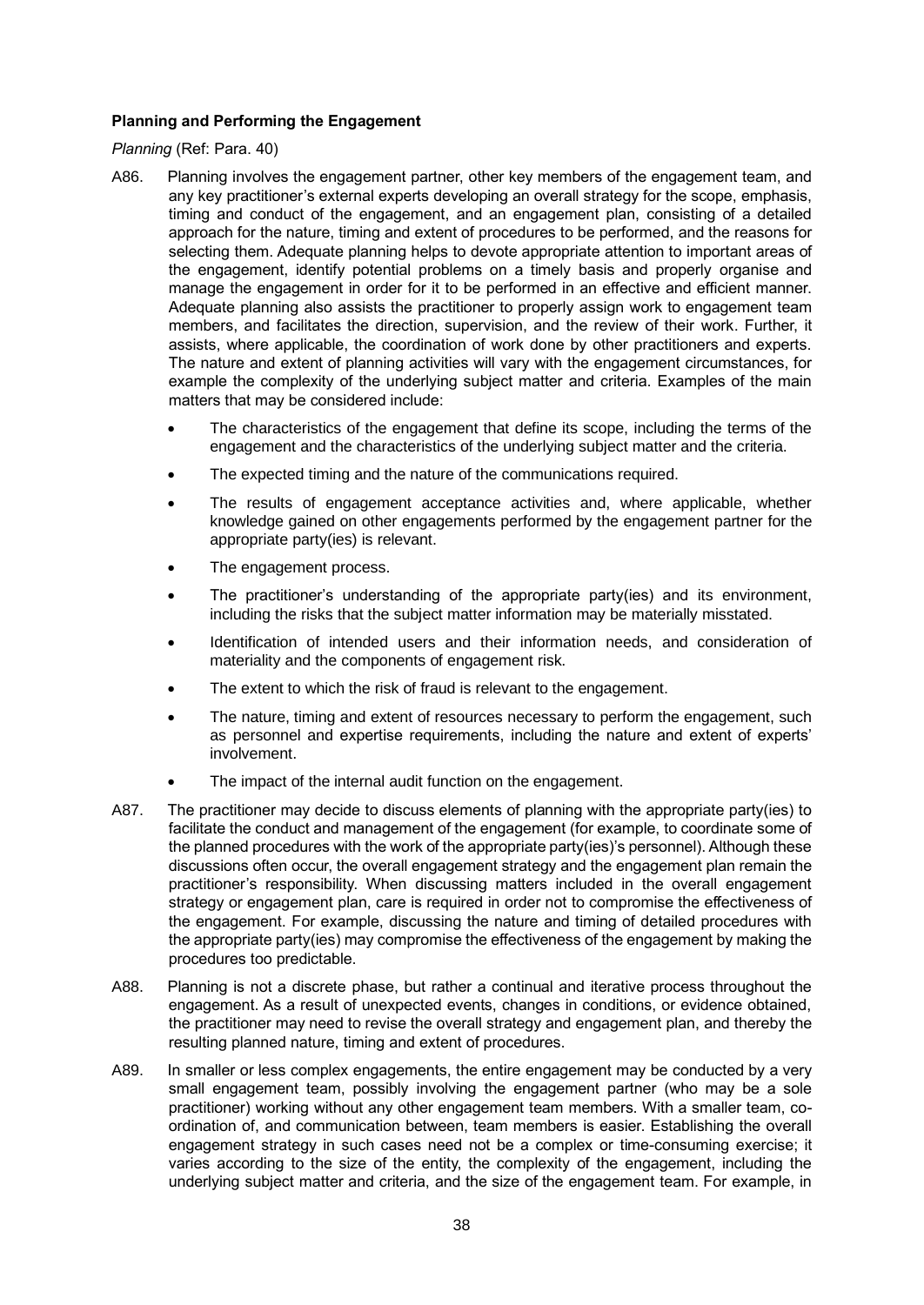**Planning and Performing the Engagement**

*Planning* (Ref: Para. 40)

A86. Planning involves the engagement partner, other key members of the engagement team, and any key practitioner's external experts developing an overall strategy for the scope, emphasis, timing and conduct of the engagement, and an engagement plan, consisting of a detailed approach for the nature, timing and extent of procedures to be performed, and the reasons for selecting them. Adequate planning helps to devote appropriate attention to important areas of the engagement, identify potential problems on a timely basis and properly organise and manage the engagement in order for it to be performed in an effective and efficient manner. Adequate planning also assists the practitioner to properly assign work to engagement team members, and facilitates the direction, supervision, and the review of their work. Further, it assists, where applicable, the coordination of work done by other practitioners and experts. The nature and extent of planning activities will vary with the engagement circumstances, for example the complexity of the underlying subject matter and criteria. Examples of the main matters that may be considered include:

- The characteristics of the engagement that define its scope, including the terms of the engagement and the characteristics of the underlying subject matter and the criteria.
- The expected timing and the nature of the communications required.
- The results of engagement acceptance activities and, where applicable, whether knowledge gained on other engagements performed by the engagement partner for the appropriate party(ies) is relevant.
- The engagement process.
- The practitioner's understanding of the appropriate party(ies) and its environment, including the risks that the subject matter information may be materially misstated.
- Identification of intended users and their information needs, and consideration of materiality and the components of engagement risk.
- The extent to which the risk of fraud is relevant to the engagement.
- The nature, timing and extent of resources necessary to perform the engagement, such as personnel and expertise requirements, including the nature and extent of experts' involvement.
- The impact of the internal audit function on the engagement.

A87. The practitioner may decide to discuss elements of planning with the appropriate party(ies) to facilitate the conduct and management of the engagement (for example, to coordinate some of the planned procedures with the work of the appropriate party(ies)'s personnel). Although these discussions often occur, the overall engagement strategy and the engagement plan remain the practitioner's responsibility. When discussing matters included in the overall engagement strategy or engagement plan, care is required in order not to compromise the effectiveness of the engagement. For example, discussing the nature and timing of detailed procedures with the appropriate party(ies) may compromise the effectiveness of the engagement by making the procedures too predictable.

A88. Planning is not a discrete phase, but rather a continual and iterative process throughout the engagement. As a result of unexpected events, changes in conditions, or evidence obtained, the practitioner may need to revise the overall strategy and engagement plan, and thereby the resulting planned nature, timing and extent of procedures.

A89. In smaller or less complex engagements, the entire engagement may be conducted by a very small engagement team, possibly involving the engagement partner (who may be a sole practitioner) working without any other engagement team members. With a smaller team, co-ordination of, and communication between, team members is easier. Establishing the overall engagement strategy in such cases need not be a complex or time-consuming exercise; it varies according to the size of the entity, the complexity of the engagement, including the underlying subject matter and criteria, and the size of the engagement team. For example, in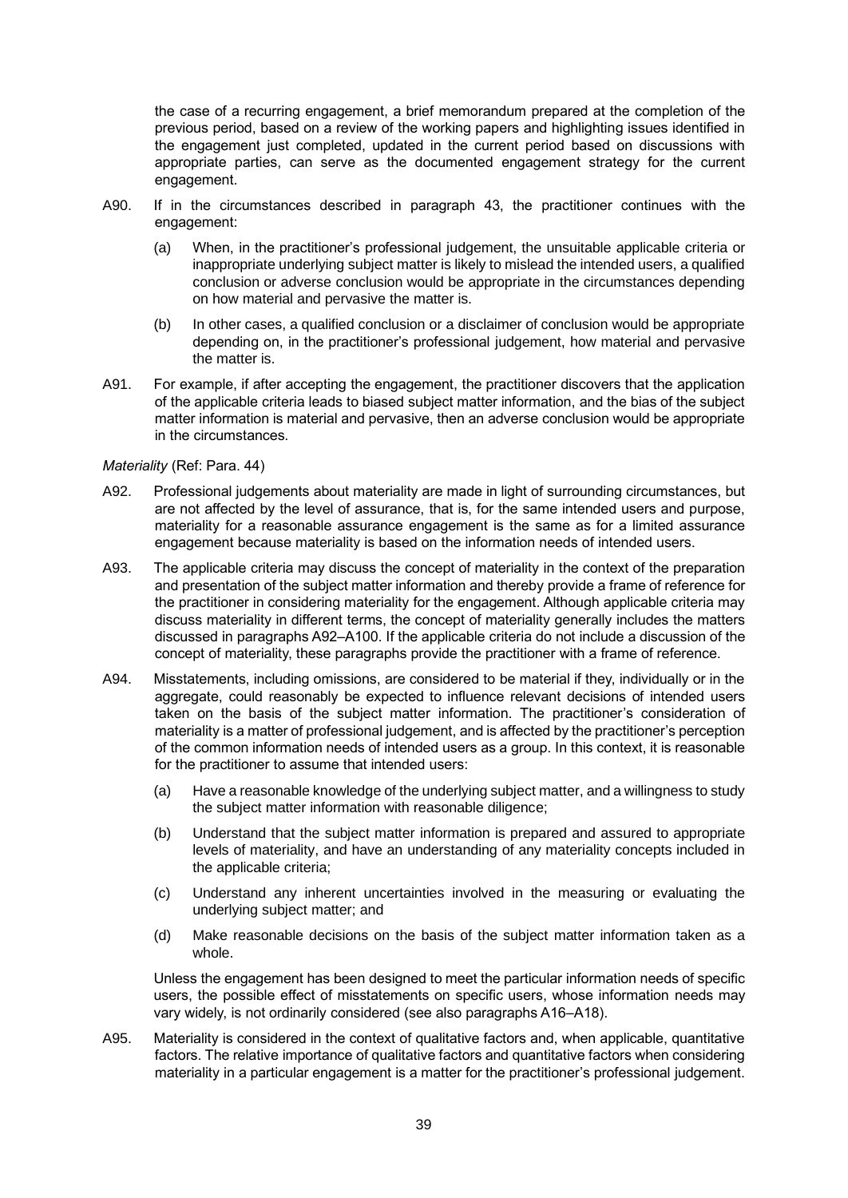the case of a recurring engagement, a brief memorandum prepared at the completion of the previous period, based on a review of the working papers and highlighting issues identified in the engagement just completed, updated in the current period based on discussions with appropriate parties, can serve as the documented engagement strategy for the current engagement.

A90. If in the circumstances described in paragraph 43, the practitioner continues with the engagement:

(a) When, in the practitioner's professional judgement, the unsuitable applicable criteria or inappropriate underlying subject matter is likely to mislead the intended users, a qualified conclusion or adverse conclusion would be appropriate in the circumstances depending on how material and pervasive the matter is.

(b) In other cases, a qualified conclusion or a disclaimer of conclusion would be appropriate depending on, in the practitioner's professional judgement, how material and pervasive the matter is.

A91. For example, if after accepting the engagement, the practitioner discovers that the application of the applicable criteria leads to biased subject matter information, and the bias of the subject matter information is material and pervasive, then an adverse conclusion would be appropriate in the circumstances.

*Materiality* (Ref: Para. 44)

A92. Professional judgements about materiality are made in light of surrounding circumstances, but are not affected by the level of assurance, that is, for the same intended users and purpose, materiality for a reasonable assurance engagement is the same as for a limited assurance engagement because materiality is based on the information needs of intended users.

A93. The applicable criteria may discuss the concept of materiality in the context of the preparation and presentation of the subject matter information and thereby provide a frame of reference for the practitioner in considering materiality for the engagement. Although applicable criteria may discuss materiality in different terms, the concept of materiality generally includes the matters discussed in paragraphs A92–A100. If the applicable criteria do not include a discussion of the concept of materiality, these paragraphs provide the practitioner with a frame of reference.

A94. Misstatements, including omissions, are considered to be material if they, individually or in the aggregate, could reasonably be expected to influence relevant decisions of intended users taken on the basis of the subject matter information. The practitioner's consideration of materiality is a matter of professional judgement, and is affected by the practitioner's perception of the common information needs of intended users as a group. In this context, it is reasonable for the practitioner to assume that intended users:

(a) Have a reasonable knowledge of the underlying subject matter, and a willingness to study the subject matter information with reasonable diligence;

(b) Understand that the subject matter information is prepared and assured to appropriate levels of materiality, and have an understanding of any materiality concepts included in the applicable criteria;

(c) Understand any inherent uncertainties involved in the measuring or evaluating the underlying subject matter; and

(d) Make reasonable decisions on the basis of the subject matter information taken as a whole.

Unless the engagement has been designed to meet the particular information needs of specific users, the possible effect of misstatements on specific users, whose information needs may vary widely, is not ordinarily considered (see also paragraphs A16–A18).

A95. Materiality is considered in the context of qualitative factors and, when applicable, quantitative factors. The relative importance of qualitative factors and quantitative factors when considering materiality in a particular engagement is a matter for the practitioner's professional judgement.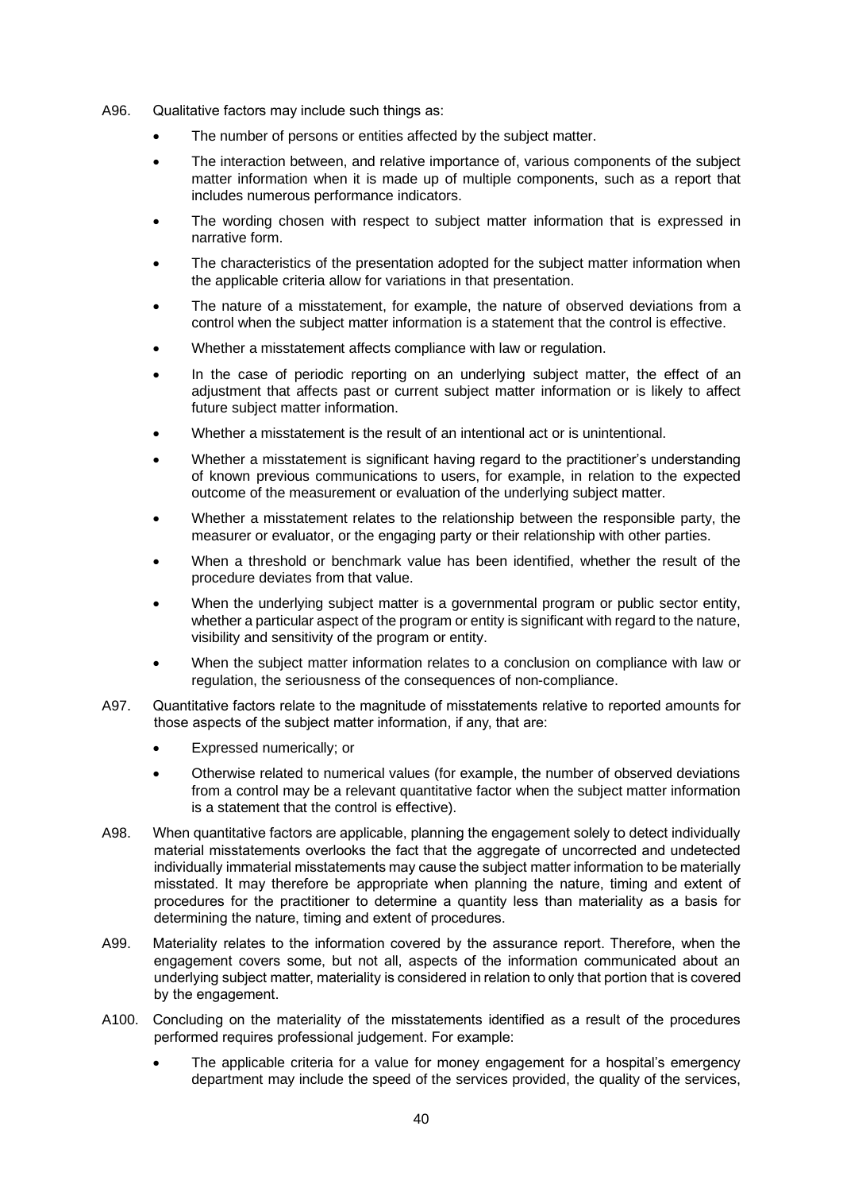A96. Qualitative factors may include such things as:

- The number of persons or entities affected by the subject matter.
- The interaction between, and relative importance of, various components of the subject matter information when it is made up of multiple components, such as a report that includes numerous performance indicators.
- The wording chosen with respect to subject matter information that is expressed in narrative form.
- The characteristics of the presentation adopted for the subject matter information when the applicable criteria allow for variations in that presentation.
- The nature of a misstatement, for example, the nature of observed deviations from a control when the subject matter information is a statement that the control is effective.
- Whether a misstatement affects compliance with law or regulation.
- In the case of periodic reporting on an underlying subject matter, the effect of an adjustment that affects past or current subject matter information or is likely to affect future subject matter information.
- Whether a misstatement is the result of an intentional act or is unintentional.
- Whether a misstatement is significant having regard to the practitioner's understanding of known previous communications to users, for example, in relation to the expected outcome of the measurement or evaluation of the underlying subject matter.
- Whether a misstatement relates to the relationship between the responsible party, the measurer or evaluator, or the engaging party or their relationship with other parties.
- When a threshold or benchmark value has been identified, whether the result of the procedure deviates from that value.
- When the underlying subject matter is a governmental program or public sector entity, whether a particular aspect of the program or entity is significant with regard to the nature, visibility and sensitivity of the program or entity.
- When the subject matter information relates to a conclusion on compliance with law or regulation, the seriousness of the consequences of non-compliance.

A97. Quantitative factors relate to the magnitude of misstatements relative to reported amounts for those aspects of the subject matter information, if any, that are:

- Expressed numerically; or
- Otherwise related to numerical values (for example, the number of observed deviations from a control may be a relevant quantitative factor when the subject matter information is a statement that the control is effective).

A98. When quantitative factors are applicable, planning the engagement solely to detect individually material misstatements overlooks the fact that the aggregate of uncorrected and undetected individually immaterial misstatements may cause the subject matter information to be materially misstated. It may therefore be appropriate when planning the nature, timing and extent of procedures for the practitioner to determine a quantity less than materiality as a basis for determining the nature, timing and extent of procedures.

A99. Materiality relates to the information covered by the assurance report. Therefore, when the engagement covers some, but not all, aspects of the information communicated about an underlying subject matter, materiality is considered in relation to only that portion that is covered by the engagement.

A100. Concluding on the materiality of the misstatements identified as a result of the procedures performed requires professional judgement. For example:

- The applicable criteria for a value for money engagement for a hospital's emergency department may include the speed of the services provided, the quality of the services,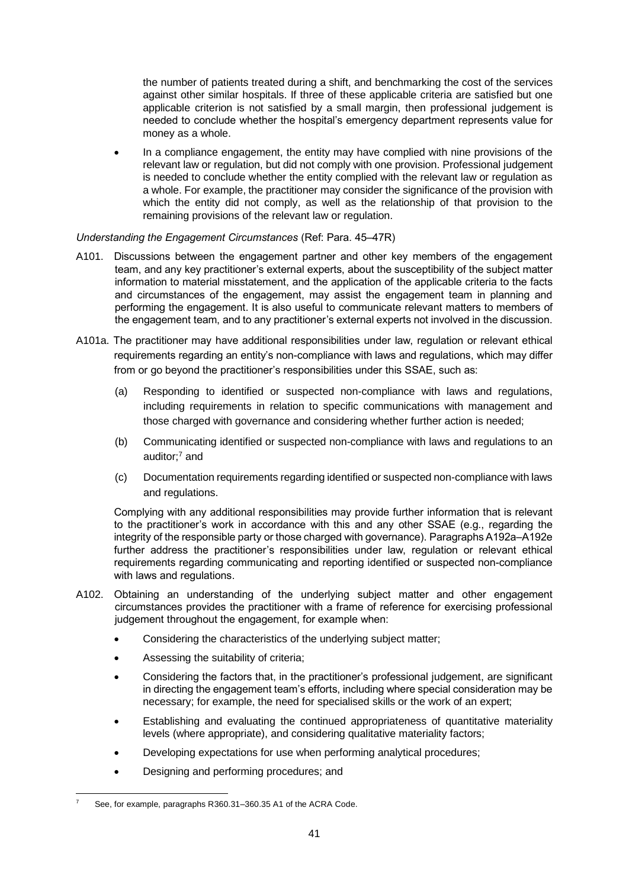the number of patients treated during a shift, and benchmarking the cost of the services against other similar hospitals. If three of these applicable criteria are satisfied but one applicable criterion is not satisfied by a small margin, then professional judgement is needed to conclude whether the hospital's emergency department represents value for money as a whole.

- In a compliance engagement, the entity may have complied with nine provisions of the relevant law or regulation, but did not comply with one provision. Professional judgement is needed to conclude whether the entity complied with the relevant law or regulation as a whole. For example, the practitioner may consider the significance of the provision with which the entity did not comply, as well as the relationship of that provision to the remaining provisions of the relevant law or regulation.

*Understanding the Engagement Circumstances* (Ref: Para. 45–47R)

A101. Discussions between the engagement partner and other key members of the engagement team, and any key practitioner's external experts, about the susceptibility of the subject matter information to material misstatement, and the application of the applicable criteria to the facts and circumstances of the engagement, may assist the engagement team in planning and performing the engagement. It is also useful to communicate relevant matters to members of the engagement team, and to any practitioner's external experts not involved in the discussion.

A101a. The practitioner may have additional responsibilities under law, regulation or relevant ethical requirements regarding an entity's non-compliance with laws and regulations, which may differ from or go beyond the practitioner's responsibilities under this SSAE, such as:

(a) Responding to identified or suspected non-compliance with laws and regulations, including requirements in relation to specific communications with management and those charged with governance and considering whether further action is needed;

(b) Communicating identified or suspected non-compliance with laws and regulations to an auditor;[7] and

(c) Documentation requirements regarding identified or suspected non-compliance with laws and regulations.

Complying with any additional responsibilities may provide further information that is relevant to the practitioner's work in accordance with this and any other SSAE (e.g., regarding the integrity of the responsible party or those charged with governance). Paragraphs A192a–A192e further address the practitioner's responsibilities under law, regulation or relevant ethical requirements regarding communicating and reporting identified or suspected non-compliance with laws and regulations.

A102. Obtaining an understanding of the underlying subject matter and other engagement circumstances provides the practitioner with a frame of reference for exercising professional judgement throughout the engagement, for example when:

- Considering the characteristics of the underlying subject matter;
- Assessing the suitability of criteria;
- Considering the factors that, in the practitioner's professional judgement, are significant in directing the engagement team's efforts, including where special consideration may be necessary; for example, the need for specialised skills or the work of an expert;
- Establishing and evaluating the continued appropriateness of quantitative materiality levels (where appropriate), and considering qualitative materiality factors;
- Developing expectations for use when performing analytical procedures;
- Designing and performing procedures; and

[7] See, for example, paragraphs R360.31–360.35 A1 of the ACRA Code.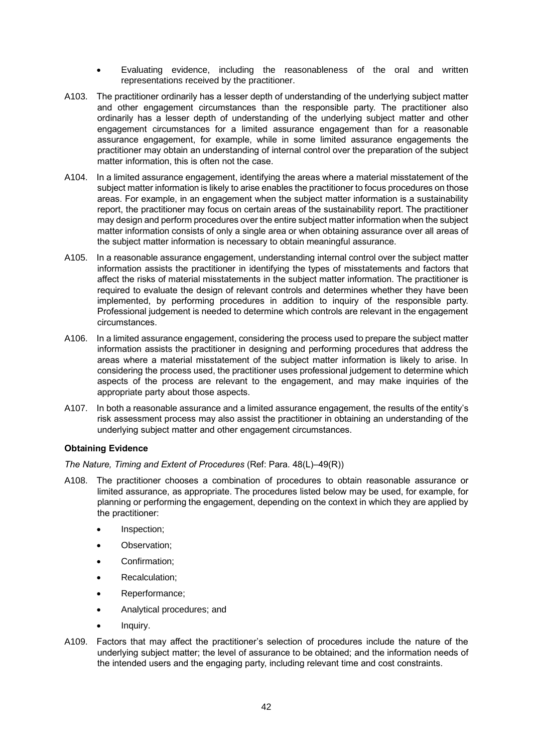- Evaluating evidence, including the reasonableness of the oral and written representations received by the practitioner.

A103. The practitioner ordinarily has a lesser depth of understanding of the underlying subject matter and other engagement circumstances than the responsible party. The practitioner also ordinarily has a lesser depth of understanding of the underlying subject matter and other engagement circumstances for a limited assurance engagement than for a reasonable assurance engagement, for example, while in some limited assurance engagements the practitioner may obtain an understanding of internal control over the preparation of the subject matter information, this is often not the case.

A104. In a limited assurance engagement, identifying the areas where a material misstatement of the subject matter information is likely to arise enables the practitioner to focus procedures on those areas. For example, in an engagement when the subject matter information is a sustainability report, the practitioner may focus on certain areas of the sustainability report. The practitioner may design and perform procedures over the entire subject matter information when the subject matter information consists of only a single area or when obtaining assurance over all areas of the subject matter information is necessary to obtain meaningful assurance.

A105. In a reasonable assurance engagement, understanding internal control over the subject matter information assists the practitioner in identifying the types of misstatements and factors that affect the risks of material misstatements in the subject matter information. The practitioner is required to evaluate the design of relevant controls and determines whether they have been implemented, by performing procedures in addition to inquiry of the responsible party. Professional judgement is needed to determine which controls are relevant in the engagement circumstances.

A106. In a limited assurance engagement, considering the process used to prepare the subject matter information assists the practitioner in designing and performing procedures that address the areas where a material misstatement of the subject matter information is likely to arise. In considering the process used, the practitioner uses professional judgement to determine which aspects of the process are relevant to the engagement, and may make inquiries of the appropriate party about those aspects.

A107. In both a reasonable assurance and a limited assurance engagement, the results of the entity's risk assessment process may also assist the practitioner in obtaining an understanding of the underlying subject matter and other engagement circumstances.

**Obtaining Evidence**

*The Nature, Timing and Extent of Procedures* (Ref: Para. 48(L)–49(R))

A108. The practitioner chooses a combination of procedures to obtain reasonable assurance or limited assurance, as appropriate. The procedures listed below may be used, for example, for planning or performing the engagement, depending on the context in which they are applied by the practitioner:

- Inspection;
- Observation;
- Confirmation;
- Recalculation;
- Reperformance;
- Analytical procedures; and
- Inquiry.

A109. Factors that may affect the practitioner's selection of procedures include the nature of the underlying subject matter; the level of assurance to be obtained; and the information needs of the intended users and the engaging party, including relevant time and cost constraints.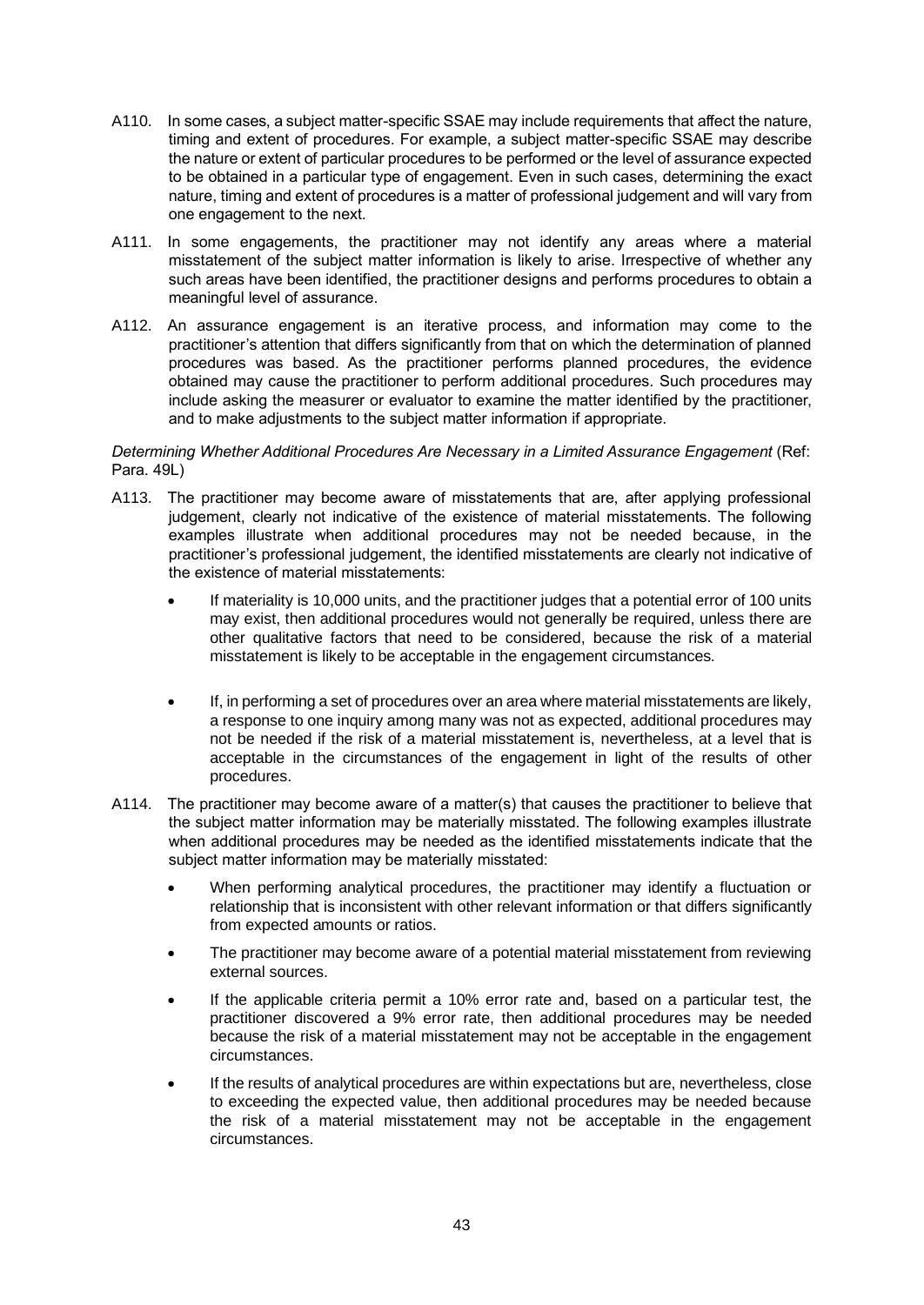A110. In some cases, a subject matter-specific SSAE may include requirements that affect the nature, timing and extent of procedures. For example, a subject matter-specific SSAE may describe the nature or extent of particular procedures to be performed or the level of assurance expected to be obtained in a particular type of engagement. Even in such cases, determining the exact nature, timing and extent of procedures is a matter of professional judgement and will vary from one engagement to the next.

A111. In some engagements, the practitioner may not identify any areas where a material misstatement of the subject matter information is likely to arise. Irrespective of whether any such areas have been identified, the practitioner designs and performs procedures to obtain a meaningful level of assurance.

A112. An assurance engagement is an iterative process, and information may come to the practitioner's attention that differs significantly from that on which the determination of planned procedures was based. As the practitioner performs planned procedures, the evidence obtained may cause the practitioner to perform additional procedures. Such procedures may include asking the measurer or evaluator to examine the matter identified by the practitioner, and to make adjustments to the subject matter information if appropriate.

*Determining Whether Additional Procedures Are Necessary in a Limited Assurance Engagement* (Ref: Para. 49L)

A113. The practitioner may become aware of misstatements that are, after applying professional judgement, clearly not indicative of the existence of material misstatements. The following examples illustrate when additional procedures may not be needed because, in the practitioner's professional judgement, the identified misstatements are clearly not indicative of the existence of material misstatements:

- If materiality is 10,000 units, and the practitioner judges that a potential error of 100 units may exist, then additional procedures would not generally be required, unless there are other qualitative factors that need to be considered, because the risk of a material misstatement is likely to be acceptable in the engagement circumstances.

- If, in performing a set of procedures over an area where material misstatements are likely, a response to one inquiry among many was not as expected, additional procedures may not be needed if the risk of a material misstatement is, nevertheless, at a level that is acceptable in the circumstances of the engagement in light of the results of other procedures.

A114. The practitioner may become aware of a matter(s) that causes the practitioner to believe that the subject matter information may be materially misstated. The following examples illustrate when additional procedures may be needed as the identified misstatements indicate that the subject matter information may be materially misstated:

- When performing analytical procedures, the practitioner may identify a fluctuation or relationship that is inconsistent with other relevant information or that differs significantly from expected amounts or ratios.

- The practitioner may become aware of a potential material misstatement from reviewing external sources.

- If the applicable criteria permit a 10% error rate and, based on a particular test, the practitioner discovered a 9% error rate, then additional procedures may be needed because the risk of a material misstatement may not be acceptable in the engagement circumstances.

- If the results of analytical procedures are within expectations but are, nevertheless, close to exceeding the expected value, then additional procedures may be needed because the risk of a material misstatement may not be acceptable in the engagement circumstances.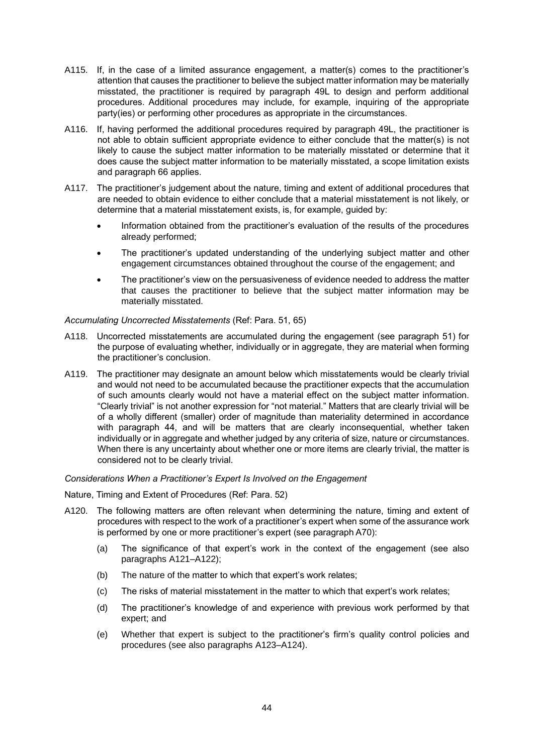A115. If, in the case of a limited assurance engagement, a matter(s) comes to the practitioner's attention that causes the practitioner to believe the subject matter information may be materially misstated, the practitioner is required by paragraph 49L to design and perform additional procedures. Additional procedures may include, for example, inquiring of the appropriate party(ies) or performing other procedures as appropriate in the circumstances.

A116. If, having performed the additional procedures required by paragraph 49L, the practitioner is not able to obtain sufficient appropriate evidence to either conclude that the matter(s) is not likely to cause the subject matter information to be materially misstated or determine that it does cause the subject matter information to be materially misstated, a scope limitation exists and paragraph 66 applies.

A117. The practitioner's judgement about the nature, timing and extent of additional procedures that are needed to obtain evidence to either conclude that a material misstatement is not likely, or determine that a material misstatement exists, is, for example, guided by:

- Information obtained from the practitioner's evaluation of the results of the procedures already performed;
- The practitioner's updated understanding of the underlying subject matter and other engagement circumstances obtained throughout the course of the engagement; and
- The practitioner's view on the persuasiveness of evidence needed to address the matter that causes the practitioner to believe that the subject matter information may be materially misstated.

*Accumulating Uncorrected Misstatements* (Ref: Para. 51, 65)

A118. Uncorrected misstatements are accumulated during the engagement (see paragraph 51) for the purpose of evaluating whether, individually or in aggregate, they are material when forming the practitioner's conclusion.

A119. The practitioner may designate an amount below which misstatements would be clearly trivial and would not need to be accumulated because the practitioner expects that the accumulation of such amounts clearly would not have a material effect on the subject matter information. "Clearly trivial" is not another expression for "not material." Matters that are clearly trivial will be of a wholly different (smaller) order of magnitude than materiality determined in accordance with paragraph 44, and will be matters that are clearly inconsequential, whether taken individually or in aggregate and whether judged by any criteria of size, nature or circumstances. When there is any uncertainty about whether one or more items are clearly trivial, the matter is considered not to be clearly trivial.

*Considerations When a Practitioner's Expert Is Involved on the Engagement*

Nature, Timing and Extent of Procedures (Ref: Para. 52)

A120. The following matters are often relevant when determining the nature, timing and extent of procedures with respect to the work of a practitioner's expert when some of the assurance work is performed by one or more practitioner's expert (see paragraph A70):

(a) The significance of that expert's work in the context of the engagement (see also paragraphs A121–A122);

(b) The nature of the matter to which that expert's work relates;

(c) The risks of material misstatement in the matter to which that expert's work relates;

(d) The practitioner's knowledge of and experience with previous work performed by that expert; and

(e) Whether that expert is subject to the practitioner's firm's quality control policies and procedures (see also paragraphs A123–A124).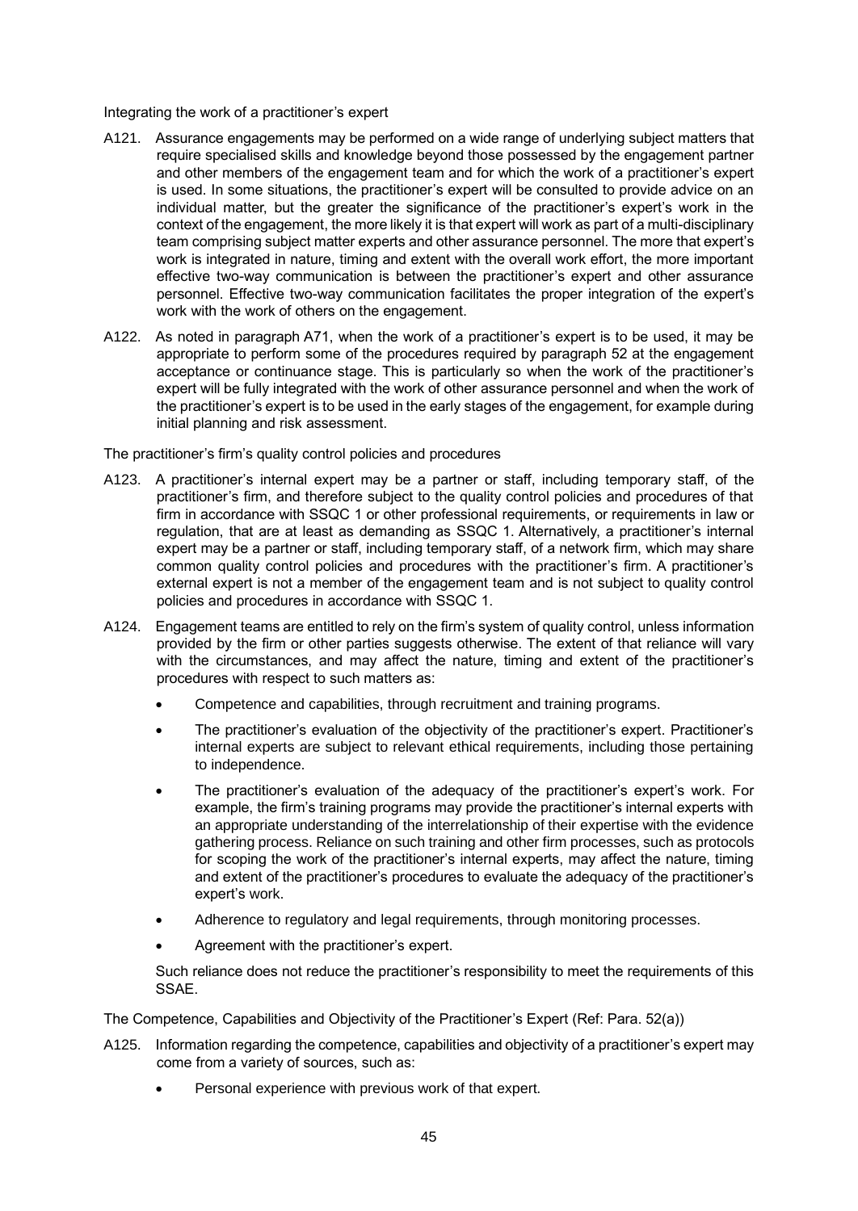Integrating the work of a practitioner's expert

A121. Assurance engagements may be performed on a wide range of underlying subject matters that require specialised skills and knowledge beyond those possessed by the engagement partner and other members of the engagement team and for which the work of a practitioner's expert is used. In some situations, the practitioner's expert will be consulted to provide advice on an individual matter, but the greater the significance of the practitioner's expert's work in the context of the engagement, the more likely it is that expert will work as part of a multi-disciplinary team comprising subject matter experts and other assurance personnel. The more that expert's work is integrated in nature, timing and extent with the overall work effort, the more important effective two-way communication is between the practitioner's expert and other assurance personnel. Effective two-way communication facilitates the proper integration of the expert's work with the work of others on the engagement.

A122. As noted in paragraph A71, when the work of a practitioner's expert is to be used, it may be appropriate to perform some of the procedures required by paragraph 52 at the engagement acceptance or continuance stage. This is particularly so when the work of the practitioner's expert will be fully integrated with the work of other assurance personnel and when the work of the practitioner's expert is to be used in the early stages of the engagement, for example during initial planning and risk assessment.

The practitioner's firm's quality control policies and procedures

A123. A practitioner's internal expert may be a partner or staff, including temporary staff, of the practitioner's firm, and therefore subject to the quality control policies and procedures of that firm in accordance with SSQC 1 or other professional requirements, or requirements in law or regulation, that are at least as demanding as SSQC 1. Alternatively, a practitioner's internal expert may be a partner or staff, including temporary staff, of a network firm, which may share common quality control policies and procedures with the practitioner's firm. A practitioner's external expert is not a member of the engagement team and is not subject to quality control policies and procedures in accordance with SSQC 1.

A124. Engagement teams are entitled to rely on the firm's system of quality control, unless information provided by the firm or other parties suggests otherwise. The extent of that reliance will vary with the circumstances, and may affect the nature, timing and extent of the practitioner's procedures with respect to such matters as:

- Competence and capabilities, through recruitment and training programs.
- The practitioner's evaluation of the objectivity of the practitioner's expert. Practitioner's internal experts are subject to relevant ethical requirements, including those pertaining to independence.
- The practitioner's evaluation of the adequacy of the practitioner's expert's work. For example, the firm's training programs may provide the practitioner's internal experts with an appropriate understanding of the interrelationship of their expertise with the evidence gathering process. Reliance on such training and other firm processes, such as protocols for scoping the work of the practitioner's internal experts, may affect the nature, timing and extent of the practitioner's procedures to evaluate the adequacy of the practitioner's expert's work.
- Adherence to regulatory and legal requirements, through monitoring processes.
- Agreement with the practitioner's expert.

Such reliance does not reduce the practitioner's responsibility to meet the requirements of this SSAE.

The Competence, Capabilities and Objectivity of the Practitioner's Expert (Ref: Para. 52(a))

A125. Information regarding the competence, capabilities and objectivity of a practitioner's expert may come from a variety of sources, such as:

- Personal experience with previous work of that expert.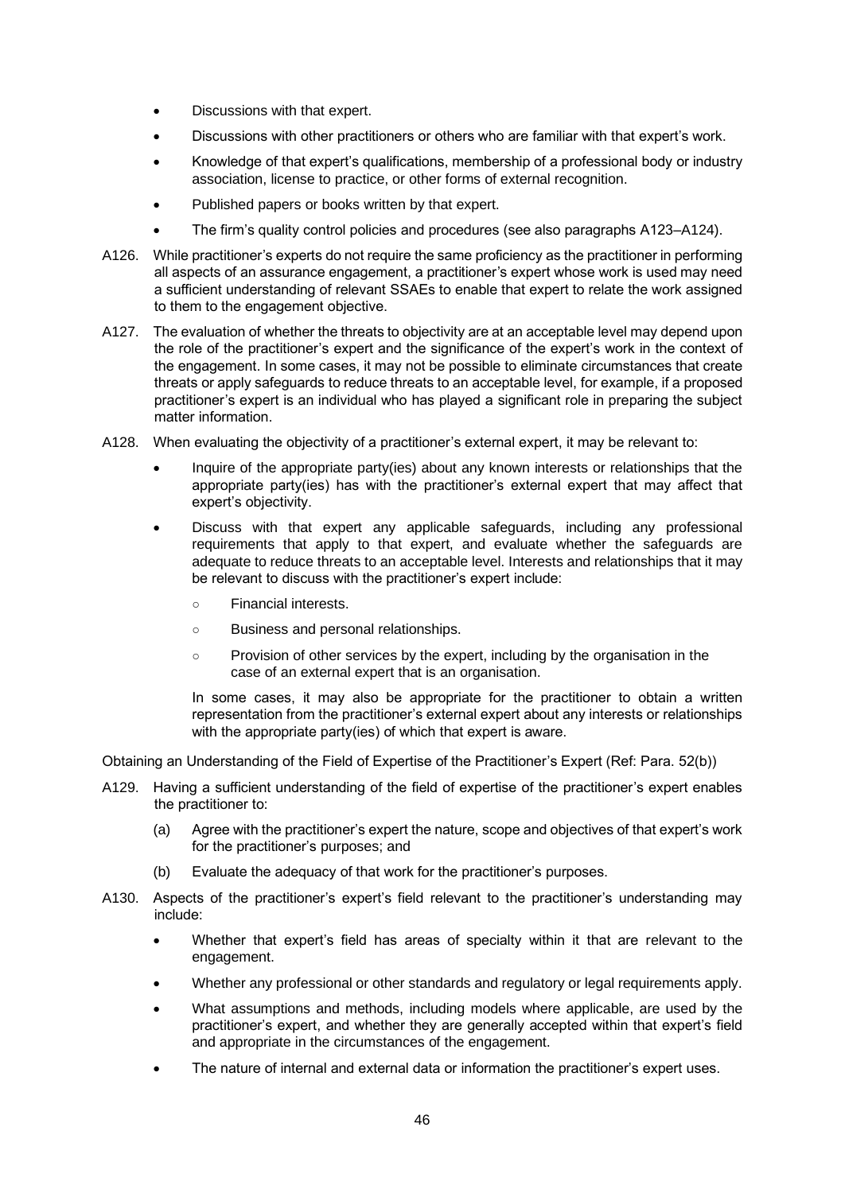- Discussions with that expert.
- Discussions with other practitioners or others who are familiar with that expert's work.
- Knowledge of that expert's qualifications, membership of a professional body or industry association, license to practice, or other forms of external recognition.
- Published papers or books written by that expert.
- The firm's quality control policies and procedures (see also paragraphs A123–A124).

A126. While practitioner's experts do not require the same proficiency as the practitioner in performing all aspects of an assurance engagement, a practitioner's expert whose work is used may need a sufficient understanding of relevant SSAEs to enable that expert to relate the work assigned to them to the engagement objective.

A127. The evaluation of whether the threats to objectivity are at an acceptable level may depend upon the role of the practitioner's expert and the significance of the expert's work in the context of the engagement. In some cases, it may not be possible to eliminate circumstances that create threats or apply safeguards to reduce threats to an acceptable level, for example, if a proposed practitioner's expert is an individual who has played a significant role in preparing the subject matter information.

A128. When evaluating the objectivity of a practitioner's external expert, it may be relevant to:

- Inquire of the appropriate party(ies) about any known interests or relationships that the appropriate party(ies) has with the practitioner's external expert that may affect that expert's objectivity.
- Discuss with that expert any applicable safeguards, including any professional requirements that apply to that expert, and evaluate whether the safeguards are adequate to reduce threats to an acceptable level. Interests and relationships that it may be relevant to discuss with the practitioner's expert include:
  - Financial interests.
  - Business and personal relationships.
  - Provision of other services by the expert, including by the organisation in the case of an external expert that is an organisation.

  In some cases, it may also be appropriate for the practitioner to obtain a written representation from the practitioner's external expert about any interests or relationships with the appropriate party(ies) of which that expert is aware.

Obtaining an Understanding of the Field of Expertise of the Practitioner's Expert (Ref: Para. 52(b))

A129. Having a sufficient understanding of the field of expertise of the practitioner's expert enables the practitioner to:

(a) Agree with the practitioner's expert the nature, scope and objectives of that expert's work for the practitioner's purposes; and

(b) Evaluate the adequacy of that work for the practitioner's purposes.

A130. Aspects of the practitioner's expert's field relevant to the practitioner's understanding may include:

- Whether that expert's field has areas of specialty within it that are relevant to the engagement.
- Whether any professional or other standards and regulatory or legal requirements apply.
- What assumptions and methods, including models where applicable, are used by the practitioner's expert, and whether they are generally accepted within that expert's field and appropriate in the circumstances of the engagement.
- The nature of internal and external data or information the practitioner's expert uses.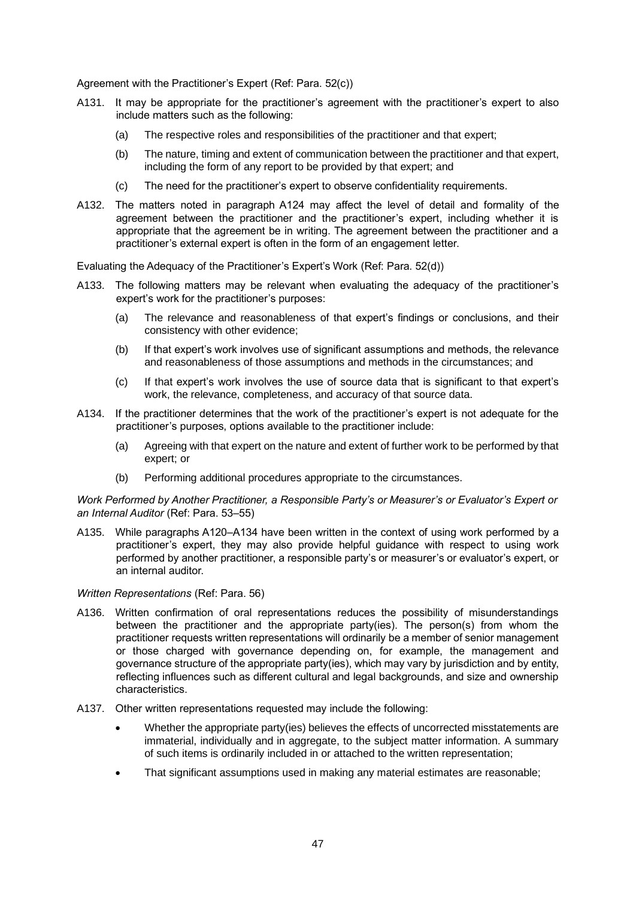Agreement with the Practitioner's Expert (Ref: Para. 52(c))

A131. It may be appropriate for the practitioner's agreement with the practitioner's expert to also include matters such as the following:

(a) The respective roles and responsibilities of the practitioner and that expert;

(b) The nature, timing and extent of communication between the practitioner and that expert, including the form of any report to be provided by that expert; and

(c) The need for the practitioner's expert to observe confidentiality requirements.

A132. The matters noted in paragraph A124 may affect the level of detail and formality of the agreement between the practitioner and the practitioner's expert, including whether it is appropriate that the agreement be in writing. The agreement between the practitioner and a practitioner's external expert is often in the form of an engagement letter.

Evaluating the Adequacy of the Practitioner's Expert's Work (Ref: Para. 52(d))

A133. The following matters may be relevant when evaluating the adequacy of the practitioner's expert's work for the practitioner's purposes:

(a) The relevance and reasonableness of that expert's findings or conclusions, and their consistency with other evidence;

(b) If that expert's work involves use of significant assumptions and methods, the relevance and reasonableness of those assumptions and methods in the circumstances; and

(c) If that expert's work involves the use of source data that is significant to that expert's work, the relevance, completeness, and accuracy of that source data.

A134. If the practitioner determines that the work of the practitioner's expert is not adequate for the practitioner's purposes, options available to the practitioner include:

(a) Agreeing with that expert on the nature and extent of further work to be performed by that expert; or

(b) Performing additional procedures appropriate to the circumstances.

*Work Performed by Another Practitioner, a Responsible Party's or Measurer's or Evaluator's Expert or an Internal Auditor* (Ref: Para. 53–55)

A135. While paragraphs A120–A134 have been written in the context of using work performed by a practitioner's expert, they may also provide helpful guidance with respect to using work performed by another practitioner, a responsible party's or measurer's or evaluator's expert, or an internal auditor.

*Written Representations* (Ref: Para. 56)

A136. Written confirmation of oral representations reduces the possibility of misunderstandings between the practitioner and the appropriate party(ies). The person(s) from whom the practitioner requests written representations will ordinarily be a member of senior management or those charged with governance depending on, for example, the management and governance structure of the appropriate party(ies), which may vary by jurisdiction and by entity, reflecting influences such as different cultural and legal backgrounds, and size and ownership characteristics.

A137. Other written representations requested may include the following:

- Whether the appropriate party(ies) believes the effects of uncorrected misstatements are immaterial, individually and in aggregate, to the subject matter information. A summary of such items is ordinarily included in or attached to the written representation;
- That significant assumptions used in making any material estimates are reasonable;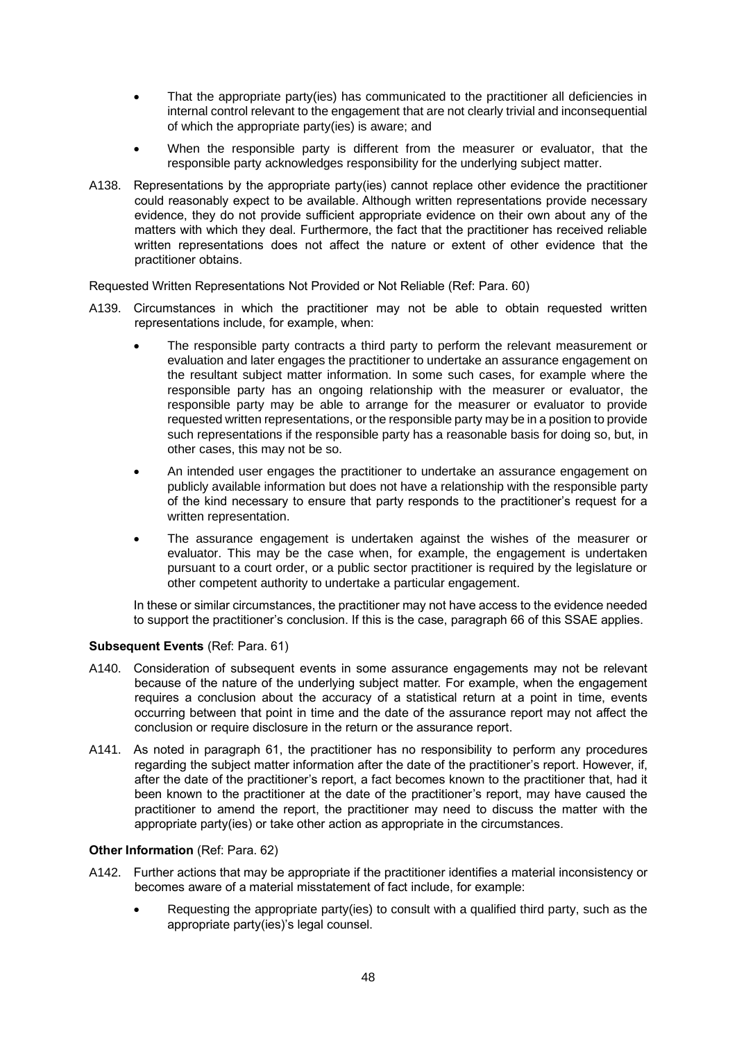- That the appropriate party(ies) has communicated to the practitioner all deficiencies in internal control relevant to the engagement that are not clearly trivial and inconsequential of which the appropriate party(ies) is aware; and
- When the responsible party is different from the measurer or evaluator, that the responsible party acknowledges responsibility for the underlying subject matter.

A138. Representations by the appropriate party(ies) cannot replace other evidence the practitioner could reasonably expect to be available. Although written representations provide necessary evidence, they do not provide sufficient appropriate evidence on their own about any of the matters with which they deal. Furthermore, the fact that the practitioner has received reliable written representations does not affect the nature or extent of other evidence that the practitioner obtains.

Requested Written Representations Not Provided or Not Reliable (Ref: Para. 60)

A139. Circumstances in which the practitioner may not be able to obtain requested written representations include, for example, when:

- The responsible party contracts a third party to perform the relevant measurement or evaluation and later engages the practitioner to undertake an assurance engagement on the resultant subject matter information. In some such cases, for example where the responsible party has an ongoing relationship with the measurer or evaluator, the responsible party may be able to arrange for the measurer or evaluator to provide requested written representations, or the responsible party may be in a position to provide such representations if the responsible party has a reasonable basis for doing so, but, in other cases, this may not be so.
- An intended user engages the practitioner to undertake an assurance engagement on publicly available information but does not have a relationship with the responsible party of the kind necessary to ensure that party responds to the practitioner's request for a written representation.
- The assurance engagement is undertaken against the wishes of the measurer or evaluator. This may be the case when, for example, the engagement is undertaken pursuant to a court order, or a public sector practitioner is required by the legislature or other competent authority to undertake a particular engagement.

In these or similar circumstances, the practitioner may not have access to the evidence needed to support the practitioner's conclusion. If this is the case, paragraph 66 of this SSAE applies.

**Subsequent Events** (Ref: Para. 61)

A140. Consideration of subsequent events in some assurance engagements may not be relevant because of the nature of the underlying subject matter. For example, when the engagement requires a conclusion about the accuracy of a statistical return at a point in time, events occurring between that point in time and the date of the assurance report may not affect the conclusion or require disclosure in the return or the assurance report.

A141. As noted in paragraph 61, the practitioner has no responsibility to perform any procedures regarding the subject matter information after the date of the practitioner's report. However, if, after the date of the practitioner's report, a fact becomes known to the practitioner that, had it been known to the practitioner at the date of the practitioner's report, may have caused the practitioner to amend the report, the practitioner may need to discuss the matter with the appropriate party(ies) or take other action as appropriate in the circumstances.

**Other Information** (Ref: Para. 62)

A142. Further actions that may be appropriate if the practitioner identifies a material inconsistency or becomes aware of a material misstatement of fact include, for example:

- Requesting the appropriate party(ies) to consult with a qualified third party, such as the appropriate party(ies)'s legal counsel.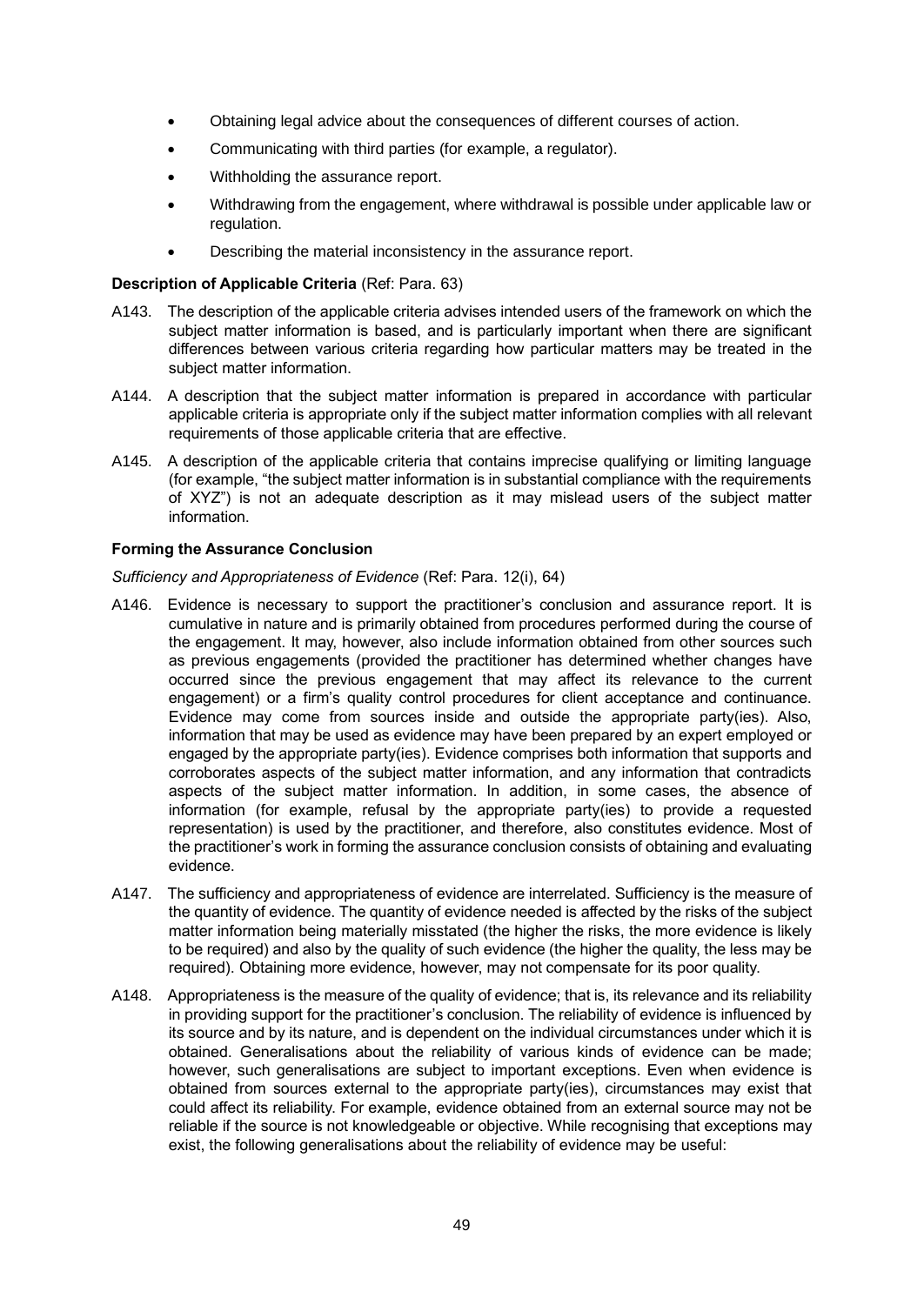- Obtaining legal advice about the consequences of different courses of action.
- Communicating with third parties (for example, a regulator).
- Withholding the assurance report.
- Withdrawing from the engagement, where withdrawal is possible under applicable law or regulation.
- Describing the material inconsistency in the assurance report.

**Description of Applicable Criteria** (Ref: Para. 63)

A143. The description of the applicable criteria advises intended users of the framework on which the subject matter information is based, and is particularly important when there are significant differences between various criteria regarding how particular matters may be treated in the subject matter information.

A144. A description that the subject matter information is prepared in accordance with particular applicable criteria is appropriate only if the subject matter information complies with all relevant requirements of those applicable criteria that are effective.

A145. A description of the applicable criteria that contains imprecise qualifying or limiting language (for example, "the subject matter information is in substantial compliance with the requirements of XYZ") is not an adequate description as it may mislead users of the subject matter information.

**Forming the Assurance Conclusion**

*Sufficiency and Appropriateness of Evidence* (Ref: Para. 12(i), 64)

A146. Evidence is necessary to support the practitioner's conclusion and assurance report. It is cumulative in nature and is primarily obtained from procedures performed during the course of the engagement. It may, however, also include information obtained from other sources such as previous engagements (provided the practitioner has determined whether changes have occurred since the previous engagement that may affect its relevance to the current engagement) or a firm's quality control procedures for client acceptance and continuance. Evidence may come from sources inside and outside the appropriate party(ies). Also, information that may be used as evidence may have been prepared by an expert employed or engaged by the appropriate party(ies). Evidence comprises both information that supports and corroborates aspects of the subject matter information, and any information that contradicts aspects of the subject matter information. In addition, in some cases, the absence of information (for example, refusal by the appropriate party(ies) to provide a requested representation) is used by the practitioner, and therefore, also constitutes evidence. Most of the practitioner's work in forming the assurance conclusion consists of obtaining and evaluating evidence.

A147. The sufficiency and appropriateness of evidence are interrelated. Sufficiency is the measure of the quantity of evidence. The quantity of evidence needed is affected by the risks of the subject matter information being materially misstated (the higher the risks, the more evidence is likely to be required) and also by the quality of such evidence (the higher the quality, the less may be required). Obtaining more evidence, however, may not compensate for its poor quality.

A148. Appropriateness is the measure of the quality of evidence; that is, its relevance and its reliability in providing support for the practitioner's conclusion. The reliability of evidence is influenced by its source and by its nature, and is dependent on the individual circumstances under which it is obtained. Generalisations about the reliability of various kinds of evidence can be made; however, such generalisations are subject to important exceptions. Even when evidence is obtained from sources external to the appropriate party(ies), circumstances may exist that could affect its reliability. For example, evidence obtained from an external source may not be reliable if the source is not knowledgeable or objective. While recognising that exceptions may exist, the following generalisations about the reliability of evidence may be useful: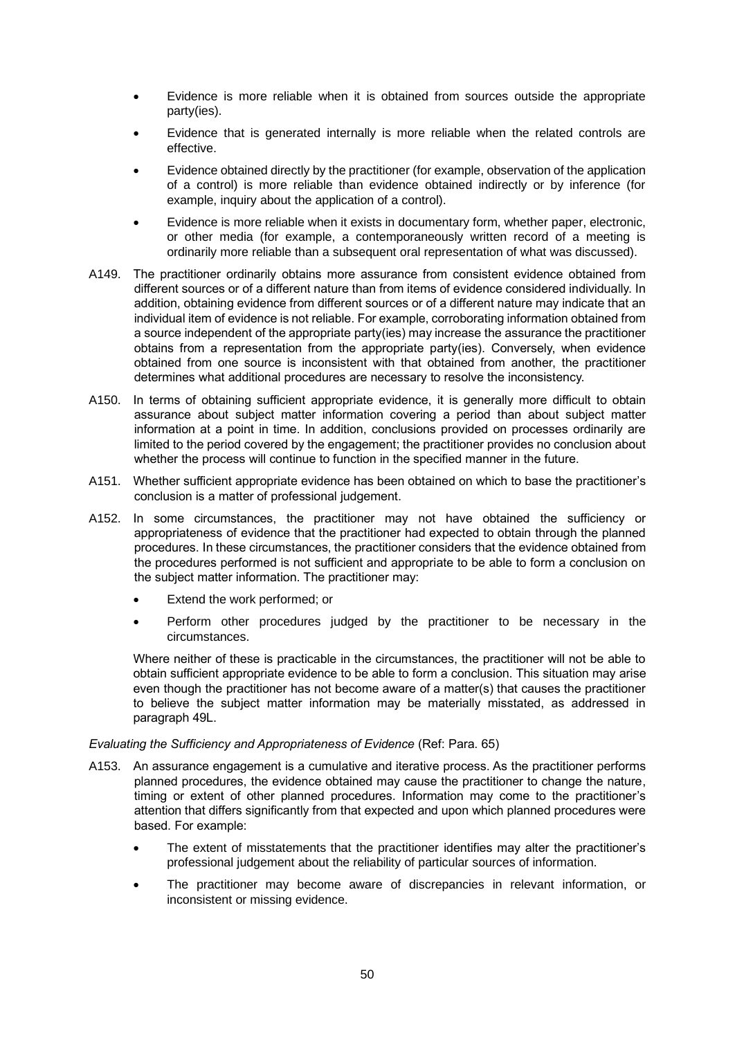- Evidence is more reliable when it is obtained from sources outside the appropriate party(ies).
- Evidence that is generated internally is more reliable when the related controls are effective.
- Evidence obtained directly by the practitioner (for example, observation of the application of a control) is more reliable than evidence obtained indirectly or by inference (for example, inquiry about the application of a control).
- Evidence is more reliable when it exists in documentary form, whether paper, electronic, or other media (for example, a contemporaneously written record of a meeting is ordinarily more reliable than a subsequent oral representation of what was discussed).

A149. The practitioner ordinarily obtains more assurance from consistent evidence obtained from different sources or of a different nature than from items of evidence considered individually. In addition, obtaining evidence from different sources or of a different nature may indicate that an individual item of evidence is not reliable. For example, corroborating information obtained from a source independent of the appropriate party(ies) may increase the assurance the practitioner obtains from a representation from the appropriate party(ies). Conversely, when evidence obtained from one source is inconsistent with that obtained from another, the practitioner determines what additional procedures are necessary to resolve the inconsistency.

A150. In terms of obtaining sufficient appropriate evidence, it is generally more difficult to obtain assurance about subject matter information covering a period than about subject matter information at a point in time. In addition, conclusions provided on processes ordinarily are limited to the period covered by the engagement; the practitioner provides no conclusion about whether the process will continue to function in the specified manner in the future.

A151. Whether sufficient appropriate evidence has been obtained on which to base the practitioner's conclusion is a matter of professional judgement.

A152. In some circumstances, the practitioner may not have obtained the sufficiency or appropriateness of evidence that the practitioner had expected to obtain through the planned procedures. In these circumstances, the practitioner considers that the evidence obtained from the procedures performed is not sufficient and appropriate to be able to form a conclusion on the subject matter information. The practitioner may:

- Extend the work performed; or
- Perform other procedures judged by the practitioner to be necessary in the circumstances.

Where neither of these is practicable in the circumstances, the practitioner will not be able to obtain sufficient appropriate evidence to be able to form a conclusion. This situation may arise even though the practitioner has not become aware of a matter(s) that causes the practitioner to believe the subject matter information may be materially misstated, as addressed in paragraph 49L.

*Evaluating the Sufficiency and Appropriateness of Evidence* (Ref: Para. 65)

A153. An assurance engagement is a cumulative and iterative process. As the practitioner performs planned procedures, the evidence obtained may cause the practitioner to change the nature, timing or extent of other planned procedures. Information may come to the practitioner's attention that differs significantly from that expected and upon which planned procedures were based. For example:

- The extent of misstatements that the practitioner identifies may alter the practitioner's professional judgement about the reliability of particular sources of information.
- The practitioner may become aware of discrepancies in relevant information, or inconsistent or missing evidence.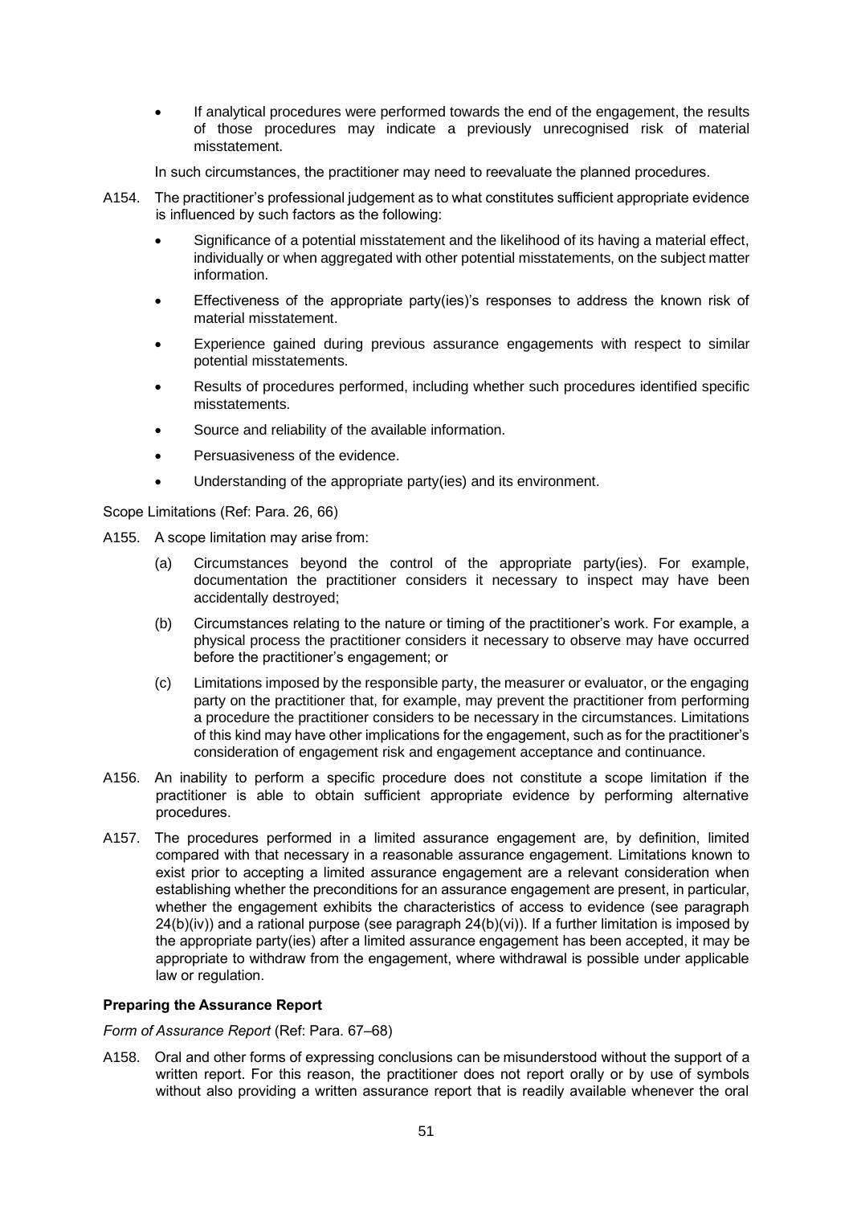- If analytical procedures were performed towards the end of the engagement, the results of those procedures may indicate a previously unrecognised risk of material misstatement.

In such circumstances, the practitioner may need to reevaluate the planned procedures.

A154. The practitioner's professional judgement as to what constitutes sufficient appropriate evidence is influenced by such factors as the following:

- Significance of a potential misstatement and the likelihood of its having a material effect, individually or when aggregated with other potential misstatements, on the subject matter information.
- Effectiveness of the appropriate party(ies)'s responses to address the known risk of material misstatement.
- Experience gained during previous assurance engagements with respect to similar potential misstatements.
- Results of procedures performed, including whether such procedures identified specific misstatements.
- Source and reliability of the available information.
- Persuasiveness of the evidence.
- Understanding of the appropriate party(ies) and its environment.

Scope Limitations (Ref: Para. 26, 66)

A155. A scope limitation may arise from:

(a) Circumstances beyond the control of the appropriate party(ies). For example, documentation the practitioner considers it necessary to inspect may have been accidentally destroyed;

(b) Circumstances relating to the nature or timing of the practitioner's work. For example, a physical process the practitioner considers it necessary to observe may have occurred before the practitioner's engagement; or

(c) Limitations imposed by the responsible party, the measurer or evaluator, or the engaging party on the practitioner that, for example, may prevent the practitioner from performing a procedure the practitioner considers to be necessary in the circumstances. Limitations of this kind may have other implications for the engagement, such as for the practitioner's consideration of engagement risk and engagement acceptance and continuance.

A156. An inability to perform a specific procedure does not constitute a scope limitation if the practitioner is able to obtain sufficient appropriate evidence by performing alternative procedures.

A157. The procedures performed in a limited assurance engagement are, by definition, limited compared with that necessary in a reasonable assurance engagement. Limitations known to exist prior to accepting a limited assurance engagement are a relevant consideration when establishing whether the preconditions for an assurance engagement are present, in particular, whether the engagement exhibits the characteristics of access to evidence (see paragraph 24(b)(iv)) and a rational purpose (see paragraph 24(b)(vi)). If a further limitation is imposed by the appropriate party(ies) after a limited assurance engagement has been accepted, it may be appropriate to withdraw from the engagement, where withdrawal is possible under applicable law or regulation.

**Preparing the Assurance Report**

*Form of Assurance Report* (Ref: Para. 67–68)

A158. Oral and other forms of expressing conclusions can be misunderstood without the support of a written report. For this reason, the practitioner does not report orally or by use of symbols without also providing a written assurance report that is readily available whenever the oral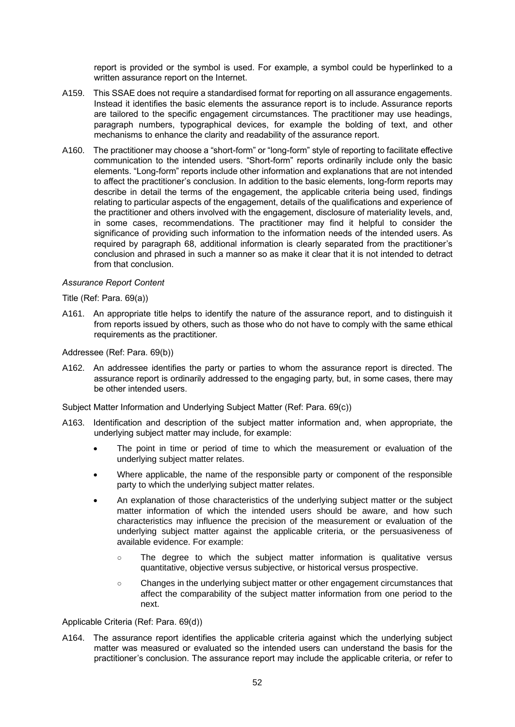report is provided or the symbol is used. For example, a symbol could be hyperlinked to a written assurance report on the Internet.

A159. This SSAE does not require a standardised format for reporting on all assurance engagements. Instead it identifies the basic elements the assurance report is to include. Assurance reports are tailored to the specific engagement circumstances. The practitioner may use headings, paragraph numbers, typographical devices, for example the bolding of text, and other mechanisms to enhance the clarity and readability of the assurance report.

A160. The practitioner may choose a "short-form" or "long-form" style of reporting to facilitate effective communication to the intended users. "Short-form" reports ordinarily include only the basic elements. "Long-form" reports include other information and explanations that are not intended to affect the practitioner's conclusion. In addition to the basic elements, long-form reports may describe in detail the terms of the engagement, the applicable criteria being used, findings relating to particular aspects of the engagement, details of the qualifications and experience of the practitioner and others involved with the engagement, disclosure of materiality levels, and, in some cases, recommendations. The practitioner may find it helpful to consider the significance of providing such information to the information needs of the intended users. As required by paragraph 68, additional information is clearly separated from the practitioner's conclusion and phrased in such a manner so as make it clear that it is not intended to detract from that conclusion.

*Assurance Report Content*

Title (Ref: Para. 69(a))

A161. An appropriate title helps to identify the nature of the assurance report, and to distinguish it from reports issued by others, such as those who do not have to comply with the same ethical requirements as the practitioner.

Addressee (Ref: Para. 69(b))

A162. An addressee identifies the party or parties to whom the assurance report is directed. The assurance report is ordinarily addressed to the engaging party, but, in some cases, there may be other intended users.

Subject Matter Information and Underlying Subject Matter (Ref: Para. 69(c))

A163. Identification and description of the subject matter information and, when appropriate, the underlying subject matter may include, for example:

- The point in time or period of time to which the measurement or evaluation of the underlying subject matter relates.
- Where applicable, the name of the responsible party or component of the responsible party to which the underlying subject matter relates.
- An explanation of those characteristics of the underlying subject matter or the subject matter information of which the intended users should be aware, and how such characteristics may influence the precision of the measurement or evaluation of the underlying subject matter against the applicable criteria, or the persuasiveness of available evidence. For example:
  - The degree to which the subject matter information is qualitative versus quantitative, objective versus subjective, or historical versus prospective.
  - Changes in the underlying subject matter or other engagement circumstances that affect the comparability of the subject matter information from one period to the next.

Applicable Criteria (Ref: Para. 69(d))

A164. The assurance report identifies the applicable criteria against which the underlying subject matter was measured or evaluated so the intended users can understand the basis for the practitioner's conclusion. The assurance report may include the applicable criteria, or refer to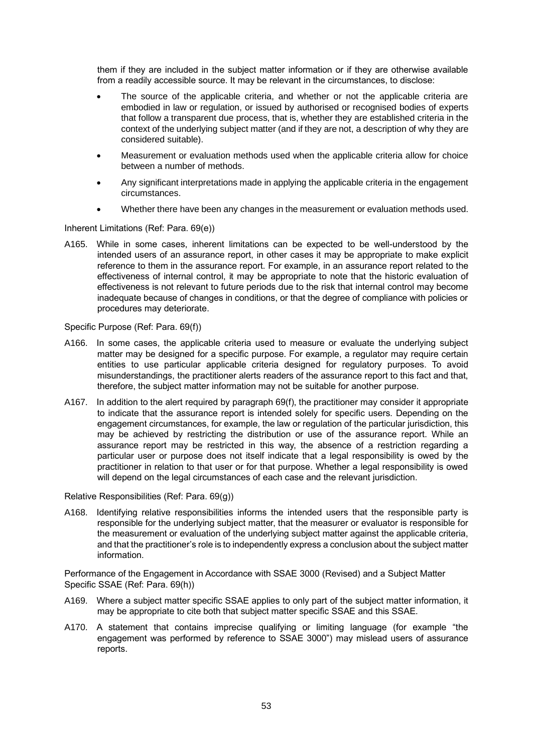them if they are included in the subject matter information or if they are otherwise available from a readily accessible source. It may be relevant in the circumstances, to disclose:

- The source of the applicable criteria, and whether or not the applicable criteria are embodied in law or regulation, or issued by authorised or recognised bodies of experts that follow a transparent due process, that is, whether they are established criteria in the context of the underlying subject matter (and if they are not, a description of why they are considered suitable).
- Measurement or evaluation methods used when the applicable criteria allow for choice between a number of methods.
- Any significant interpretations made in applying the applicable criteria in the engagement circumstances.
- Whether there have been any changes in the measurement or evaluation methods used.

Inherent Limitations (Ref: Para. 69(e))

A165. While in some cases, inherent limitations can be expected to be well-understood by the intended users of an assurance report, in other cases it may be appropriate to make explicit reference to them in the assurance report. For example, in an assurance report related to the effectiveness of internal control, it may be appropriate to note that the historic evaluation of effectiveness is not relevant to future periods due to the risk that internal control may become inadequate because of changes in conditions, or that the degree of compliance with policies or procedures may deteriorate.

Specific Purpose (Ref: Para. 69(f))

A166. In some cases, the applicable criteria used to measure or evaluate the underlying subject matter may be designed for a specific purpose. For example, a regulator may require certain entities to use particular applicable criteria designed for regulatory purposes. To avoid misunderstandings, the practitioner alerts readers of the assurance report to this fact and that, therefore, the subject matter information may not be suitable for another purpose.

A167. In addition to the alert required by paragraph 69(f), the practitioner may consider it appropriate to indicate that the assurance report is intended solely for specific users. Depending on the engagement circumstances, for example, the law or regulation of the particular jurisdiction, this may be achieved by restricting the distribution or use of the assurance report. While an assurance report may be restricted in this way, the absence of a restriction regarding a particular user or purpose does not itself indicate that a legal responsibility is owed by the practitioner in relation to that user or for that purpose. Whether a legal responsibility is owed will depend on the legal circumstances of each case and the relevant jurisdiction.

Relative Responsibilities (Ref: Para. 69(g))

A168. Identifying relative responsibilities informs the intended users that the responsible party is responsible for the underlying subject matter, that the measurer or evaluator is responsible for the measurement or evaluation of the underlying subject matter against the applicable criteria, and that the practitioner's role is to independently express a conclusion about the subject matter information.

Performance of the Engagement in Accordance with SSAE 3000 (Revised) and a Subject Matter Specific SSAE (Ref: Para. 69(h))

A169. Where a subject matter specific SSAE applies to only part of the subject matter information, it may be appropriate to cite both that subject matter specific SSAE and this SSAE.

A170. A statement that contains imprecise qualifying or limiting language (for example "the engagement was performed by reference to SSAE 3000") may mislead users of assurance reports.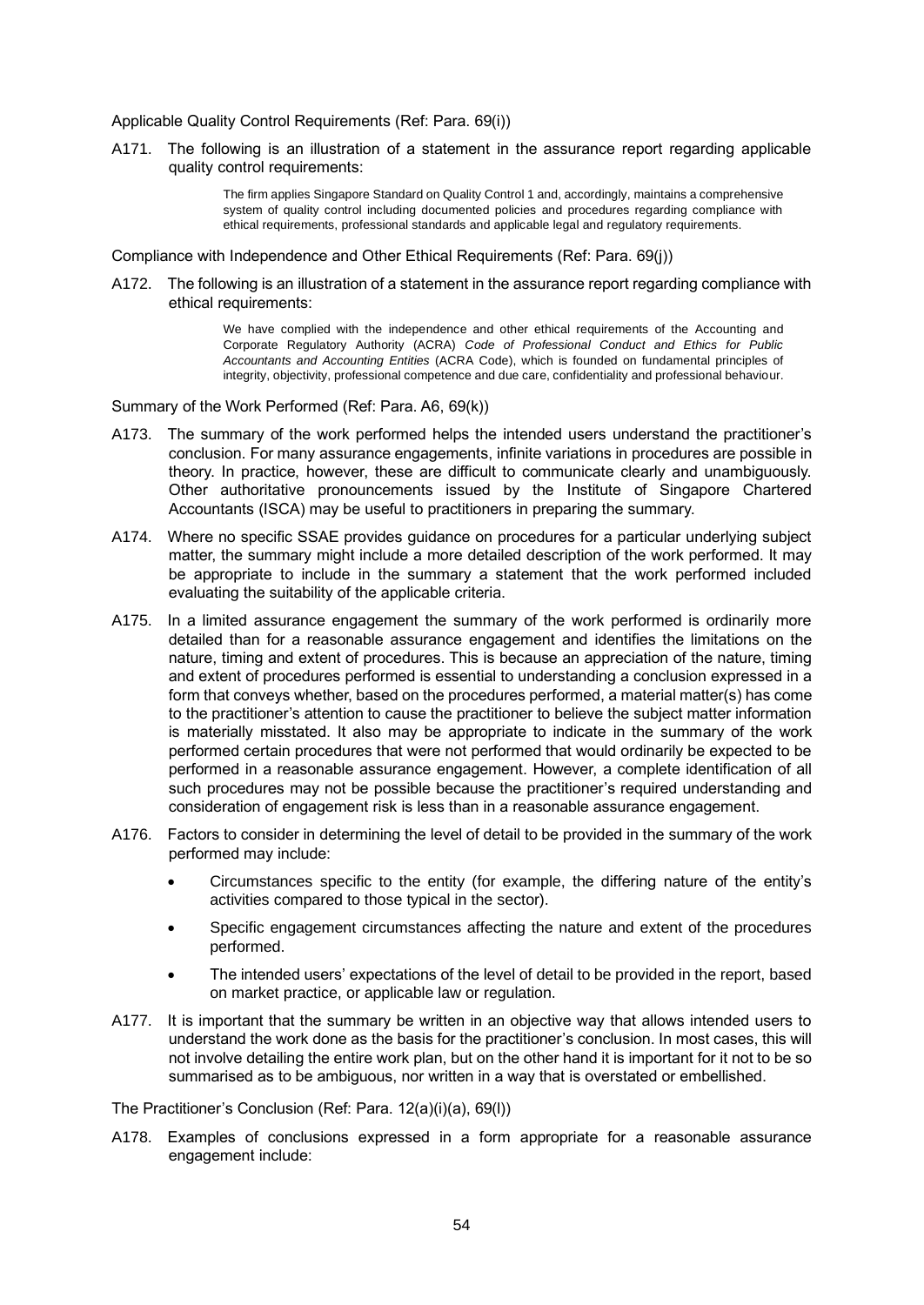Applicable Quality Control Requirements (Ref: Para. 69(i))

A171. The following is an illustration of a statement in the assurance report regarding applicable quality control requirements:

> The firm applies Singapore Standard on Quality Control 1 and, accordingly, maintains a comprehensive system of quality control including documented policies and procedures regarding compliance with ethical requirements, professional standards and applicable legal and regulatory requirements.

Compliance with Independence and Other Ethical Requirements (Ref: Para. 69(j))

A172. The following is an illustration of a statement in the assurance report regarding compliance with ethical requirements:

> We have complied with the independence and other ethical requirements of the Accounting and Corporate Regulatory Authority (ACRA) *Code of Professional Conduct and Ethics for Public Accountants and Accounting Entities* (ACRA Code), which is founded on fundamental principles of integrity, objectivity, professional competence and due care, confidentiality and professional behaviour.

Summary of the Work Performed (Ref: Para. A6, 69(k))

A173. The summary of the work performed helps the intended users understand the practitioner's conclusion. For many assurance engagements, infinite variations in procedures are possible in theory. In practice, however, these are difficult to communicate clearly and unambiguously. Other authoritative pronouncements issued by the Institute of Singapore Chartered Accountants (ISCA) may be useful to practitioners in preparing the summary.

A174. Where no specific SSAE provides guidance on procedures for a particular underlying subject matter, the summary might include a more detailed description of the work performed. It may be appropriate to include in the summary a statement that the work performed included evaluating the suitability of the applicable criteria.

A175. In a limited assurance engagement the summary of the work performed is ordinarily more detailed than for a reasonable assurance engagement and identifies the limitations on the nature, timing and extent of procedures. This is because an appreciation of the nature, timing and extent of procedures performed is essential to understanding a conclusion expressed in a form that conveys whether, based on the procedures performed, a material matter(s) has come to the practitioner's attention to cause the practitioner to believe the subject matter information is materially misstated. It also may be appropriate to indicate in the summary of the work performed certain procedures that were not performed that would ordinarily be expected to be performed in a reasonable assurance engagement. However, a complete identification of all such procedures may not be possible because the practitioner's required understanding and consideration of engagement risk is less than in a reasonable assurance engagement.

A176. Factors to consider in determining the level of detail to be provided in the summary of the work performed may include:

- Circumstances specific to the entity (for example, the differing nature of the entity's activities compared to those typical in the sector).
- Specific engagement circumstances affecting the nature and extent of the procedures performed.
- The intended users' expectations of the level of detail to be provided in the report, based on market practice, or applicable law or regulation.

A177. It is important that the summary be written in an objective way that allows intended users to understand the work done as the basis for the practitioner's conclusion. In most cases, this will not involve detailing the entire work plan, but on the other hand it is important for it not to be so summarised as to be ambiguous, nor written in a way that is overstated or embellished.

The Practitioner's Conclusion (Ref: Para. 12(a)(i)(a), 69(l))

A178. Examples of conclusions expressed in a form appropriate for a reasonable assurance engagement include: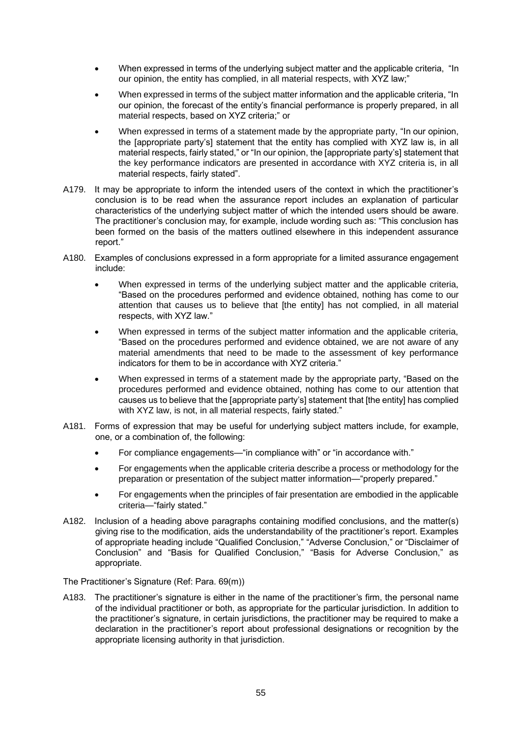- When expressed in terms of the underlying subject matter and the applicable criteria, "In our opinion, the entity has complied, in all material respects, with XYZ law;"
- When expressed in terms of the subject matter information and the applicable criteria, "In our opinion, the forecast of the entity's financial performance is properly prepared, in all material respects, based on XYZ criteria;" or
- When expressed in terms of a statement made by the appropriate party, "In our opinion, the [appropriate party's] statement that the entity has complied with XYZ law is, in all material respects, fairly stated," or "In our opinion, the [appropriate party's] statement that the key performance indicators are presented in accordance with XYZ criteria is, in all material respects, fairly stated".

A179. It may be appropriate to inform the intended users of the context in which the practitioner's conclusion is to be read when the assurance report includes an explanation of particular characteristics of the underlying subject matter of which the intended users should be aware. The practitioner's conclusion may, for example, include wording such as: "This conclusion has been formed on the basis of the matters outlined elsewhere in this independent assurance report."

A180. Examples of conclusions expressed in a form appropriate for a limited assurance engagement include:

- When expressed in terms of the underlying subject matter and the applicable criteria, "Based on the procedures performed and evidence obtained, nothing has come to our attention that causes us to believe that [the entity] has not complied, in all material respects, with XYZ law."
- When expressed in terms of the subject matter information and the applicable criteria, "Based on the procedures performed and evidence obtained, we are not aware of any material amendments that need to be made to the assessment of key performance indicators for them to be in accordance with XYZ criteria."
- When expressed in terms of a statement made by the appropriate party, "Based on the procedures performed and evidence obtained, nothing has come to our attention that causes us to believe that the [appropriate party's] statement that [the entity] has complied with XYZ law, is not, in all material respects, fairly stated."

A181. Forms of expression that may be useful for underlying subject matters include, for example, one, or a combination of, the following:

- For compliance engagements—"in compliance with" or "in accordance with."
- For engagements when the applicable criteria describe a process or methodology for the preparation or presentation of the subject matter information—"properly prepared."
- For engagements when the principles of fair presentation are embodied in the applicable criteria—"fairly stated."

A182. Inclusion of a heading above paragraphs containing modified conclusions, and the matter(s) giving rise to the modification, aids the understandability of the practitioner's report. Examples of appropriate heading include "Qualified Conclusion," "Adverse Conclusion," or "Disclaimer of Conclusion" and "Basis for Qualified Conclusion," "Basis for Adverse Conclusion," as appropriate.

The Practitioner's Signature (Ref: Para. 69(m))

A183. The practitioner's signature is either in the name of the practitioner's firm, the personal name of the individual practitioner or both, as appropriate for the particular jurisdiction. In addition to the practitioner's signature, in certain jurisdictions, the practitioner may be required to make a declaration in the practitioner's report about professional designations or recognition by the appropriate licensing authority in that jurisdiction.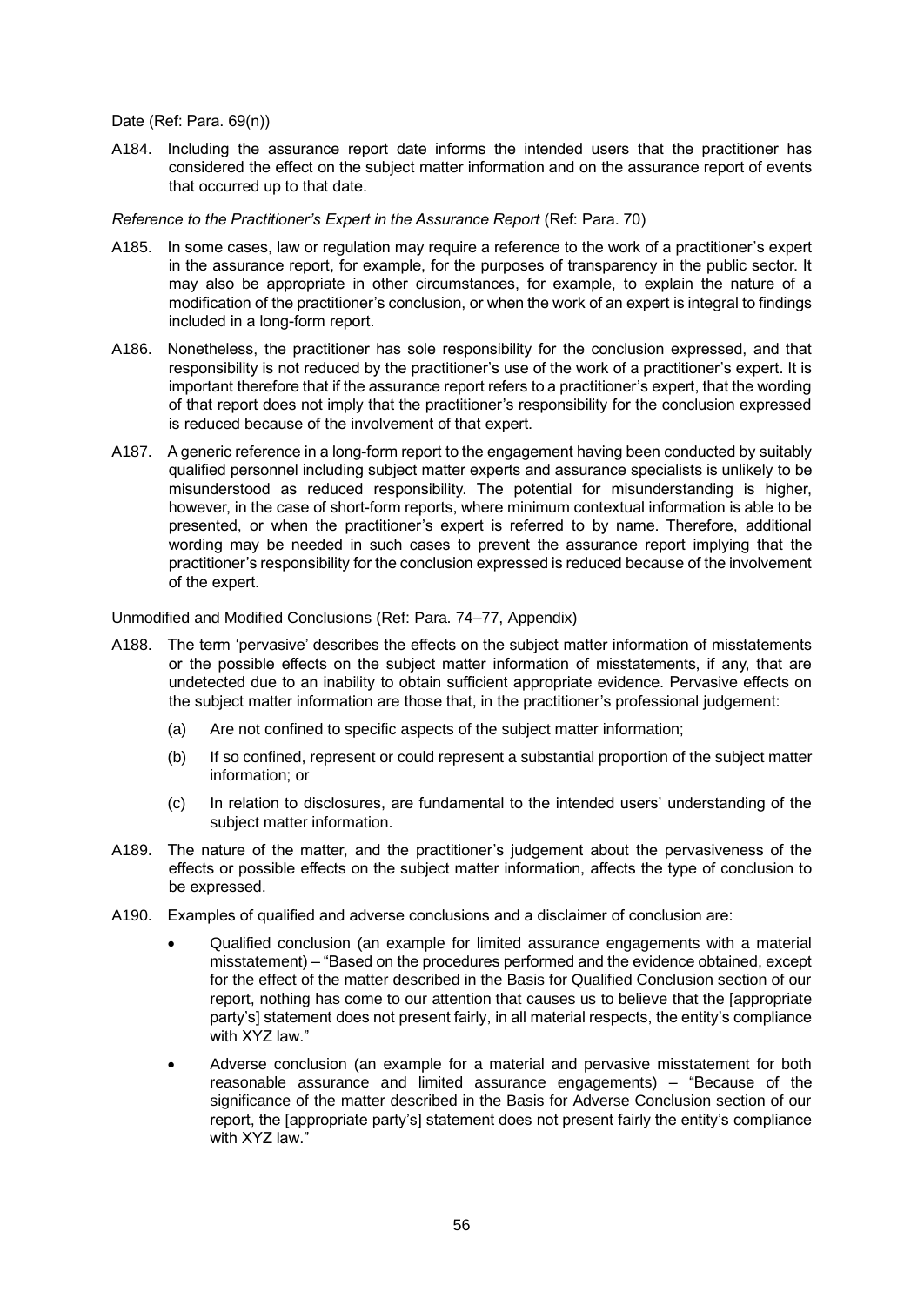Date (Ref: Para. 69(n))

A184. Including the assurance report date informs the intended users that the practitioner has considered the effect on the subject matter information and on the assurance report of events that occurred up to that date.

*Reference to the Practitioner's Expert in the Assurance Report* (Ref: Para. 70)

A185. In some cases, law or regulation may require a reference to the work of a practitioner's expert in the assurance report, for example, for the purposes of transparency in the public sector. It may also be appropriate in other circumstances, for example, to explain the nature of a modification of the practitioner's conclusion, or when the work of an expert is integral to findings included in a long-form report.

A186. Nonetheless, the practitioner has sole responsibility for the conclusion expressed, and that responsibility is not reduced by the practitioner's use of the work of a practitioner's expert. It is important therefore that if the assurance report refers to a practitioner's expert, that the wording of that report does not imply that the practitioner's responsibility for the conclusion expressed is reduced because of the involvement of that expert.

A187. A generic reference in a long-form report to the engagement having been conducted by suitably qualified personnel including subject matter experts and assurance specialists is unlikely to be misunderstood as reduced responsibility. The potential for misunderstanding is higher, however, in the case of short-form reports, where minimum contextual information is able to be presented, or when the practitioner's expert is referred to by name. Therefore, additional wording may be needed in such cases to prevent the assurance report implying that the practitioner's responsibility for the conclusion expressed is reduced because of the involvement of the expert.

Unmodified and Modified Conclusions (Ref: Para. 74–77, Appendix)

A188. The term 'pervasive' describes the effects on the subject matter information of misstatements or the possible effects on the subject matter information of misstatements, if any, that are undetected due to an inability to obtain sufficient appropriate evidence. Pervasive effects on the subject matter information are those that, in the practitioner's professional judgement:

(a) Are not confined to specific aspects of the subject matter information;

(b) If so confined, represent or could represent a substantial proportion of the subject matter information; or

(c) In relation to disclosures, are fundamental to the intended users' understanding of the subject matter information.

A189. The nature of the matter, and the practitioner's judgement about the pervasiveness of the effects or possible effects on the subject matter information, affects the type of conclusion to be expressed.

A190. Examples of qualified and adverse conclusions and a disclaimer of conclusion are:

- Qualified conclusion (an example for limited assurance engagements with a material misstatement) – "Based on the procedures performed and the evidence obtained, except for the effect of the matter described in the Basis for Qualified Conclusion section of our report, nothing has come to our attention that causes us to believe that the [appropriate party's] statement does not present fairly, in all material respects, the entity's compliance with XYZ law."

- Adverse conclusion (an example for a material and pervasive misstatement for both reasonable assurance and limited assurance engagements) – "Because of the significance of the matter described in the Basis for Adverse Conclusion section of our report, the [appropriate party's] statement does not present fairly the entity's compliance with XYZ law."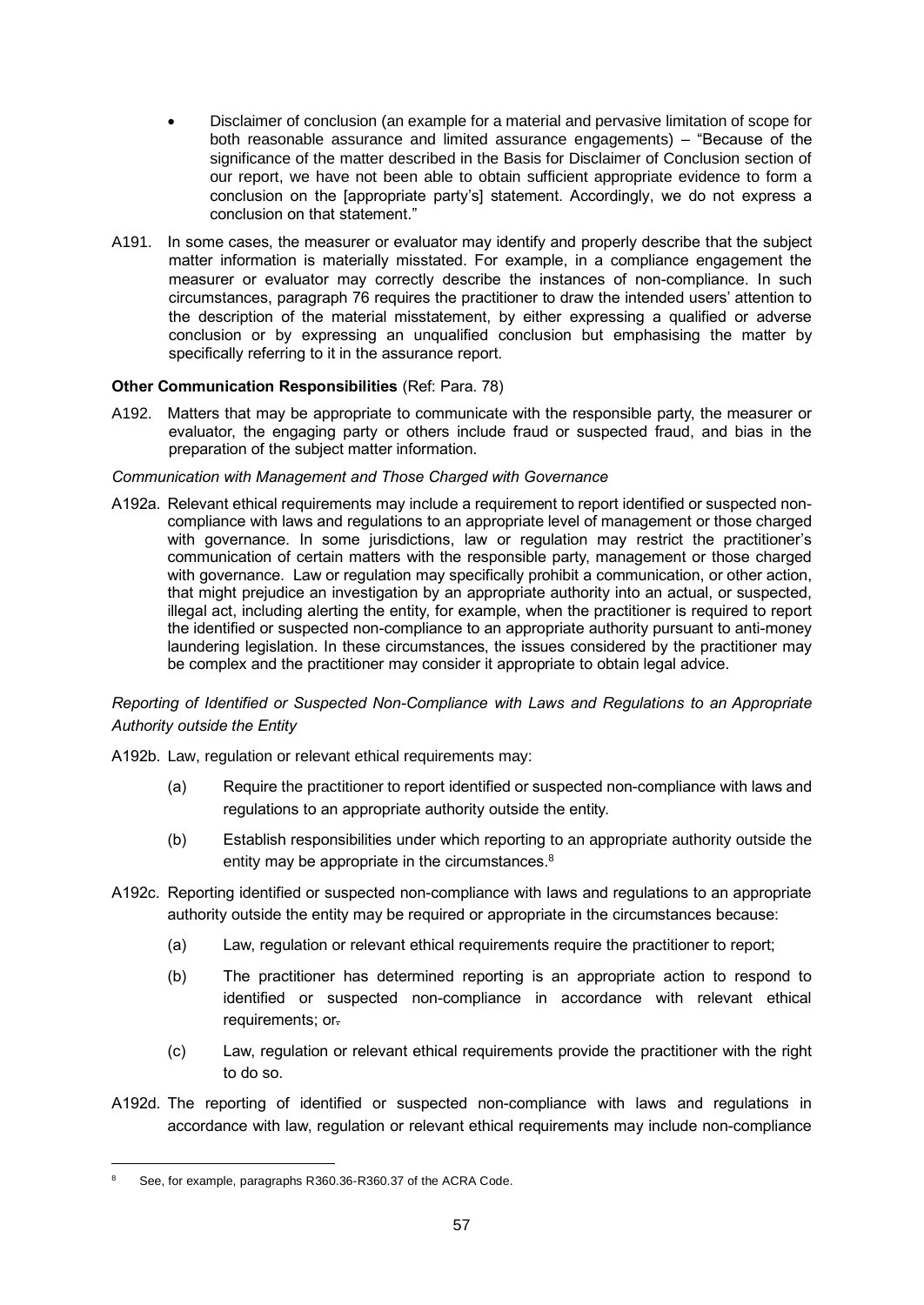- Disclaimer of conclusion (an example for a material and pervasive limitation of scope for both reasonable assurance and limited assurance engagements) – "Because of the significance of the matter described in the Basis for Disclaimer of Conclusion section of our report, we have not been able to obtain sufficient appropriate evidence to form a conclusion on the [appropriate party's] statement. Accordingly, we do not express a conclusion on that statement."

A191. In some cases, the measurer or evaluator may identify and properly describe that the subject matter information is materially misstated. For example, in a compliance engagement the measurer or evaluator may correctly describe the instances of non-compliance. In such circumstances, paragraph 76 requires the practitioner to draw the intended users' attention to the description of the material misstatement, by either expressing a qualified or adverse conclusion or by expressing an unqualified conclusion but emphasising the matter by specifically referring to it in the assurance report.

**Other Communication Responsibilities** (Ref: Para. 78)

A192. Matters that may be appropriate to communicate with the responsible party, the measurer or evaluator, the engaging party or others include fraud or suspected fraud, and bias in the preparation of the subject matter information.

*Communication with Management and Those Charged with Governance*

A192a. Relevant ethical requirements may include a requirement to report identified or suspected non-compliance with laws and regulations to an appropriate level of management or those charged with governance. In some jurisdictions, law or regulation may restrict the practitioner's communication of certain matters with the responsible party, management or those charged with governance. Law or regulation may specifically prohibit a communication, or other action, that might prejudice an investigation by an appropriate authority into an actual, or suspected, illegal act, including alerting the entity, for example, when the practitioner is required to report the identified or suspected non-compliance to an appropriate authority pursuant to anti-money laundering legislation. In these circumstances, the issues considered by the practitioner may be complex and the practitioner may consider it appropriate to obtain legal advice.

*Reporting of Identified or Suspected Non-Compliance with Laws and Regulations to an Appropriate Authority outside the Entity*

A192b. Law, regulation or relevant ethical requirements may:

(a) Require the practitioner to report identified or suspected non-compliance with laws and regulations to an appropriate authority outside the entity.

(b) Establish responsibilities under which reporting to an appropriate authority outside the entity may be appropriate in the circumstances.[8]

A192c. Reporting identified or suspected non-compliance with laws and regulations to an appropriate authority outside the entity may be required or appropriate in the circumstances because:

(a) Law, regulation or relevant ethical requirements require the practitioner to report;

(b) The practitioner has determined reporting is an appropriate action to respond to identified or suspected non-compliance in accordance with relevant ethical requirements; or.

(c) Law, regulation or relevant ethical requirements provide the practitioner with the right to do so.

A192d. The reporting of identified or suspected non-compliance with laws and regulations in accordance with law, regulation or relevant ethical requirements may include non-compliance

[8] See, for example, paragraphs R360.36-R360.37 of the ACRA Code.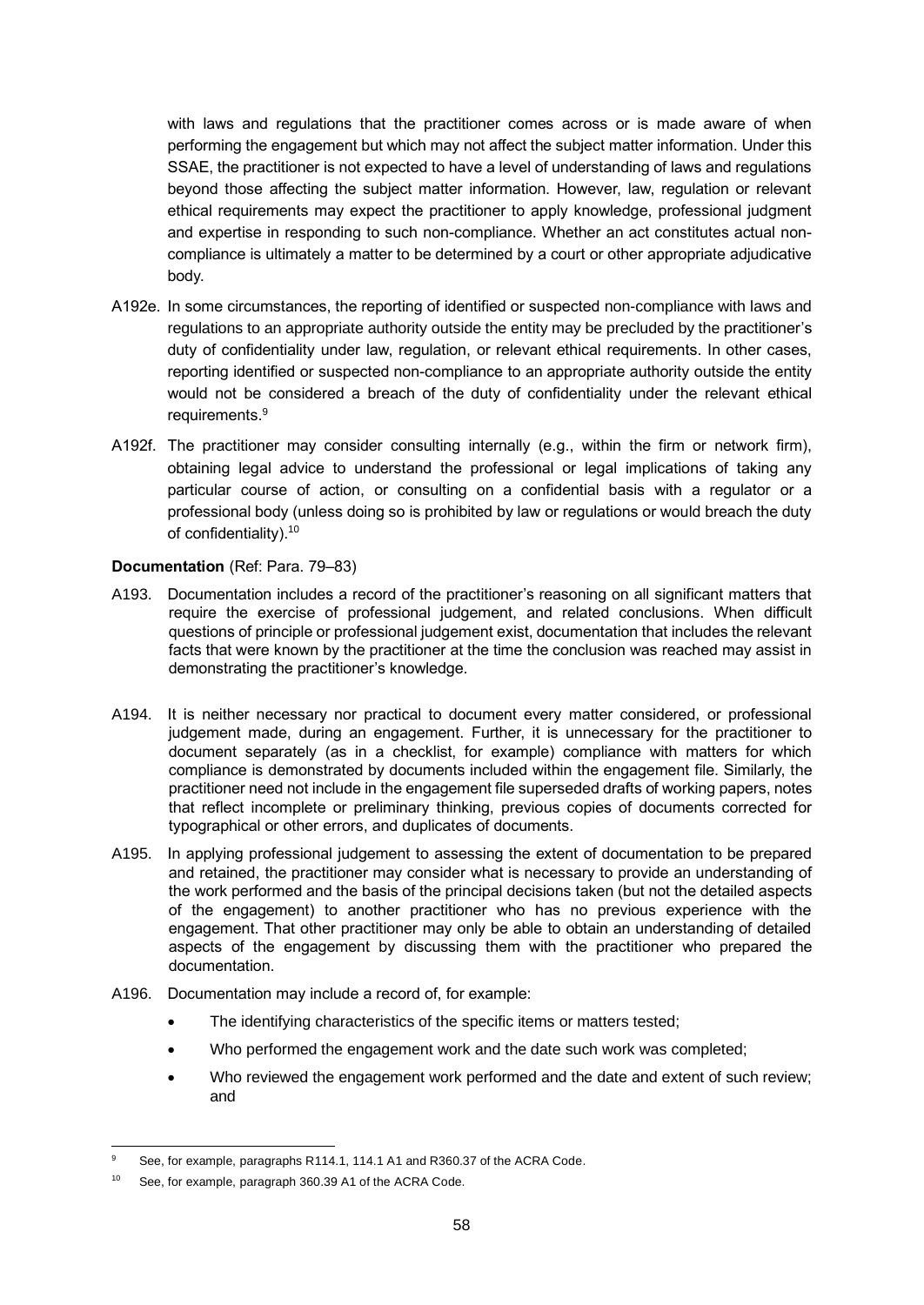with laws and regulations that the practitioner comes across or is made aware of when performing the engagement but which may not affect the subject matter information. Under this SSAE, the practitioner is not expected to have a level of understanding of laws and regulations beyond those affecting the subject matter information. However, law, regulation or relevant ethical requirements may expect the practitioner to apply knowledge, professional judgment and expertise in responding to such non-compliance. Whether an act constitutes actual non-compliance is ultimately a matter to be determined by a court or other appropriate adjudicative body.

A192e. In some circumstances, the reporting of identified or suspected non-compliance with laws and regulations to an appropriate authority outside the entity may be precluded by the practitioner's duty of confidentiality under law, regulation, or relevant ethical requirements. In other cases, reporting identified or suspected non-compliance to an appropriate authority outside the entity would not be considered a breach of the duty of confidentiality under the relevant ethical requirements.[9]

A192f. The practitioner may consider consulting internally (e.g., within the firm or network firm), obtaining legal advice to understand the professional or legal implications of taking any particular course of action, or consulting on a confidential basis with a regulator or a professional body (unless doing so is prohibited by law or regulations or would breach the duty of confidentiality).[10]

**Documentation** (Ref: Para. 79–83)

A193. Documentation includes a record of the practitioner's reasoning on all significant matters that require the exercise of professional judgement, and related conclusions. When difficult questions of principle or professional judgement exist, documentation that includes the relevant facts that were known by the practitioner at the time the conclusion was reached may assist in demonstrating the practitioner's knowledge.

A194. It is neither necessary nor practical to document every matter considered, or professional judgement made, during an engagement. Further, it is unnecessary for the practitioner to document separately (as in a checklist, for example) compliance with matters for which compliance is demonstrated by documents included within the engagement file. Similarly, the practitioner need not include in the engagement file superseded drafts of working papers, notes that reflect incomplete or preliminary thinking, previous copies of documents corrected for typographical or other errors, and duplicates of documents.

A195. In applying professional judgement to assessing the extent of documentation to be prepared and retained, the practitioner may consider what is necessary to provide an understanding of the work performed and the basis of the principal decisions taken (but not the detailed aspects of the engagement) to another practitioner who has no previous experience with the engagement. That other practitioner may only be able to obtain an understanding of detailed aspects of the engagement by discussing them with the practitioner who prepared the documentation.

A196. Documentation may include a record of, for example:

- The identifying characteristics of the specific items or matters tested;
- Who performed the engagement work and the date such work was completed;
- Who reviewed the engagement work performed and the date and extent of such review; and

---

[9] See, for example, paragraphs R114.1, 114.1 A1 and R360.37 of the ACRA Code.

[10] See, for example, paragraph 360.39 A1 of the ACRA Code.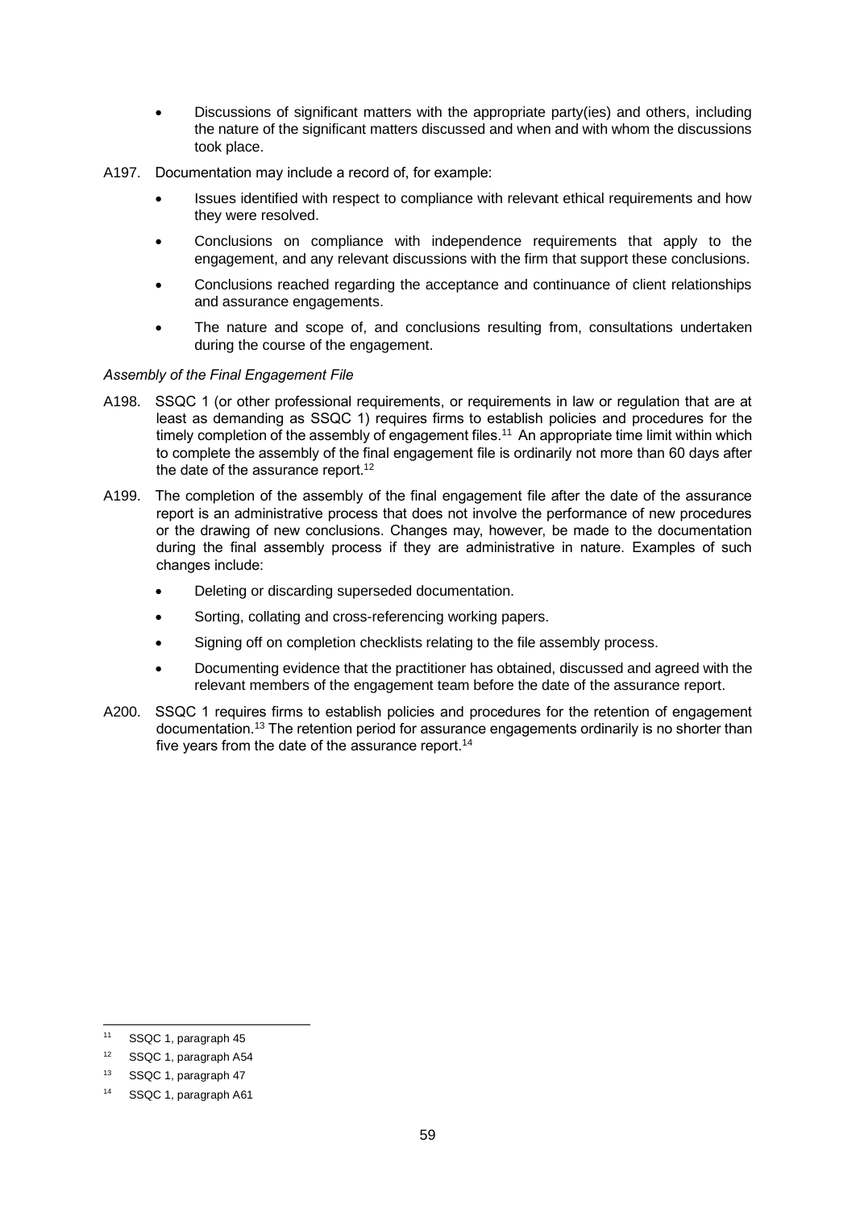- Discussions of significant matters with the appropriate party(ies) and others, including the nature of the significant matters discussed and when and with whom the discussions took place.

A197. Documentation may include a record of, for example:

- Issues identified with respect to compliance with relevant ethical requirements and how they were resolved.
- Conclusions on compliance with independence requirements that apply to the engagement, and any relevant discussions with the firm that support these conclusions.
- Conclusions reached regarding the acceptance and continuance of client relationships and assurance engagements.
- The nature and scope of, and conclusions resulting from, consultations undertaken during the course of the engagement.

*Assembly of the Final Engagement File*

A198. SSQC 1 (or other professional requirements, or requirements in law or regulation that are at least as demanding as SSQC 1) requires firms to establish policies and procedures for the timely completion of the assembly of engagement files.[11] An appropriate time limit within which to complete the assembly of the final engagement file is ordinarily not more than 60 days after the date of the assurance report.[12]

A199. The completion of the assembly of the final engagement file after the date of the assurance report is an administrative process that does not involve the performance of new procedures or the drawing of new conclusions. Changes may, however, be made to the documentation during the final assembly process if they are administrative in nature. Examples of such changes include:

- Deleting or discarding superseded documentation.
- Sorting, collating and cross-referencing working papers.
- Signing off on completion checklists relating to the file assembly process.
- Documenting evidence that the practitioner has obtained, discussed and agreed with the relevant members of the engagement team before the date of the assurance report.

A200. SSQC 1 requires firms to establish policies and procedures for the retention of engagement documentation.[13] The retention period for assurance engagements ordinarily is no shorter than five years from the date of the assurance report.[14]

---

[11] SSQC 1, paragraph 45

[12] SSQC 1, paragraph A54

[13] SSQC 1, paragraph 47

[14] SSQC 1, paragraph A61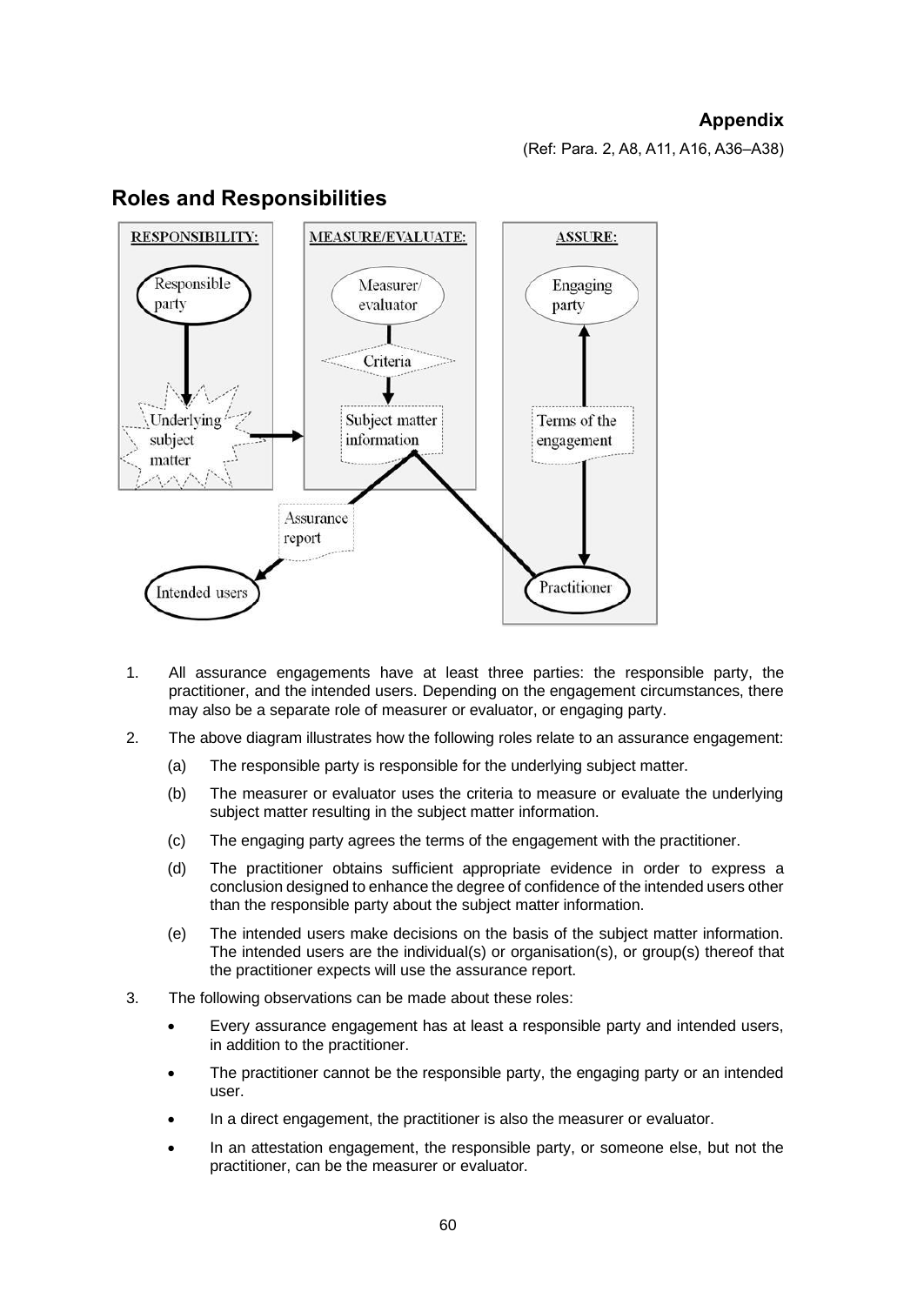## Appendix

(Ref: Para. 2, A8, A11, A16, A36–A38)

## Roles and Responsibilities

1. All assurance engagements have at least three parties: the responsible party, the practitioner, and the intended users. Depending on the engagement circumstances, there may also be a separate role of measurer or evaluator, or engaging party.

2. The above diagram illustrates how the following roles relate to an assurance engagement:

   (a) The responsible party is responsible for the underlying subject matter.

   (b) The measurer or evaluator uses the criteria to measure or evaluate the underlying subject matter resulting in the subject matter information.

   (c) The engaging party agrees the terms of the engagement with the practitioner.

   (d) The practitioner obtains sufficient appropriate evidence in order to express a conclusion designed to enhance the degree of confidence of the intended users other than the responsible party about the subject matter information.

   (e) The intended users make decisions on the basis of the subject matter information. The intended users are the individual(s) or organisation(s), or group(s) thereof that the practitioner expects will use the assurance report.

3. The following observations can be made about these roles:

   - Every assurance engagement has at least a responsible party and intended users, in addition to the practitioner.
   - The practitioner cannot be the responsible party, the engaging party or an intended user.
   - In a direct engagement, the practitioner is also the measurer or evaluator.
   - In an attestation engagement, the responsible party, or someone else, but not the practitioner, can be the measurer or evaluator.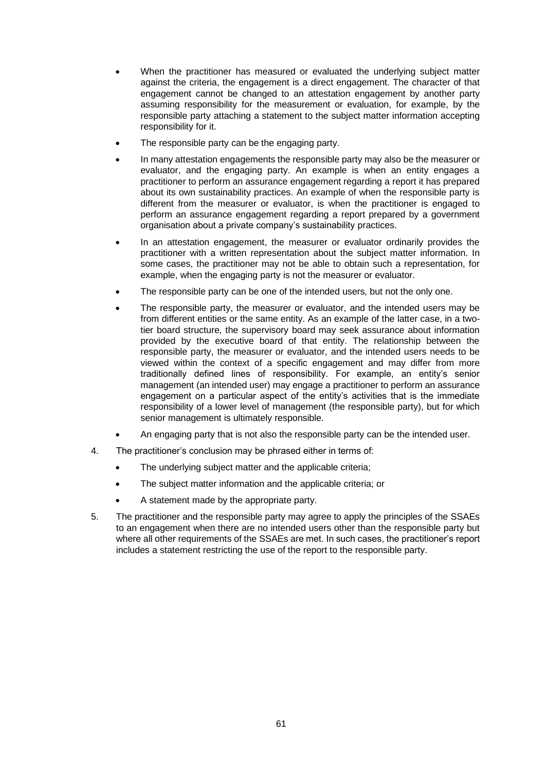- When the practitioner has measured or evaluated the underlying subject matter against the criteria, the engagement is a direct engagement. The character of that engagement cannot be changed to an attestation engagement by another party assuming responsibility for the measurement or evaluation, for example, by the responsible party attaching a statement to the subject matter information accepting responsibility for it.
- The responsible party can be the engaging party.
- In many attestation engagements the responsible party may also be the measurer or evaluator, and the engaging party. An example is when an entity engages a practitioner to perform an assurance engagement regarding a report it has prepared about its own sustainability practices. An example of when the responsible party is different from the measurer or evaluator, is when the practitioner is engaged to perform an assurance engagement regarding a report prepared by a government organisation about a private company's sustainability practices.
- In an attestation engagement, the measurer or evaluator ordinarily provides the practitioner with a written representation about the subject matter information. In some cases, the practitioner may not be able to obtain such a representation, for example, when the engaging party is not the measurer or evaluator.
- The responsible party can be one of the intended users, but not the only one.
- The responsible party, the measurer or evaluator, and the intended users may be from different entities or the same entity. As an example of the latter case, in a two-tier board structure, the supervisory board may seek assurance about information provided by the executive board of that entity. The relationship between the responsible party, the measurer or evaluator, and the intended users needs to be viewed within the context of a specific engagement and may differ from more traditionally defined lines of responsibility. For example, an entity's senior management (an intended user) may engage a practitioner to perform an assurance engagement on a particular aspect of the entity's activities that is the immediate responsibility of a lower level of management (the responsible party), but for which senior management is ultimately responsible.
- An engaging party that is not also the responsible party can be the intended user.

4. The practitioner's conclusion may be phrased either in terms of:
   - The underlying subject matter and the applicable criteria;
   - The subject matter information and the applicable criteria; or
   - A statement made by the appropriate party.

5. The practitioner and the responsible party may agree to apply the principles of the SSAEs to an engagement when there are no intended users other than the responsible party but where all other requirements of the SSAEs are met. In such cases, the practitioner's report includes a statement restricting the use of the report to the responsible party.